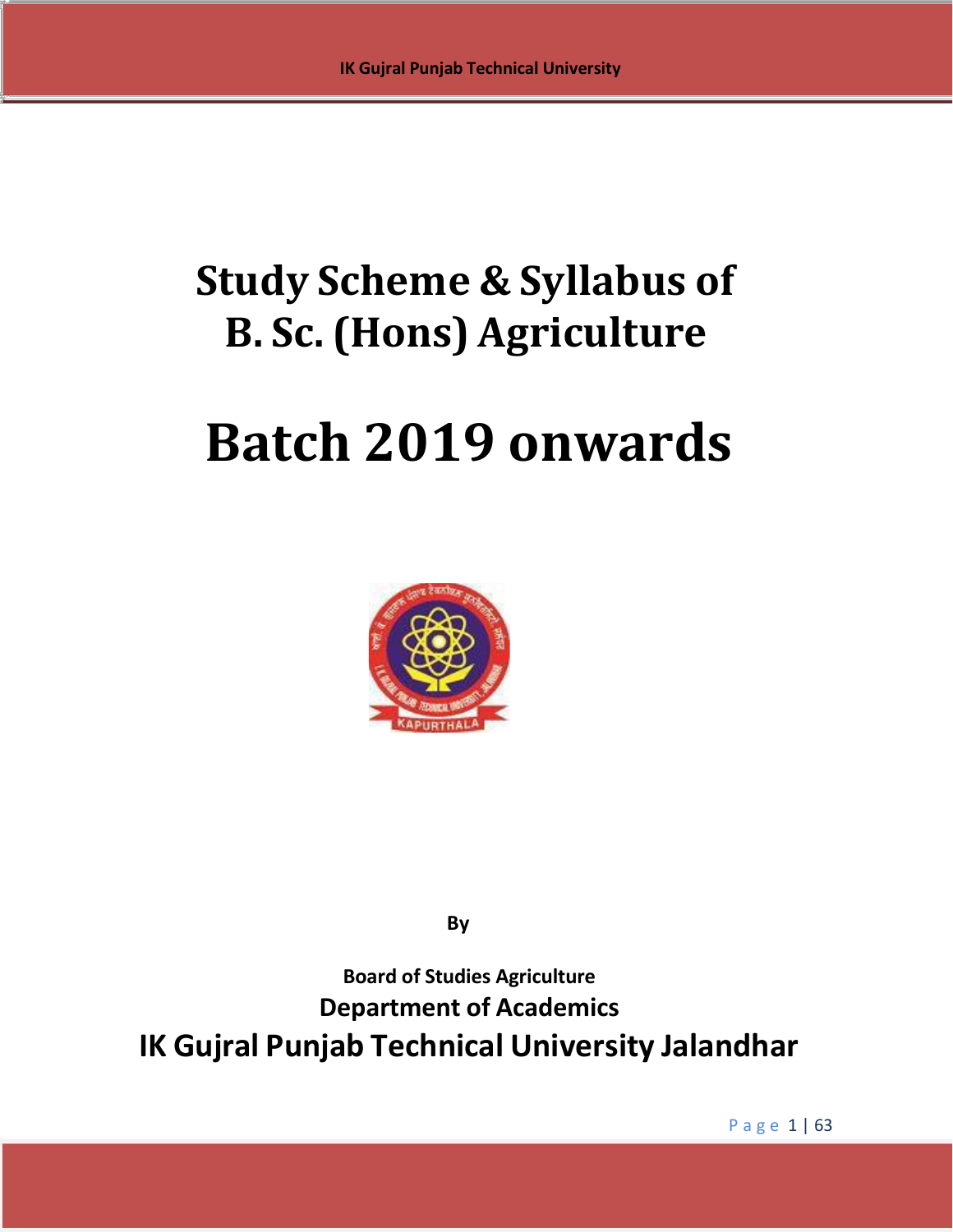# Study Scheme & Syllabus of B. Sc. (Hons) Agriculture

# Batch 2019 onwards

By

**Board of Studies Agriculture**

**Department of Academics**

**IK Gujral Punjab Technical University Jalandhar**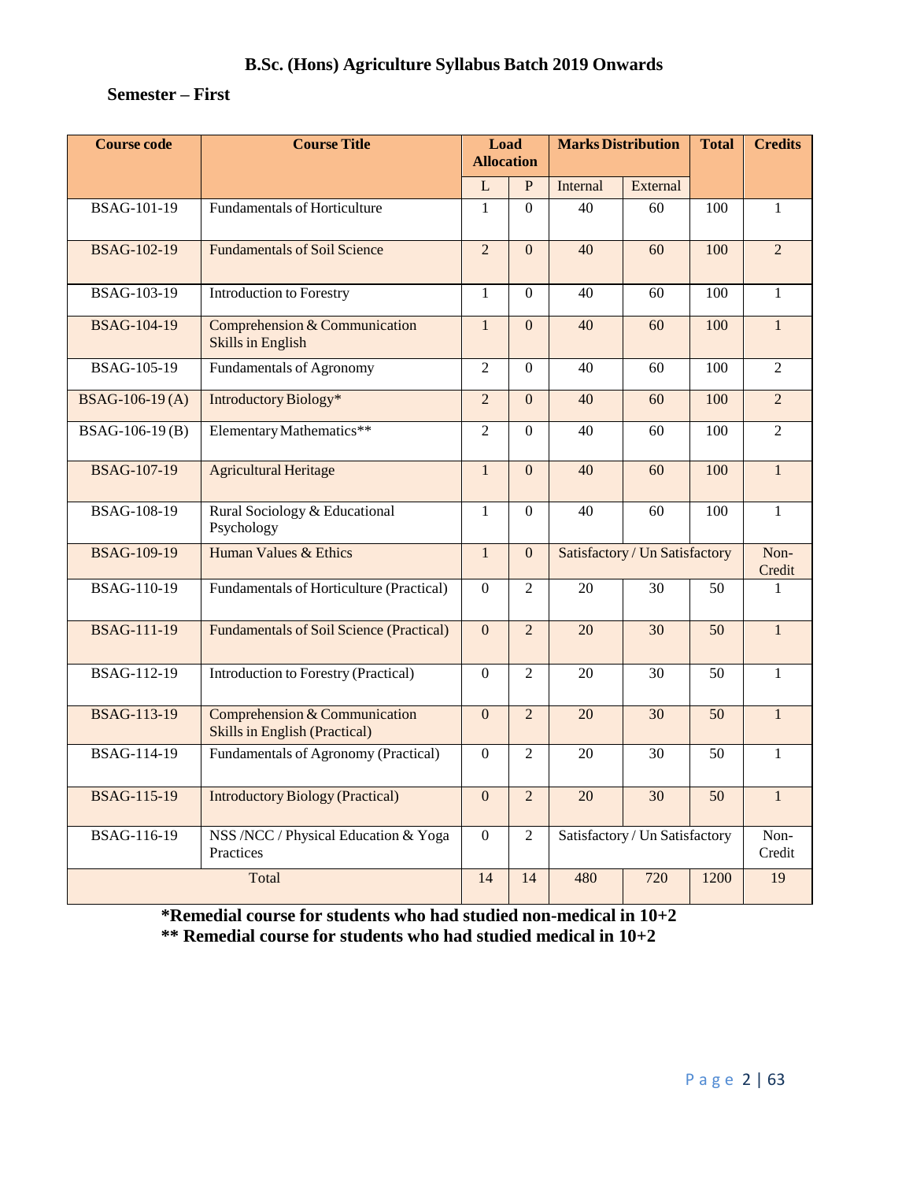# B.Sc. (Hons) Agriculture Syllabus Batch 2019 Onwards

## Semester – First

| Course code | Course Title | Load Allocation | | Marks Distribution | | Total | Credits |
|---|---|---|---|---|---|---|---|
| | | L | P | Internal | External | | |
| BSAG-101-19 | Fundamentals of Horticulture | 1 | 0 | 40 | 60 | 100 | 1 |
| BSAG-102-19 | Fundamentals of Soil Science | 2 | 0 | 40 | 60 | 100 | 2 |
| BSAG-103-19 | Introduction to Forestry | 1 | 0 | 40 | 60 | 100 | 1 |
| BSAG-104-19 | Comprehension & Communication Skills in English | 1 | 0 | 40 | 60 | 100 | 1 |
| BSAG-105-19 | Fundamentals of Agronomy | 2 | 0 | 40 | 60 | 100 | 2 |
| BSAG-106-19 (A) | Introductory Biology* | 2 | 0 | 40 | 60 | 100 | 2 |
| BSAG-106-19 (B) | Elementary Mathematics** | 2 | 0 | 40 | 60 | 100 | 2 |
| BSAG-107-19 | Agricultural Heritage | 1 | 0 | 40 | 60 | 100 | 1 |
| BSAG-108-19 | Rural Sociology & Educational Psychology | 1 | 0 | 40 | 60 | 100 | 1 |
| BSAG-109-19 | Human Values & Ethics | 1 | 0 | Satisfactory / Un Satisfactory | | | Non-Credit |
| BSAG-110-19 | Fundamentals of Horticulture (Practical) | 0 | 2 | 20 | 30 | 50 | 1 |
| BSAG-111-19 | Fundamentals of Soil Science (Practical) | 0 | 2 | 20 | 30 | 50 | 1 |
| BSAG-112-19 | Introduction to Forestry (Practical) | 0 | 2 | 20 | 30 | 50 | 1 |
| BSAG-113-19 | Comprehension & Communication Skills in English (Practical) | 0 | 2 | 20 | 30 | 50 | 1 |
| BSAG-114-19 | Fundamentals of Agronomy (Practical) | 0 | 2 | 20 | 30 | 50 | 1 |
| BSAG-115-19 | Introductory Biology (Practical) | 0 | 2 | 20 | 30 | 50 | 1 |
| BSAG-116-19 | NSS /NCC / Physical Education & Yoga Practices | 0 | 2 | Satisfactory / Un Satisfactory | | | Non-Credit |
| Total | | 14 | 14 | 480 | 720 | 1200 | 19 |

**\*Remedial course for students who had studied non-medical in 10+2**

**\*\* Remedial course for students who had studied medical in 10+2**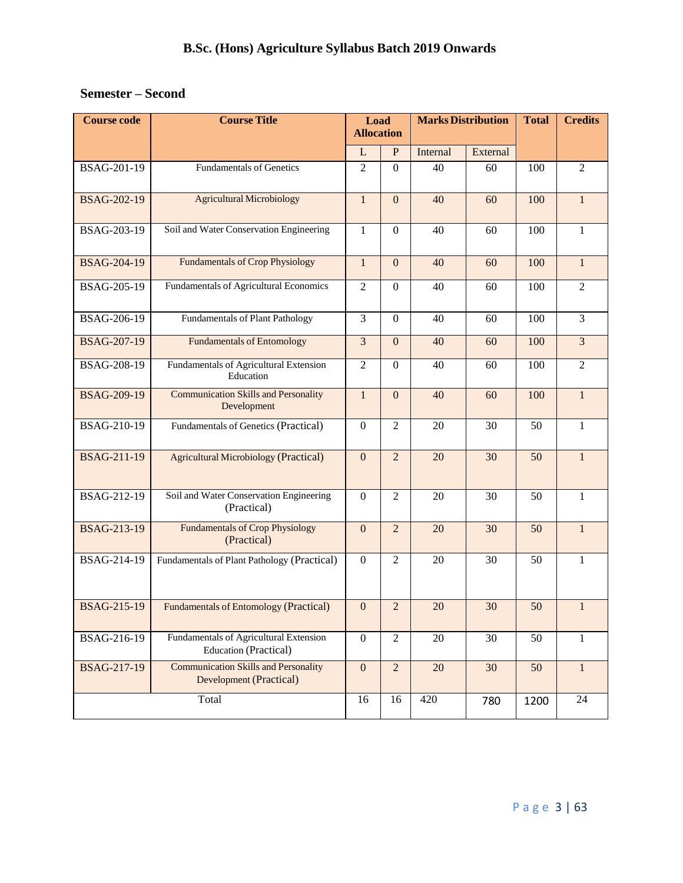# B.Sc. (Hons) Agriculture Syllabus Batch 2019 Onwards

## Semester – Second

| Course code | Course Title | Load Allocation | | Marks Distribution | | Total | Credits |
|---|---|---|---|---|---|---|---|
| | | L | P | Internal | External | | |
| BSAG-201-19 | Fundamentals of Genetics | 2 | 0 | 40 | 60 | 100 | 2 |
| BSAG-202-19 | Agricultural Microbiology | 1 | 0 | 40 | 60 | 100 | 1 |
| BSAG-203-19 | Soil and Water Conservation Engineering | 1 | 0 | 40 | 60 | 100 | 1 |
| BSAG-204-19 | Fundamentals of Crop Physiology | 1 | 0 | 40 | 60 | 100 | 1 |
| BSAG-205-19 | Fundamentals of Agricultural Economics | 2 | 0 | 40 | 60 | 100 | 2 |
| BSAG-206-19 | Fundamentals of Plant Pathology | 3 | 0 | 40 | 60 | 100 | 3 |
| BSAG-207-19 | Fundamentals of Entomology | 3 | 0 | 40 | 60 | 100 | 3 |
| BSAG-208-19 | Fundamentals of Agricultural Extension Education | 2 | 0 | 40 | 60 | 100 | 2 |
| BSAG-209-19 | Communication Skills and Personality Development | 1 | 0 | 40 | 60 | 100 | 1 |
| BSAG-210-19 | Fundamentals of Genetics (Practical) | 0 | 2 | 20 | 30 | 50 | 1 |
| BSAG-211-19 | Agricultural Microbiology (Practical) | 0 | 2 | 20 | 30 | 50 | 1 |
| BSAG-212-19 | Soil and Water Conservation Engineering (Practical) | 0 | 2 | 20 | 30 | 50 | 1 |
| BSAG-213-19 | Fundamentals of Crop Physiology (Practical) | 0 | 2 | 20 | 30 | 50 | 1 |
| BSAG-214-19 | Fundamentals of Plant Pathology (Practical) | 0 | 2 | 20 | 30 | 50 | 1 |
| BSAG-215-19 | Fundamentals of Entomology (Practical) | 0 | 2 | 20 | 30 | 50 | 1 |
| BSAG-216-19 | Fundamentals of Agricultural Extension Education (Practical) | 0 | 2 | 20 | 30 | 50 | 1 |
| BSAG-217-19 | Communication Skills and Personality Development (Practical) | 0 | 2 | 20 | 30 | 50 | 1 |
| Total | | 16 | 16 | 420 | 780 | 1200 | 24 |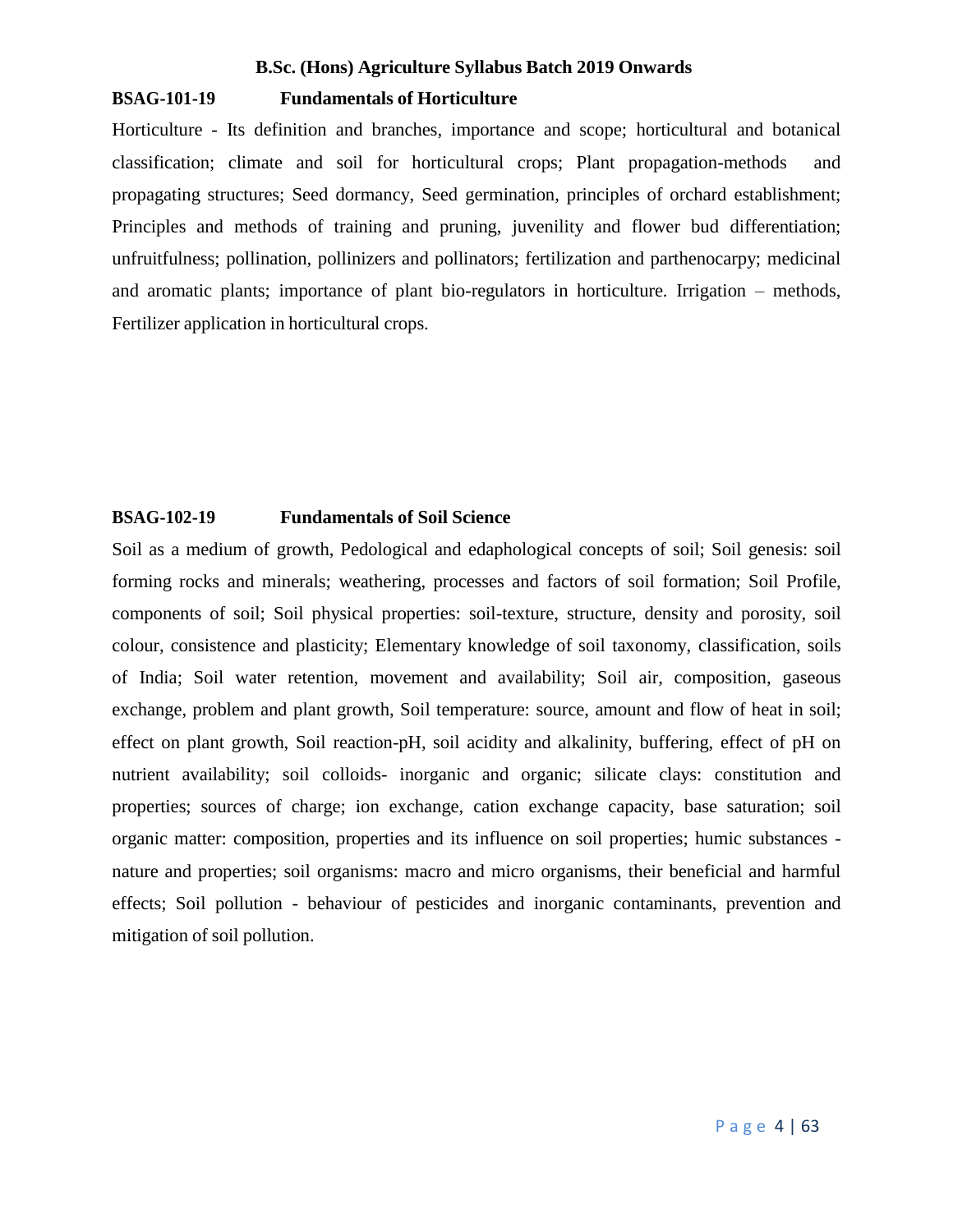# B.Sc. (Hons) Agriculture Syllabus Batch 2019 Onwards

## BSAG-101-19 Fundamentals of Horticulture

Horticulture - Its definition and branches, importance and scope; horticultural and botanical classification; climate and soil for horticultural crops; Plant propagation-methods and propagating structures; Seed dormancy, Seed germination, principles of orchard establishment; Principles and methods of training and pruning, juvenility and flower bud differentiation; unfruitfulness; pollination, pollinizers and pollinators; fertilization and parthenocarpy; medicinal and aromatic plants; importance of plant bio-regulators in horticulture. Irrigation – methods, Fertilizer application in horticultural crops.

## BSAG-102-19 Fundamentals of Soil Science

Soil as a medium of growth, Pedological and edaphological concepts of soil; Soil genesis: soil forming rocks and minerals; weathering, processes and factors of soil formation; Soil Profile, components of soil; Soil physical properties: soil-texture, structure, density and porosity, soil colour, consistence and plasticity; Elementary knowledge of soil taxonomy, classification, soils of India; Soil water retention, movement and availability; Soil air, composition, gaseous exchange, problem and plant growth, Soil temperature: source, amount and flow of heat in soil; effect on plant growth, Soil reaction-pH, soil acidity and alkalinity, buffering, effect of pH on nutrient availability; soil colloids- inorganic and organic; silicate clays: constitution and properties; sources of charge; ion exchange, cation exchange capacity, base saturation; soil organic matter: composition, properties and its influence on soil properties; humic substances - nature and properties; soil organisms: macro and micro organisms, their beneficial and harmful effects; Soil pollution - behaviour of pesticides and inorganic contaminants, prevention and mitigation of soil pollution.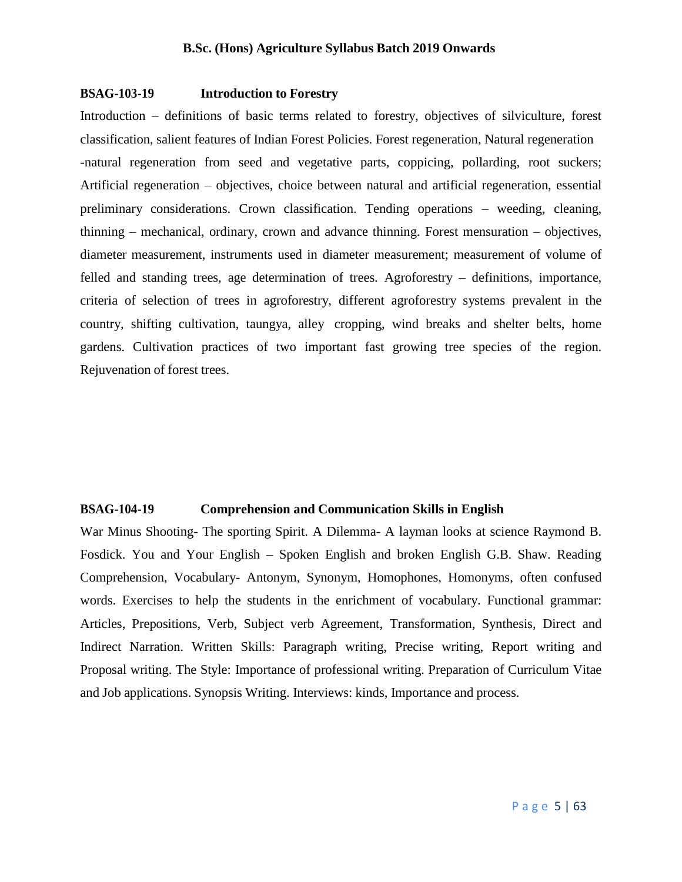**BSAG-103-19 Introduction to Forestry**

Introduction – definitions of basic terms related to forestry, objectives of silviculture, forest classification, salient features of Indian Forest Policies. Forest regeneration, Natural regeneration -natural regeneration from seed and vegetative parts, coppicing, pollarding, root suckers; Artificial regeneration – objectives, choice between natural and artificial regeneration, essential preliminary considerations. Crown classification. Tending operations – weeding, cleaning, thinning – mechanical, ordinary, crown and advance thinning. Forest mensuration – objectives, diameter measurement, instruments used in diameter measurement; measurement of volume of felled and standing trees, age determination of trees. Agroforestry – definitions, importance, criteria of selection of trees in agroforestry, different agroforestry systems prevalent in the country, shifting cultivation, taungya, alley cropping, wind breaks and shelter belts, home gardens. Cultivation practices of two important fast growing tree species of the region. Rejuvenation of forest trees.

**BSAG-104-19 Comprehension and Communication Skills in English**

War Minus Shooting- The sporting Spirit. A Dilemma- A layman looks at science Raymond B. Fosdick. You and Your English – Spoken English and broken English G.B. Shaw. Reading Comprehension, Vocabulary- Antonym, Synonym, Homophones, Homonyms, often confused words. Exercises to help the students in the enrichment of vocabulary. Functional grammar: Articles, Prepositions, Verb, Subject verb Agreement, Transformation, Synthesis, Direct and Indirect Narration. Written Skills: Paragraph writing, Precise writing, Report writing and Proposal writing. The Style: Importance of professional writing. Preparation of Curriculum Vitae and Job applications. Synopsis Writing. Interviews: kinds, Importance and process.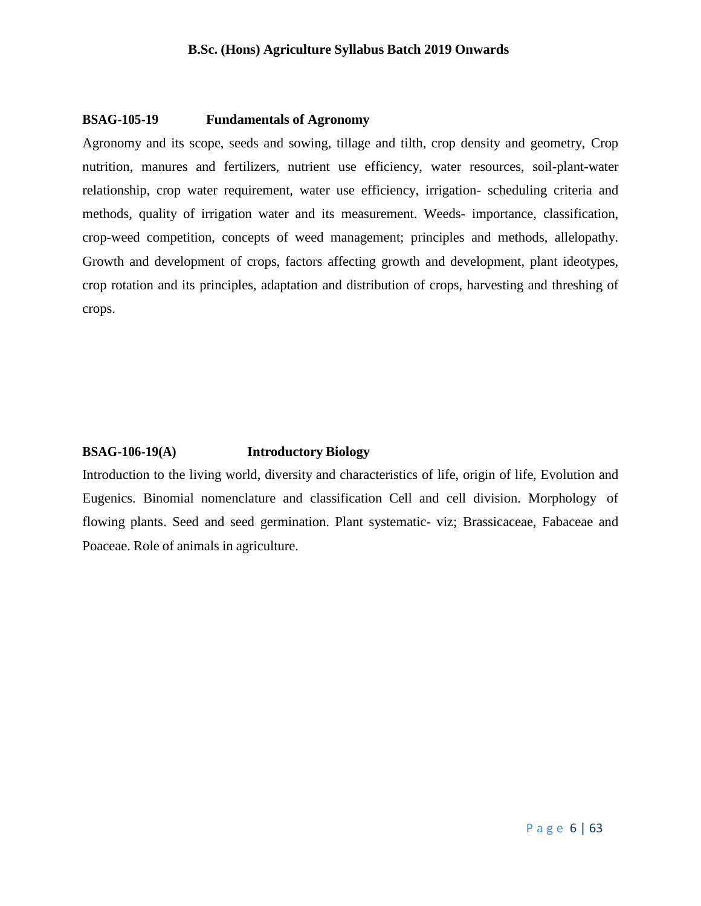**BSAG-105-19 Fundamentals of Agronomy**

Agronomy and its scope, seeds and sowing, tillage and tilth, crop density and geometry, Crop nutrition, manures and fertilizers, nutrient use efficiency, water resources, soil-plant-water relationship, crop water requirement, water use efficiency, irrigation- scheduling criteria and methods, quality of irrigation water and its measurement. Weeds- importance, classification, crop-weed competition, concepts of weed management; principles and methods, allelopathy. Growth and development of crops, factors affecting growth and development, plant ideotypes, crop rotation and its principles, adaptation and distribution of crops, harvesting and threshing of crops.

**BSAG-106-19(A) Introductory Biology**

Introduction to the living world, diversity and characteristics of life, origin of life, Evolution and Eugenics. Binomial nomenclature and classification Cell and cell division. Morphology of flowing plants. Seed and seed germination. Plant systematic- viz; Brassicaceae, Fabaceae and Poaceae. Role of animals in agriculture.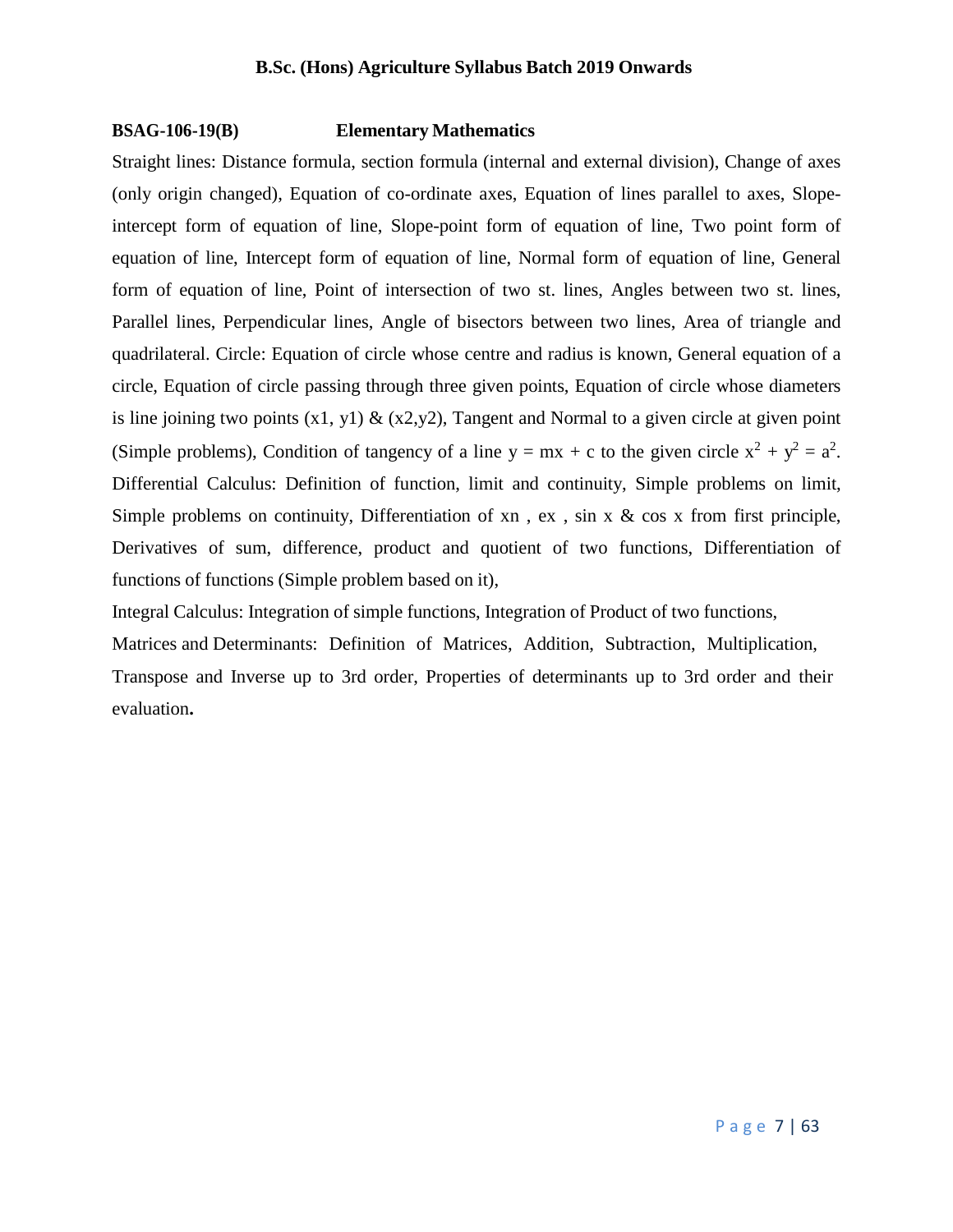**BSAG-106-19(B) Elementary Mathematics**

Straight lines: Distance formula, section formula (internal and external division), Change of axes (only origin changed), Equation of co-ordinate axes, Equation of lines parallel to axes, Slope-intercept form of equation of line, Slope-point form of equation of line, Two point form of equation of line, Intercept form of equation of line, Normal form of equation of line, General form of equation of line, Point of intersection of two st. lines, Angles between two st. lines, Parallel lines, Perpendicular lines, Angle of bisectors between two lines, Area of triangle and quadrilateral. Circle: Equation of circle whose centre and radius is known, General equation of a circle, Equation of circle passing through three given points, Equation of circle whose diameters is line joining two points (x1, y1) & (x2,y2), Tangent and Normal to a given circle at given point (Simple problems), Condition of tangency of a line $y = mx + c$ to the given circle $x^2 + y^2 = a^2$. Differential Calculus: Definition of function, limit and continuity, Simple problems on limit, Simple problems on continuity, Differentiation of xn , ex , sin x & cos x from first principle, Derivatives of sum, difference, product and quotient of two functions, Differentiation of functions of functions (Simple problem based on it),

Integral Calculus: Integration of simple functions, Integration of Product of two functions,

Matrices and Determinants: Definition of Matrices, Addition, Subtraction, Multiplication, Transpose and Inverse up to 3rd order, Properties of determinants up to 3rd order and their evaluation**.**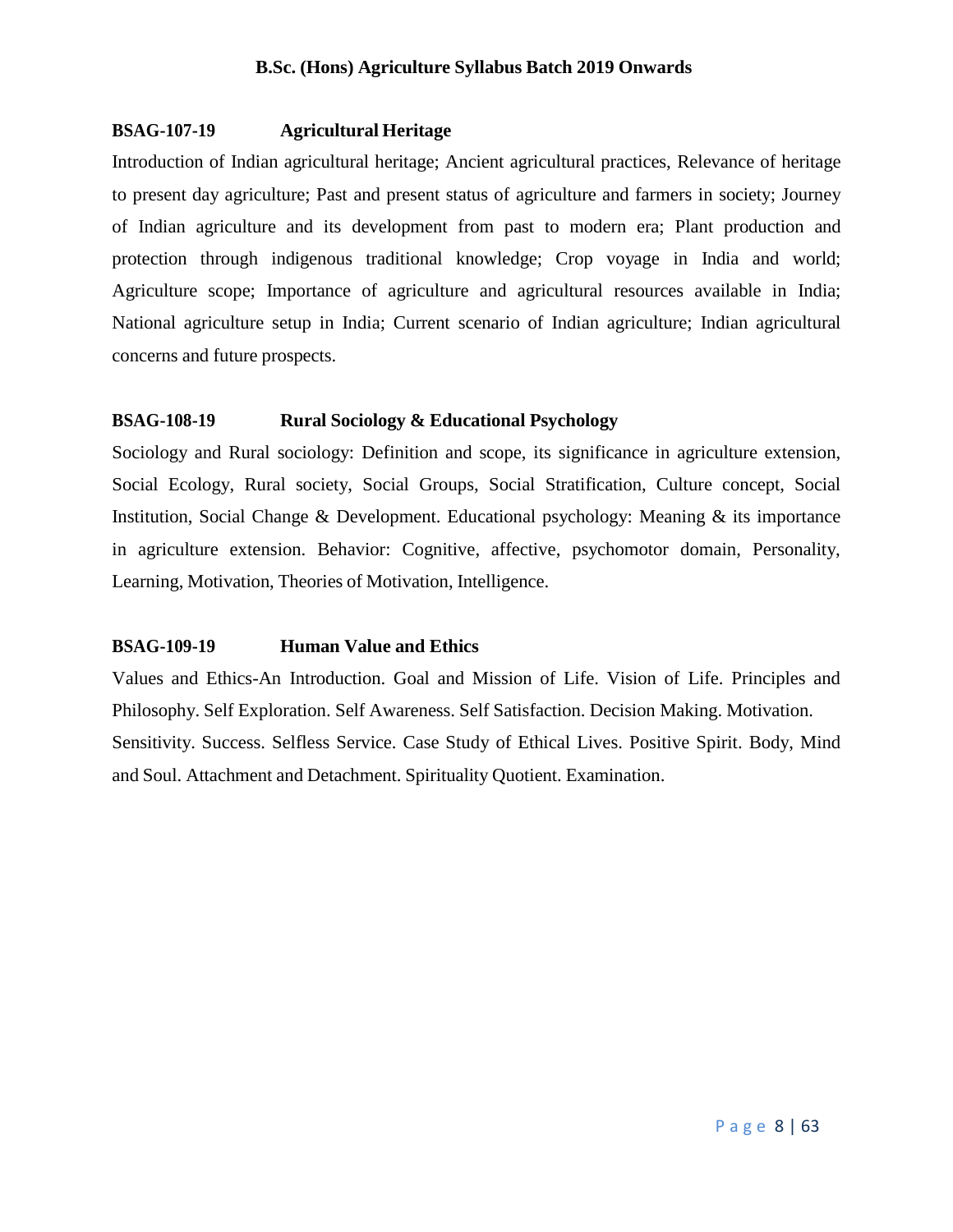### BSAG-107-19 Agricultural Heritage

Introduction of Indian agricultural heritage; Ancient agricultural practices, Relevance of heritage to present day agriculture; Past and present status of agriculture and farmers in society; Journey of Indian agriculture and its development from past to modern era; Plant production and protection through indigenous traditional knowledge; Crop voyage in India and world; Agriculture scope; Importance of agriculture and agricultural resources available in India; National agriculture setup in India; Current scenario of Indian agriculture; Indian agricultural concerns and future prospects.

### BSAG-108-19 Rural Sociology & Educational Psychology

Sociology and Rural sociology: Definition and scope, its significance in agriculture extension, Social Ecology, Rural society, Social Groups, Social Stratification, Culture concept, Social Institution, Social Change & Development. Educational psychology: Meaning & its importance in agriculture extension. Behavior: Cognitive, affective, psychomotor domain, Personality, Learning, Motivation, Theories of Motivation, Intelligence.

### BSAG-109-19 Human Value and Ethics

Values and Ethics-An Introduction. Goal and Mission of Life. Vision of Life. Principles and Philosophy. Self Exploration. Self Awareness. Self Satisfaction. Decision Making. Motivation. Sensitivity. Success. Selfless Service. Case Study of Ethical Lives. Positive Spirit. Body, Mind and Soul. Attachment and Detachment. Spirituality Quotient. Examination.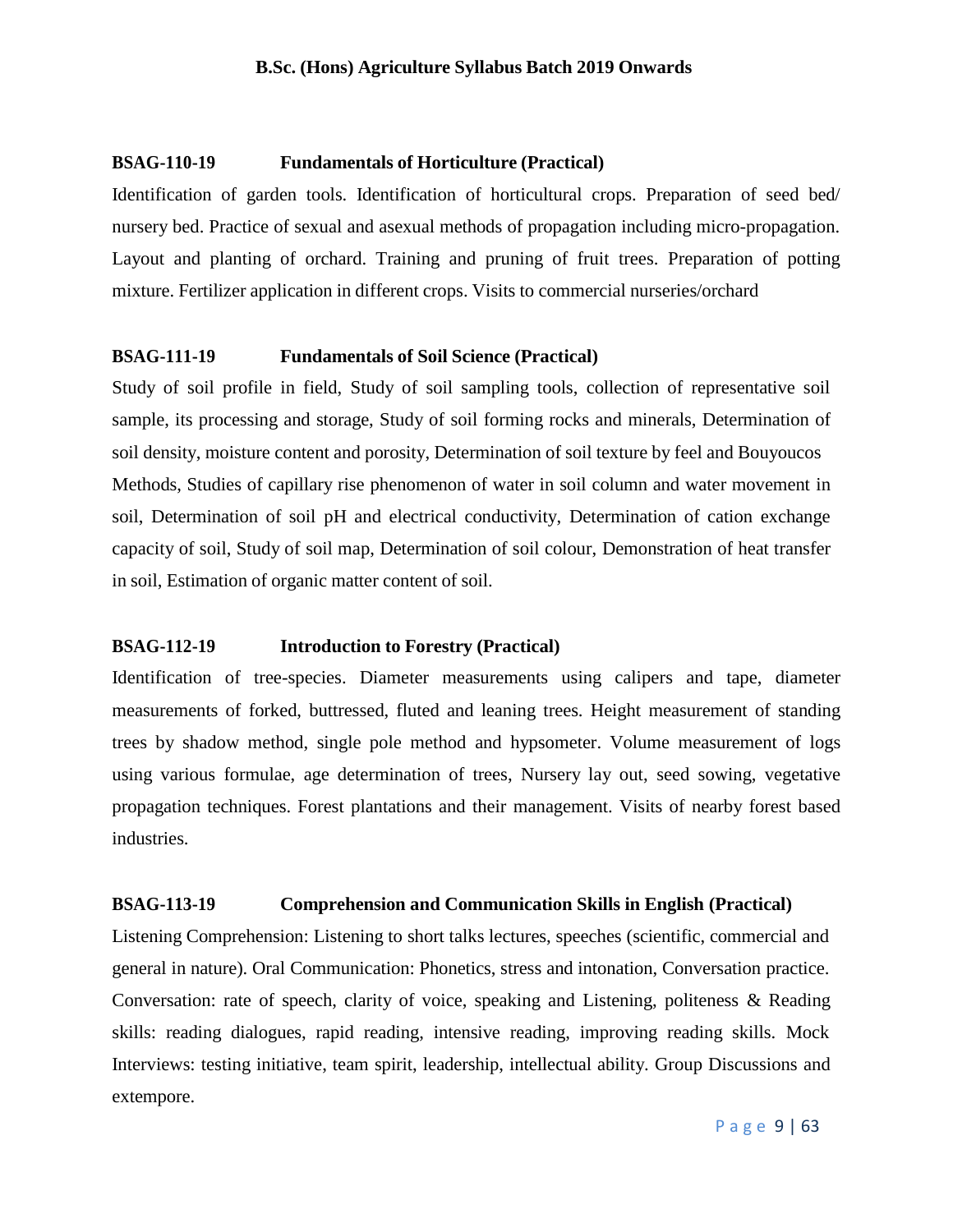### BSAG-110-19 Fundamentals of Horticulture (Practical)

Identification of garden tools. Identification of horticultural crops. Preparation of seed bed/ nursery bed. Practice of sexual and asexual methods of propagation including micro-propagation. Layout and planting of orchard. Training and pruning of fruit trees. Preparation of potting mixture. Fertilizer application in different crops. Visits to commercial nurseries/orchard

### BSAG-111-19 Fundamentals of Soil Science (Practical)

Study of soil profile in field, Study of soil sampling tools, collection of representative soil sample, its processing and storage, Study of soil forming rocks and minerals, Determination of soil density, moisture content and porosity, Determination of soil texture by feel and Bouyoucos Methods, Studies of capillary rise phenomenon of water in soil column and water movement in soil, Determination of soil pH and electrical conductivity, Determination of cation exchange capacity of soil, Study of soil map, Determination of soil colour, Demonstration of heat transfer in soil, Estimation of organic matter content of soil.

### BSAG-112-19 Introduction to Forestry (Practical)

Identification of tree-species. Diameter measurements using calipers and tape, diameter measurements of forked, buttressed, fluted and leaning trees. Height measurement of standing trees by shadow method, single pole method and hypsometer. Volume measurement of logs using various formulae, age determination of trees, Nursery lay out, seed sowing, vegetative propagation techniques. Forest plantations and their management. Visits of nearby forest based industries.

### BSAG-113-19 Comprehension and Communication Skills in English (Practical)

Listening Comprehension: Listening to short talks lectures, speeches (scientific, commercial and general in nature). Oral Communication: Phonetics, stress and intonation, Conversation practice. Conversation: rate of speech, clarity of voice, speaking and Listening, politeness & Reading skills: reading dialogues, rapid reading, intensive reading, improving reading skills. Mock Interviews: testing initiative, team spirit, leadership, intellectual ability. Group Discussions and extempore.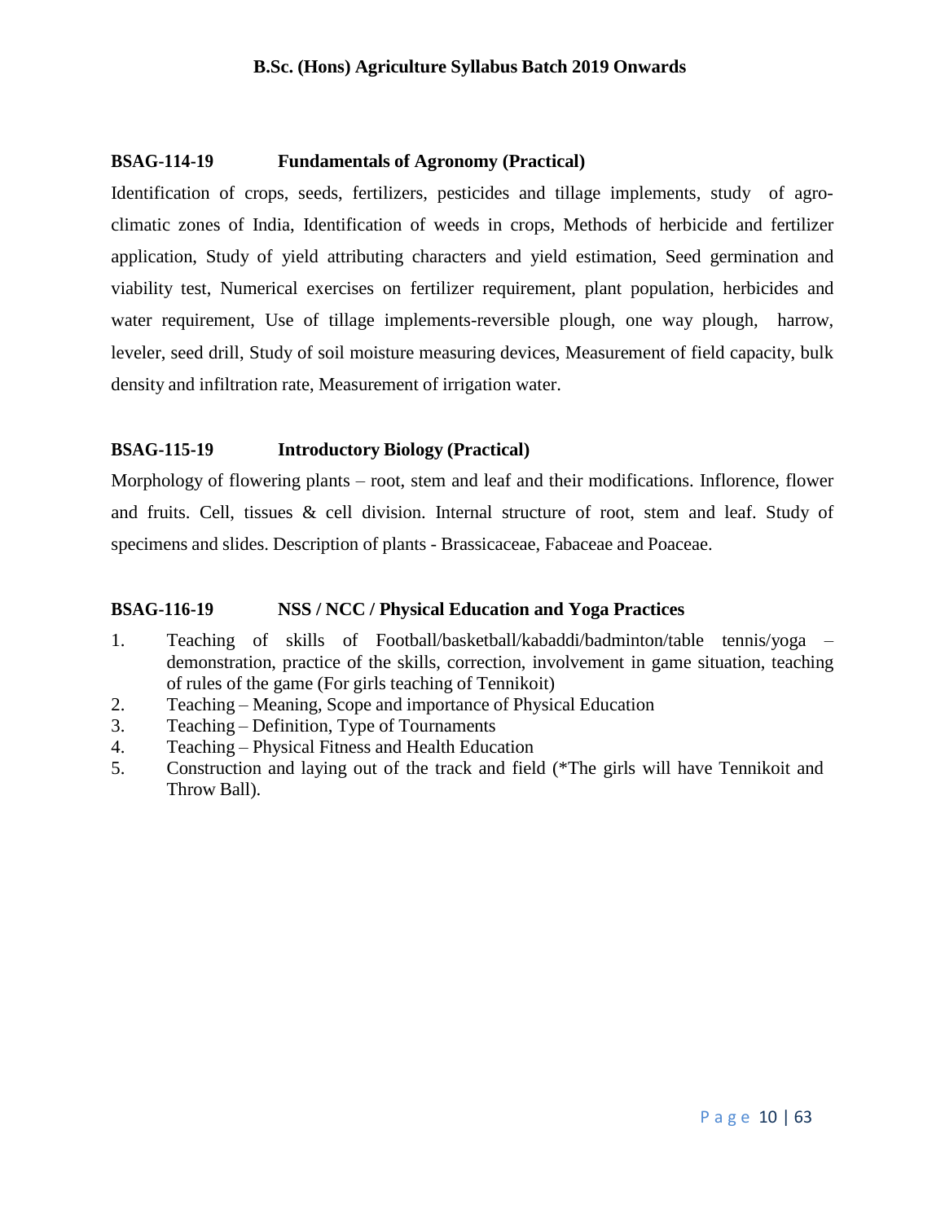### BSAG-114-19 Fundamentals of Agronomy (Practical)

Identification of crops, seeds, fertilizers, pesticides and tillage implements, study of agro-climatic zones of India, Identification of weeds in crops, Methods of herbicide and fertilizer application, Study of yield attributing characters and yield estimation, Seed germination and viability test, Numerical exercises on fertilizer requirement, plant population, herbicides and water requirement, Use of tillage implements-reversible plough, one way plough, harrow, leveler, seed drill, Study of soil moisture measuring devices, Measurement of field capacity, bulk density and infiltration rate, Measurement of irrigation water.

### BSAG-115-19 Introductory Biology (Practical)

Morphology of flowering plants – root, stem and leaf and their modifications. Inflorence, flower and fruits. Cell, tissues & cell division. Internal structure of root, stem and leaf. Study of specimens and slides. Description of plants - Brassicaceae, Fabaceae and Poaceae.

### BSAG-116-19 NSS / NCC / Physical Education and Yoga Practices

1. Teaching of skills of Football/basketball/kabaddi/badminton/table tennis/yoga – demonstration, practice of the skills, correction, involvement in game situation, teaching of rules of the game (For girls teaching of Tennikoit)
2. Teaching – Meaning, Scope and importance of Physical Education
3. Teaching – Definition, Type of Tournaments
4. Teaching – Physical Fitness and Health Education
5. Construction and laying out of the track and field (*The girls will have Tennikoit and Throw Ball).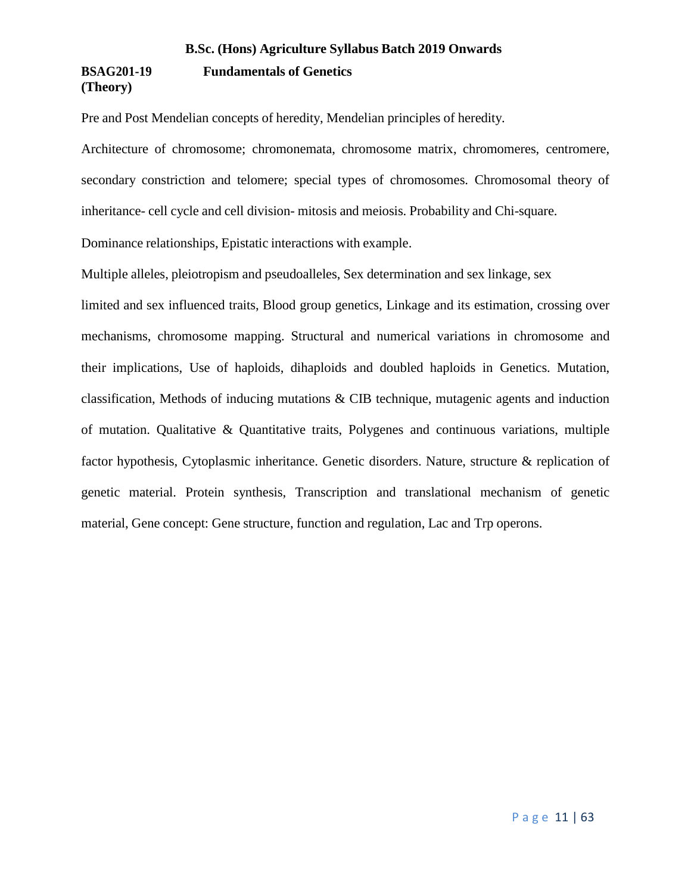**BSAG201-19 (Theory)** **Fundamentals of Genetics**

Pre and Post Mendelian concepts of heredity, Mendelian principles of heredity.

Architecture of chromosome; chromonemata, chromosome matrix, chromomeres, centromere, secondary constriction and telomere; special types of chromosomes. Chromosomal theory of inheritance- cell cycle and cell division- mitosis and meiosis. Probability and Chi-square.

Dominance relationships, Epistatic interactions with example.

Multiple alleles, pleiotropism and pseudoalleles, Sex determination and sex linkage, sex limited and sex influenced traits, Blood group genetics, Linkage and its estimation, crossing over mechanisms, chromosome mapping. Structural and numerical variations in chromosome and their implications, Use of haploids, dihaploids and doubled haploids in Genetics. Mutation, classification, Methods of inducing mutations & CIB technique, mutagenic agents and induction of mutation. Qualitative & Quantitative traits, Polygenes and continuous variations, multiple factor hypothesis, Cytoplasmic inheritance. Genetic disorders. Nature, structure & replication of genetic material. Protein synthesis, Transcription and translational mechanism of genetic material, Gene concept: Gene structure, function and regulation, Lac and Trp operons.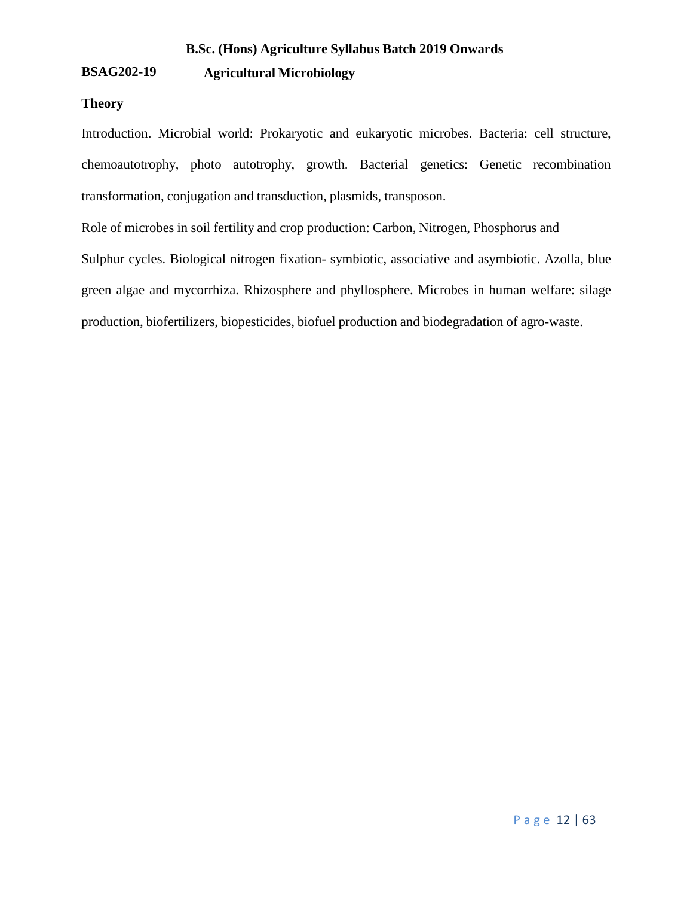**B.Sc. (Hons) Agriculture Syllabus Batch 2019 Onwards**

## BSAG202-19 Agricultural Microbiology

### Theory

Introduction. Microbial world: Prokaryotic and eukaryotic microbes. Bacteria: cell structure, chemoautotrophy, photo autotrophy, growth. Bacterial genetics: Genetic recombination transformation, conjugation and transduction, plasmids, transposon.

Role of microbes in soil fertility and crop production: Carbon, Nitrogen, Phosphorus and Sulphur cycles. Biological nitrogen fixation- symbiotic, associative and asymbiotic. Azolla, blue green algae and mycorrhiza. Rhizosphere and phyllosphere. Microbes in human welfare: silage production, biofertilizers, biopesticides, biofuel production and biodegradation of agro-waste.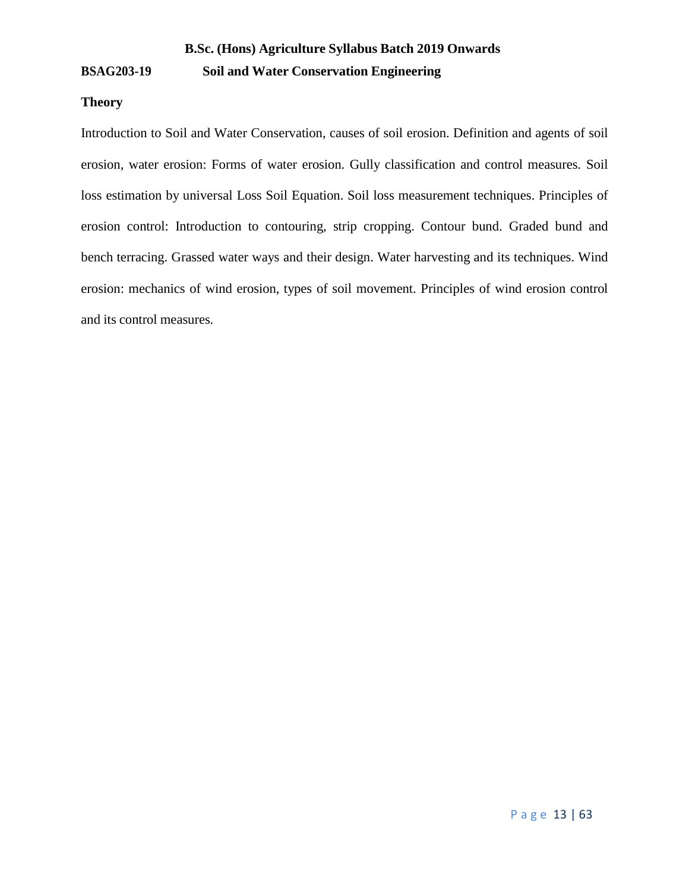**B.Sc. (Hons) Agriculture Syllabus Batch 2019 Onwards**

**BSAG203-19 Soil and Water Conservation Engineering**

**Theory**

Introduction to Soil and Water Conservation, causes of soil erosion. Definition and agents of soil erosion, water erosion: Forms of water erosion. Gully classification and control measures. Soil loss estimation by universal Loss Soil Equation. Soil loss measurement techniques. Principles of erosion control: Introduction to contouring, strip cropping. Contour bund. Graded bund and bench terracing. Grassed water ways and their design. Water harvesting and its techniques. Wind erosion: mechanics of wind erosion, types of soil movement. Principles of wind erosion control and its control measures.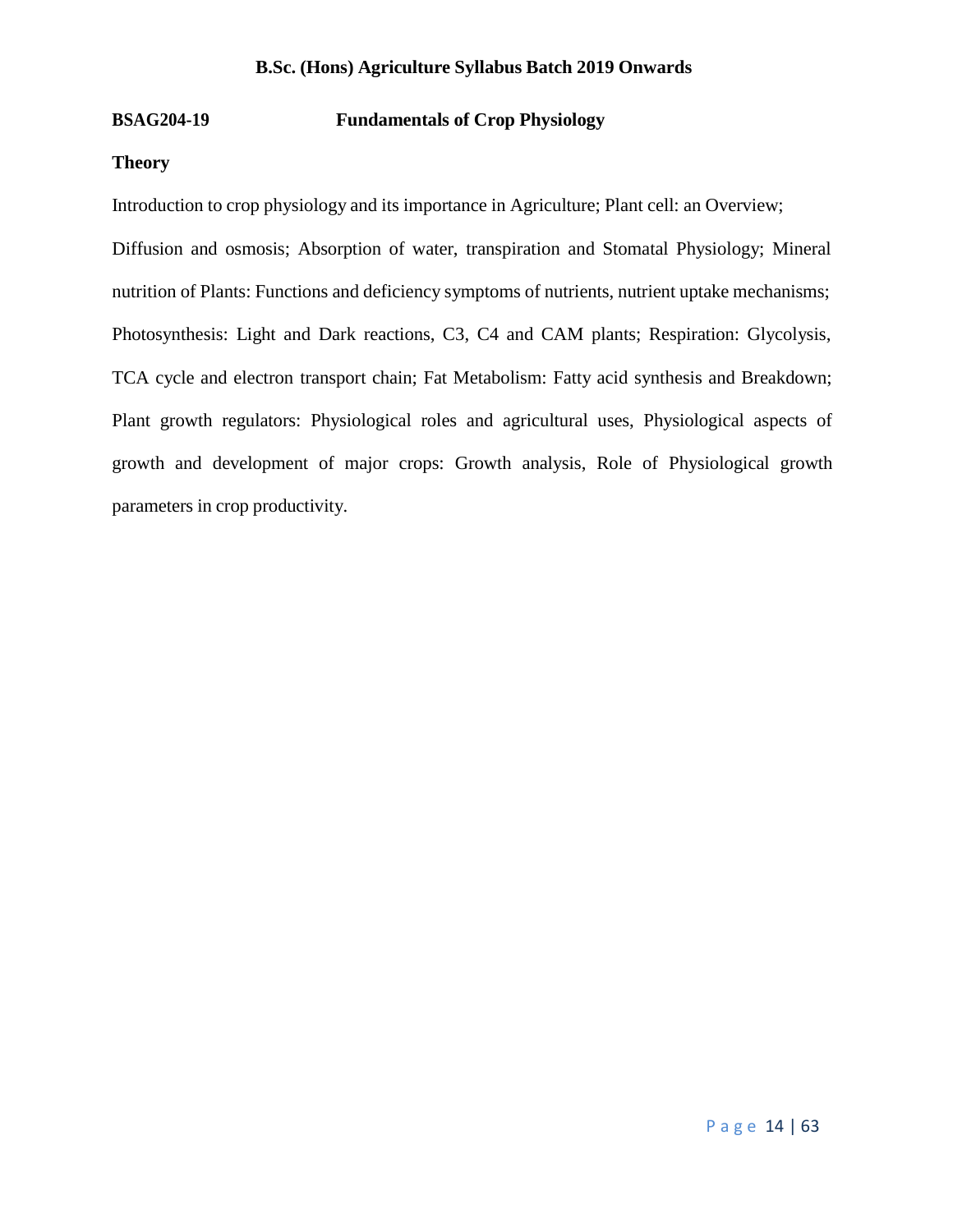**BSAG204-19 Fundamentals of Crop Physiology**

**Theory**

Introduction to crop physiology and its importance in Agriculture; Plant cell: an Overview; Diffusion and osmosis; Absorption of water, transpiration and Stomatal Physiology; Mineral nutrition of Plants: Functions and deficiency symptoms of nutrients, nutrient uptake mechanisms; Photosynthesis: Light and Dark reactions, C3, C4 and CAM plants; Respiration: Glycolysis, TCA cycle and electron transport chain; Fat Metabolism: Fatty acid synthesis and Breakdown; Plant growth regulators: Physiological roles and agricultural uses, Physiological aspects of growth and development of major crops: Growth analysis, Role of Physiological growth parameters in crop productivity.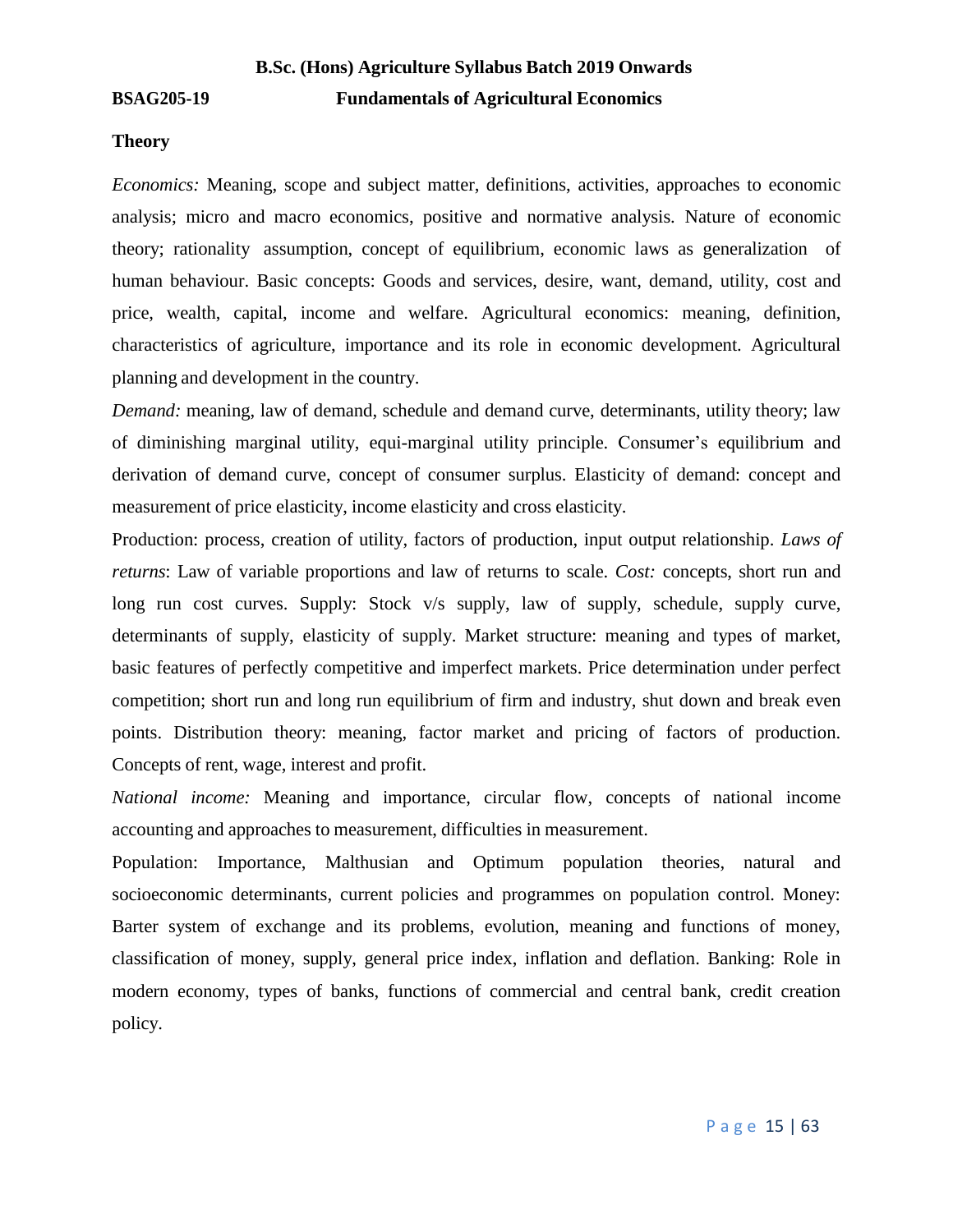# B.Sc. (Hons) Agriculture Syllabus Batch 2019 Onwards

## BSAG205-19 Fundamentals of Agricultural Economics

### Theory

*Economics:* Meaning, scope and subject matter, definitions, activities, approaches to economic analysis; micro and macro economics, positive and normative analysis. Nature of economic theory; rationality assumption, concept of equilibrium, economic laws as generalization of human behaviour. Basic concepts: Goods and services, desire, want, demand, utility, cost and price, wealth, capital, income and welfare. Agricultural economics: meaning, definition, characteristics of agriculture, importance and its role in economic development. Agricultural planning and development in the country.

*Demand:* meaning, law of demand, schedule and demand curve, determinants, utility theory; law of diminishing marginal utility, equi-marginal utility principle. Consumer's equilibrium and derivation of demand curve, concept of consumer surplus. Elasticity of demand: concept and measurement of price elasticity, income elasticity and cross elasticity.

Production: process, creation of utility, factors of production, input output relationship. *Laws of returns*: Law of variable proportions and law of returns to scale. *Cost:* concepts, short run and long run cost curves. Supply: Stock v/s supply, law of supply, schedule, supply curve, determinants of supply, elasticity of supply. Market structure: meaning and types of market, basic features of perfectly competitive and imperfect markets. Price determination under perfect competition; short run and long run equilibrium of firm and industry, shut down and break even points. Distribution theory: meaning, factor market and pricing of factors of production. Concepts of rent, wage, interest and profit.

*National income:* Meaning and importance, circular flow, concepts of national income accounting and approaches to measurement, difficulties in measurement.

Population: Importance, Malthusian and Optimum population theories, natural and socioeconomic determinants, current policies and programmes on population control. Money: Barter system of exchange and its problems, evolution, meaning and functions of money, classification of money, supply, general price index, inflation and deflation. Banking: Role in modern economy, types of banks, functions of commercial and central bank, credit creation policy.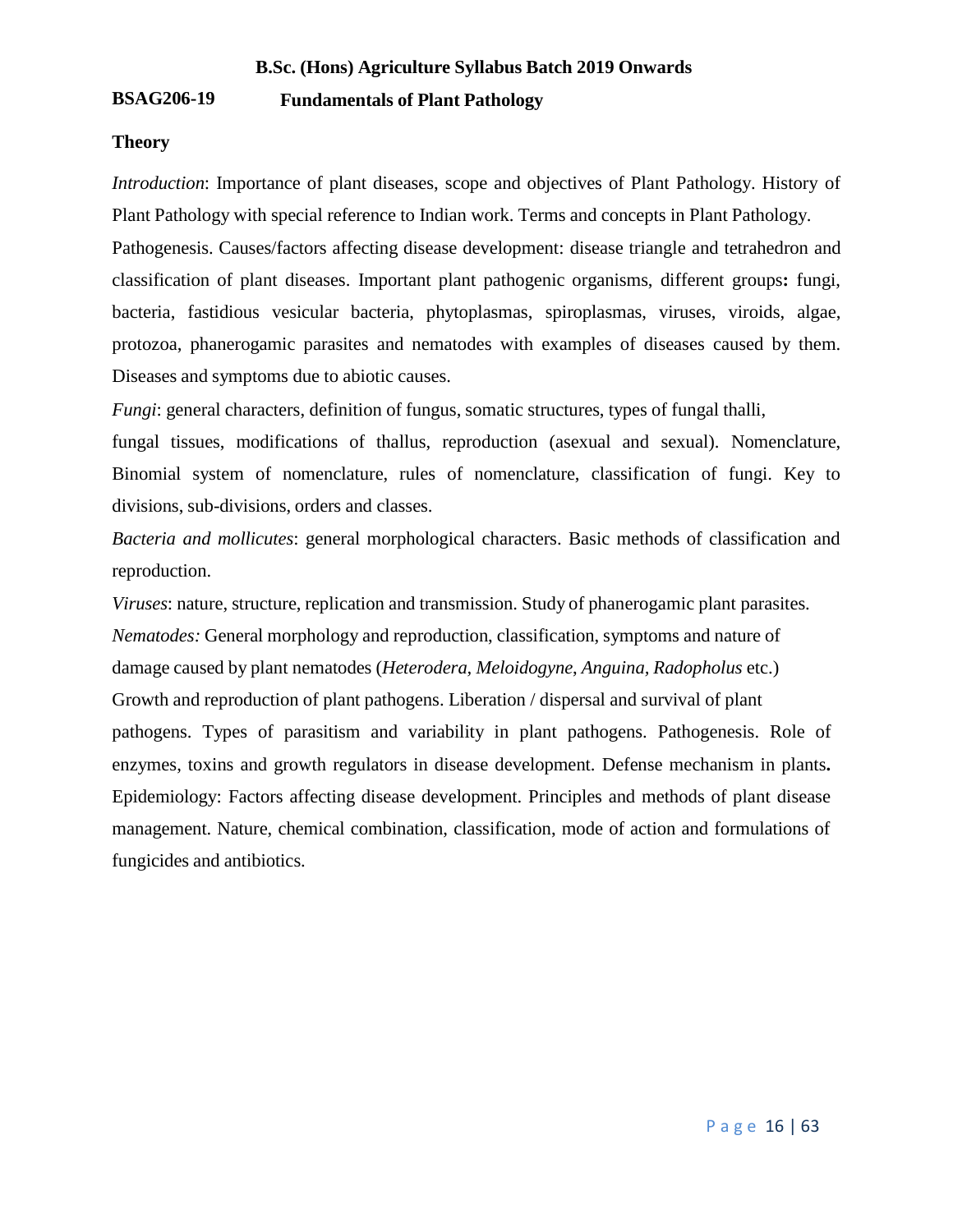**B.Sc. (Hons) Agriculture Syllabus Batch 2019 Onwards**

## BSAG206-19 Fundamentals of Plant Pathology

### Theory

*Introduction*: Importance of plant diseases, scope and objectives of Plant Pathology. History of Plant Pathology with special reference to Indian work. Terms and concepts in Plant Pathology. Pathogenesis. Causes/factors affecting disease development: disease triangle and tetrahedron and classification of plant diseases. Important plant pathogenic organisms, different groups**:** fungi, bacteria, fastidious vesicular bacteria, phytoplasmas, spiroplasmas, viruses, viroids, algae, protozoa, phanerogamic parasites and nematodes with examples of diseases caused by them. Diseases and symptoms due to abiotic causes.

*Fungi*: general characters, definition of fungus, somatic structures, types of fungal thalli, fungal tissues, modifications of thallus, reproduction (asexual and sexual). Nomenclature, Binomial system of nomenclature, rules of nomenclature, classification of fungi. Key to divisions, sub-divisions, orders and classes.

*Bacteria and mollicutes*: general morphological characters. Basic methods of classification and reproduction.

*Viruses*: nature, structure, replication and transmission. Study of phanerogamic plant parasites.

*Nematodes:* General morphology and reproduction, classification, symptoms and nature of damage caused by plant nematodes (*Heterodera, Meloidogyne, Anguina, Radopholus* etc.)

Growth and reproduction of plant pathogens. Liberation / dispersal and survival of plant pathogens. Types of parasitism and variability in plant pathogens. Pathogenesis. Role of enzymes, toxins and growth regulators in disease development. Defense mechanism in plants**.** Epidemiology: Factors affecting disease development. Principles and methods of plant disease management. Nature, chemical combination, classification, mode of action and formulations of fungicides and antibiotics.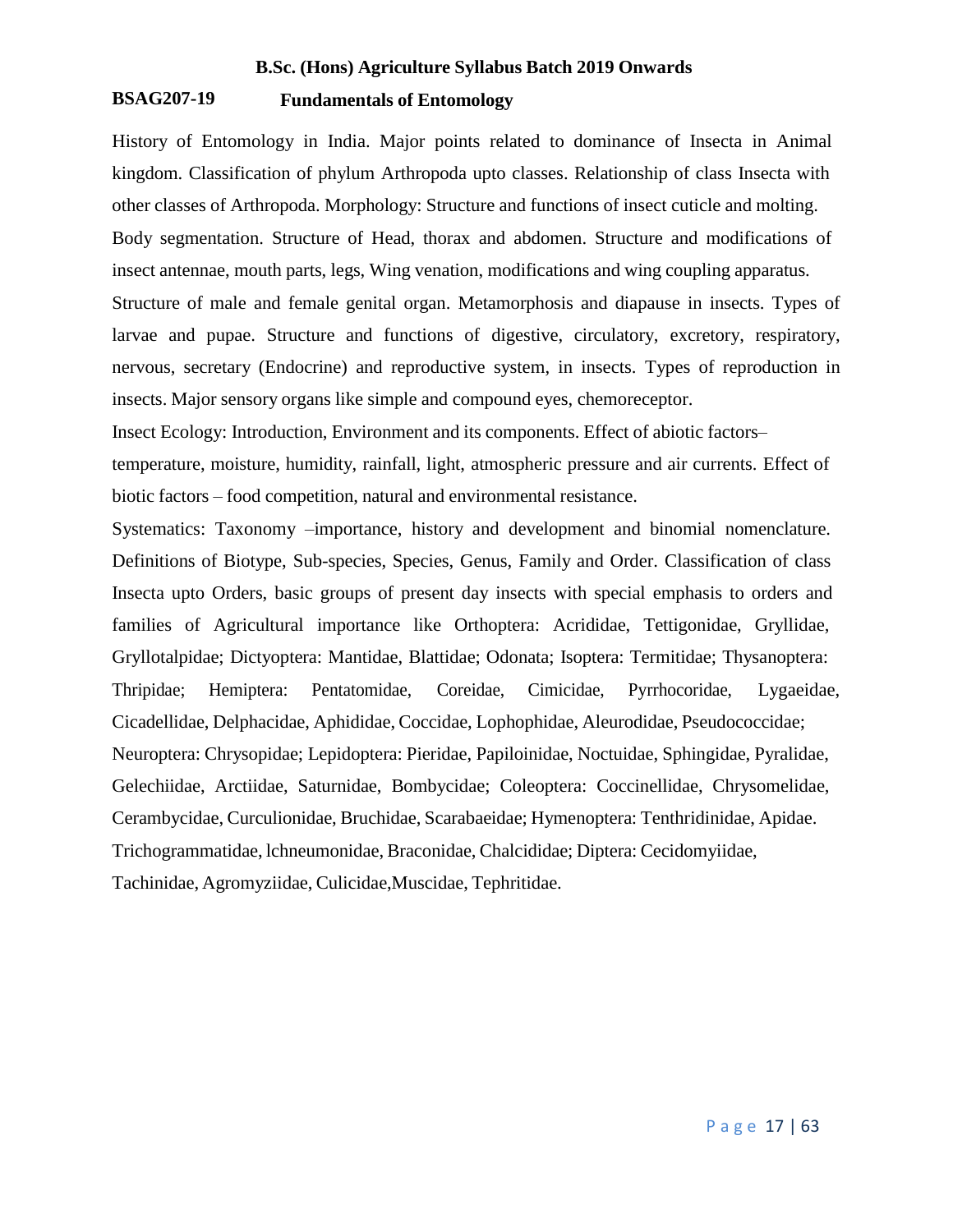**B.Sc. (Hons) Agriculture Syllabus Batch 2019 Onwards**

## BSAG207-19 Fundamentals of Entomology

History of Entomology in India. Major points related to dominance of Insecta in Animal kingdom. Classification of phylum Arthropoda upto classes. Relationship of class Insecta with other classes of Arthropoda. Morphology: Structure and functions of insect cuticle and molting. Body segmentation. Structure of Head, thorax and abdomen. Structure and modifications of insect antennae, mouth parts, legs, Wing venation, modifications and wing coupling apparatus. Structure of male and female genital organ. Metamorphosis and diapause in insects. Types of larvae and pupae. Structure and functions of digestive, circulatory, excretory, respiratory, nervous, secretary (Endocrine) and reproductive system, in insects. Types of reproduction in insects. Major sensory organs like simple and compound eyes, chemoreceptor.

Insect Ecology: Introduction, Environment and its components. Effect of abiotic factors– temperature, moisture, humidity, rainfall, light, atmospheric pressure and air currents. Effect of biotic factors – food competition, natural and environmental resistance.

Systematics: Taxonomy –importance, history and development and binomial nomenclature. Definitions of Biotype, Sub-species, Species, Genus, Family and Order. Classification of class Insecta upto Orders, basic groups of present day insects with special emphasis to orders and families of Agricultural importance like Orthoptera: Acrididae, Tettigonidae, Gryllidae, Gryllotalpidae; Dictyoptera: Mantidae, Blattidae; Odonata; Isoptera: Termitidae; Thysanoptera: Thripidae; Hemiptera: Pentatomidae, Coreidae, Cimicidae, Pyrrhocoridae, Lygaeidae, Cicadellidae, Delphacidae, Aphididae, Coccidae, Lophophidae, Aleurodidae, Pseudococcidae; Neuroptera: Chrysopidae; Lepidoptera: Pieridae, Papiloinidae, Noctuidae, Sphingidae, Pyralidae, Gelechiidae, Arctiidae, Saturnidae, Bombycidae; Coleoptera: Coccinellidae, Chrysomelidae, Cerambycidae, Curculionidae, Bruchidae, Scarabaeidae; Hymenoptera: Tenthridinidae, Apidae. Trichogrammatidae, lchneumonidae, Braconidae, Chalcididae; Diptera: Cecidomyiidae, Tachinidae, Agromyziidae, Culicidae,Muscidae, Tephritidae.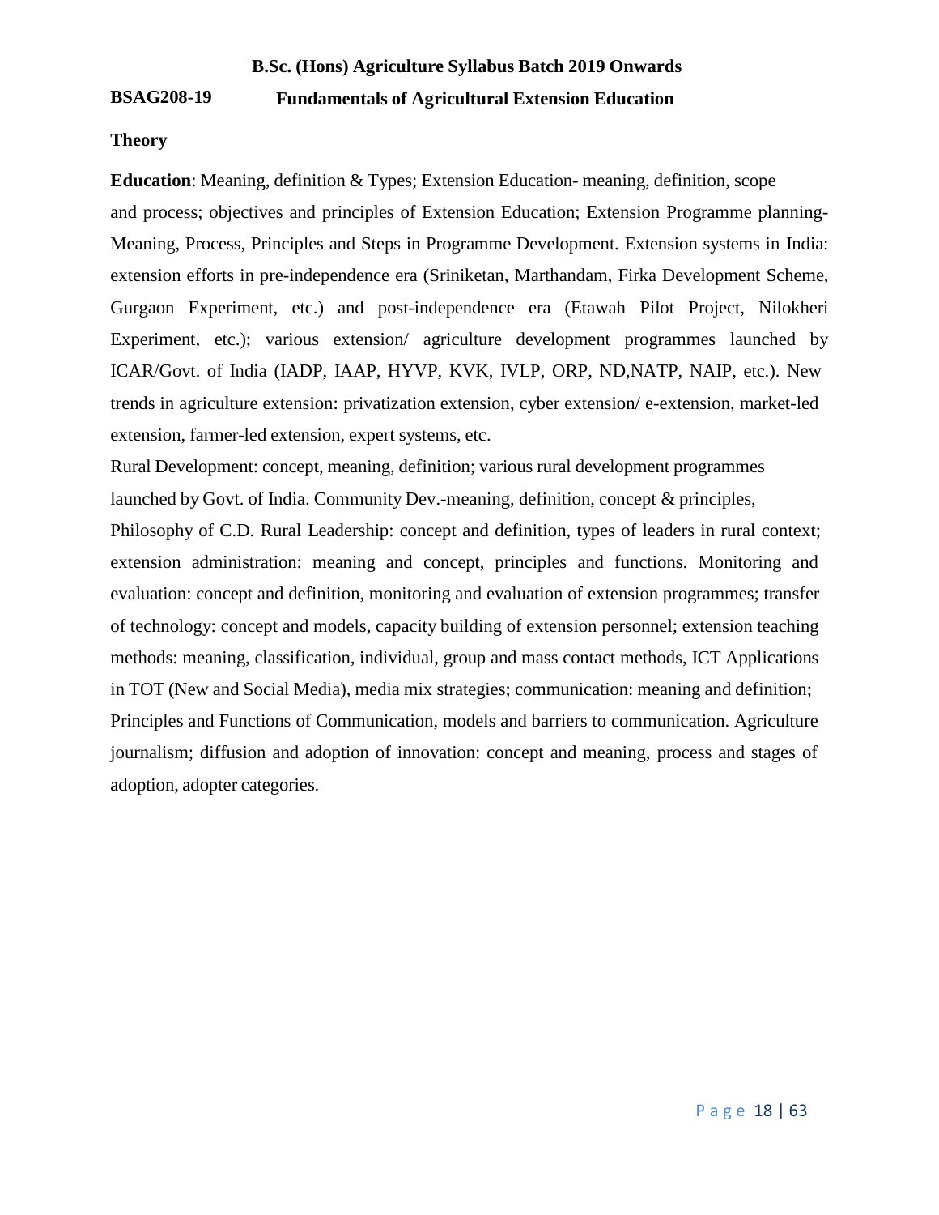**B.Sc. (Hons) Agriculture Syllabus Batch 2019 Onwards**

**BSAG208-19 Fundamentals of Agricultural Extension Education**

**Theory**

**Education**: Meaning, definition & Types; Extension Education- meaning, definition, scope and process; objectives and principles of Extension Education; Extension Programme planning- Meaning, Process, Principles and Steps in Programme Development. Extension systems in India: extension efforts in pre-independence era (Sriniketan, Marthandam, Firka Development Scheme, Gurgaon Experiment, etc.) and post-independence era (Etawah Pilot Project, Nilokheri Experiment, etc.); various extension/ agriculture development programmes launched by ICAR/Govt. of India (IADP, IAAP, HYVP, KVK, IVLP, ORP, ND,NATP, NAIP, etc.). New trends in agriculture extension: privatization extension, cyber extension/ e-extension, market-led extension, farmer-led extension, expert systems, etc.

Rural Development: concept, meaning, definition; various rural development programmes launched by Govt. of India. Community Dev.-meaning, definition, concept & principles, Philosophy of C.D. Rural Leadership: concept and definition, types of leaders in rural context; extension administration: meaning and concept, principles and functions. Monitoring and evaluation: concept and definition, monitoring and evaluation of extension programmes; transfer of technology: concept and models, capacity building of extension personnel; extension teaching methods: meaning, classification, individual, group and mass contact methods, ICT Applications in TOT (New and Social Media), media mix strategies; communication: meaning and definition; Principles and Functions of Communication, models and barriers to communication. Agriculture journalism; diffusion and adoption of innovation: concept and meaning, process and stages of adoption, adopter categories.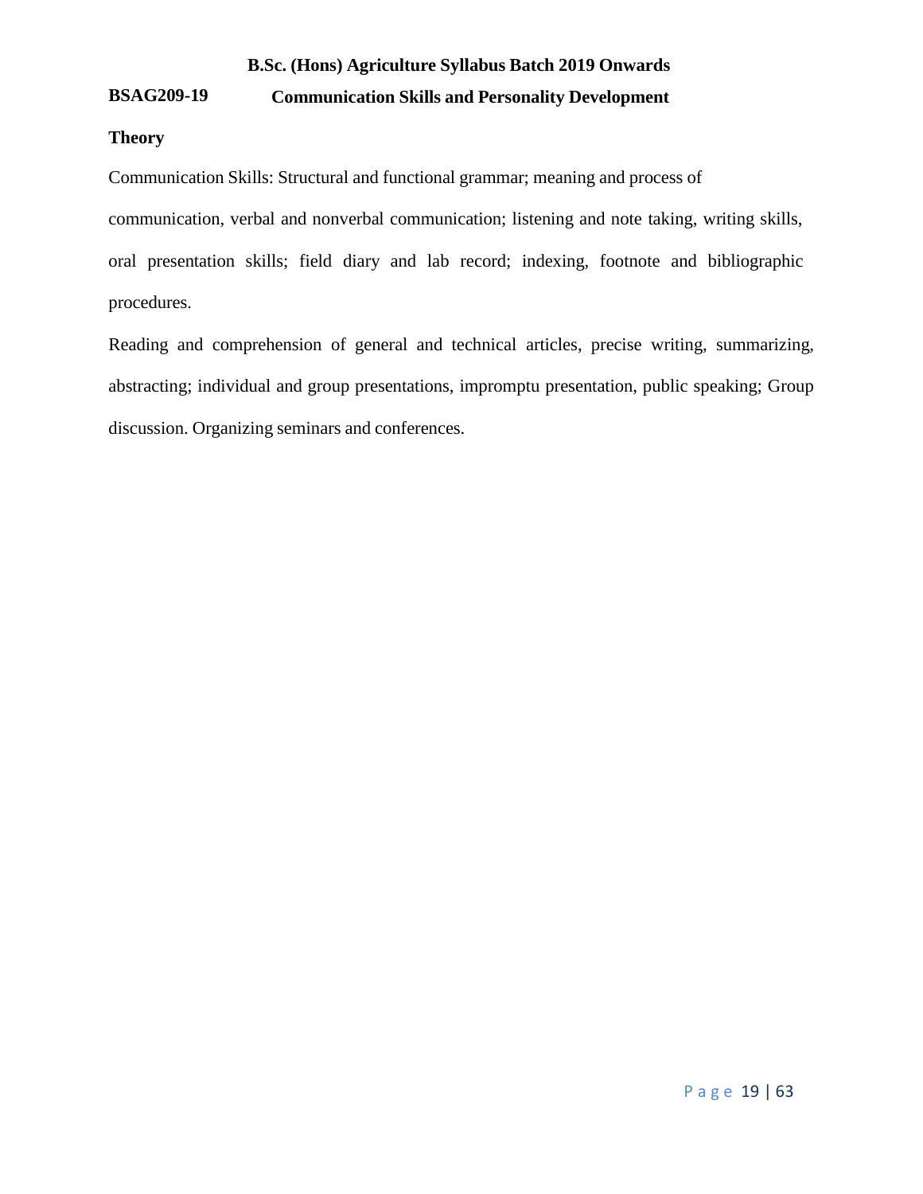# B.Sc. (Hons) Agriculture Syllabus Batch 2019 Onwards

## BSAG209-19 Communication Skills and Personality Development

**Theory**

Communication Skills: Structural and functional grammar; meaning and process of communication, verbal and nonverbal communication; listening and note taking, writing skills, oral presentation skills; field diary and lab record; indexing, footnote and bibliographic procedures.

Reading and comprehension of general and technical articles, precise writing, summarizing, abstracting; individual and group presentations, impromptu presentation, public speaking; Group discussion. Organizing seminars and conferences.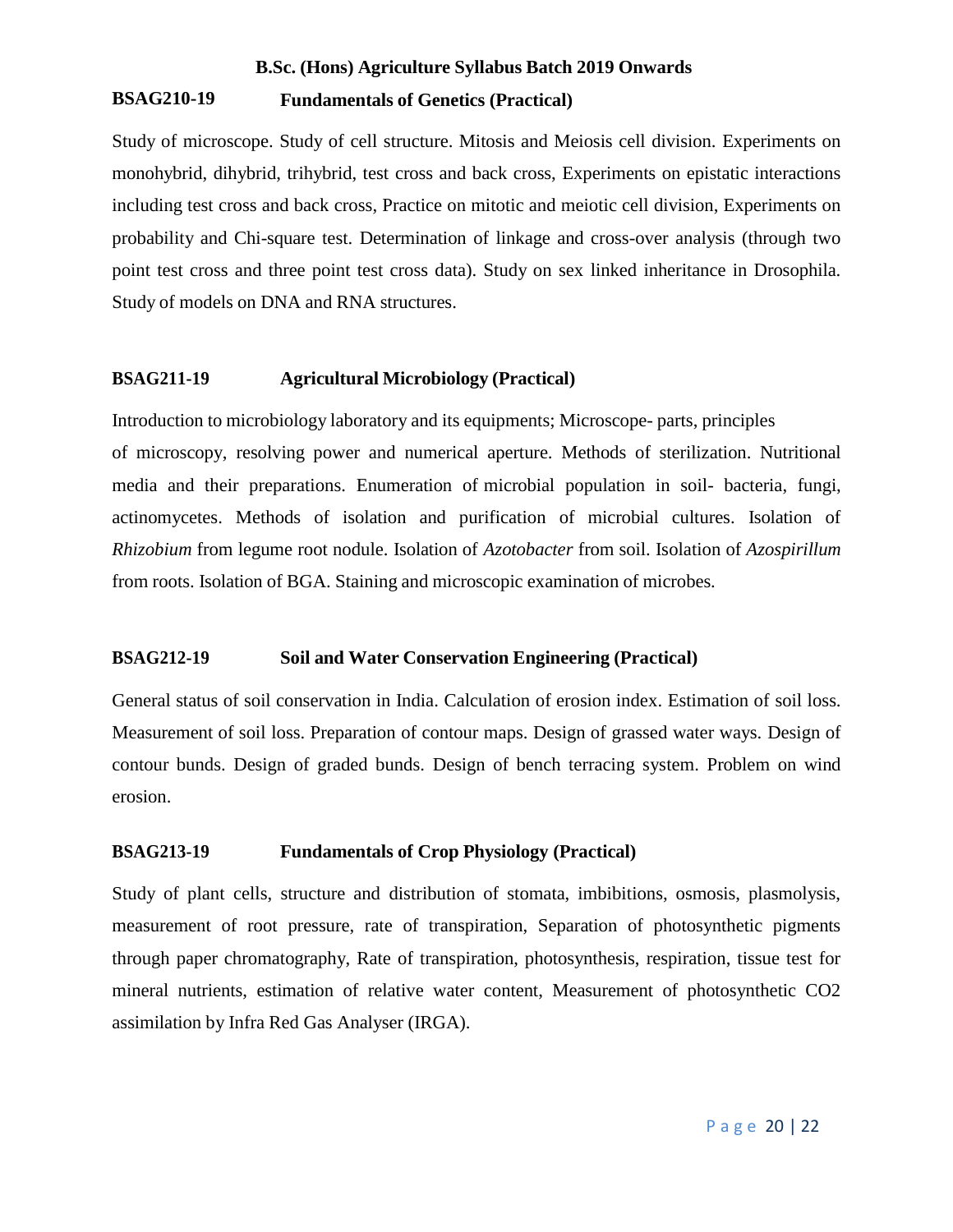## BSAG210-19 Fundamentals of Genetics (Practical)

Study of microscope. Study of cell structure. Mitosis and Meiosis cell division. Experiments on monohybrid, dihybrid, trihybrid, test cross and back cross, Experiments on epistatic interactions including test cross and back cross, Practice on mitotic and meiotic cell division, Experiments on probability and Chi-square test. Determination of linkage and cross-over analysis (through two point test cross and three point test cross data). Study on sex linked inheritance in Drosophila. Study of models on DNA and RNA structures.

## BSAG211-19 Agricultural Microbiology (Practical)

Introduction to microbiology laboratory and its equipments; Microscope- parts, principles of microscopy, resolving power and numerical aperture. Methods of sterilization. Nutritional media and their preparations. Enumeration of microbial population in soil- bacteria, fungi, actinomycetes. Methods of isolation and purification of microbial cultures. Isolation of *Rhizobium* from legume root nodule. Isolation of *Azotobacter* from soil. Isolation of *Azospirillum* from roots. Isolation of BGA. Staining and microscopic examination of microbes.

## BSAG212-19 Soil and Water Conservation Engineering (Practical)

General status of soil conservation in India. Calculation of erosion index. Estimation of soil loss. Measurement of soil loss. Preparation of contour maps. Design of grassed water ways. Design of contour bunds. Design of graded bunds. Design of bench terracing system. Problem on wind erosion.

## BSAG213-19 Fundamentals of Crop Physiology (Practical)

Study of plant cells, structure and distribution of stomata, imbibitions, osmosis, plasmolysis, measurement of root pressure, rate of transpiration, Separation of photosynthetic pigments through paper chromatography, Rate of transpiration, photosynthesis, respiration, tissue test for mineral nutrients, estimation of relative water content, Measurement of photosynthetic $CO_2$ assimilation by Infra Red Gas Analyser (IRGA).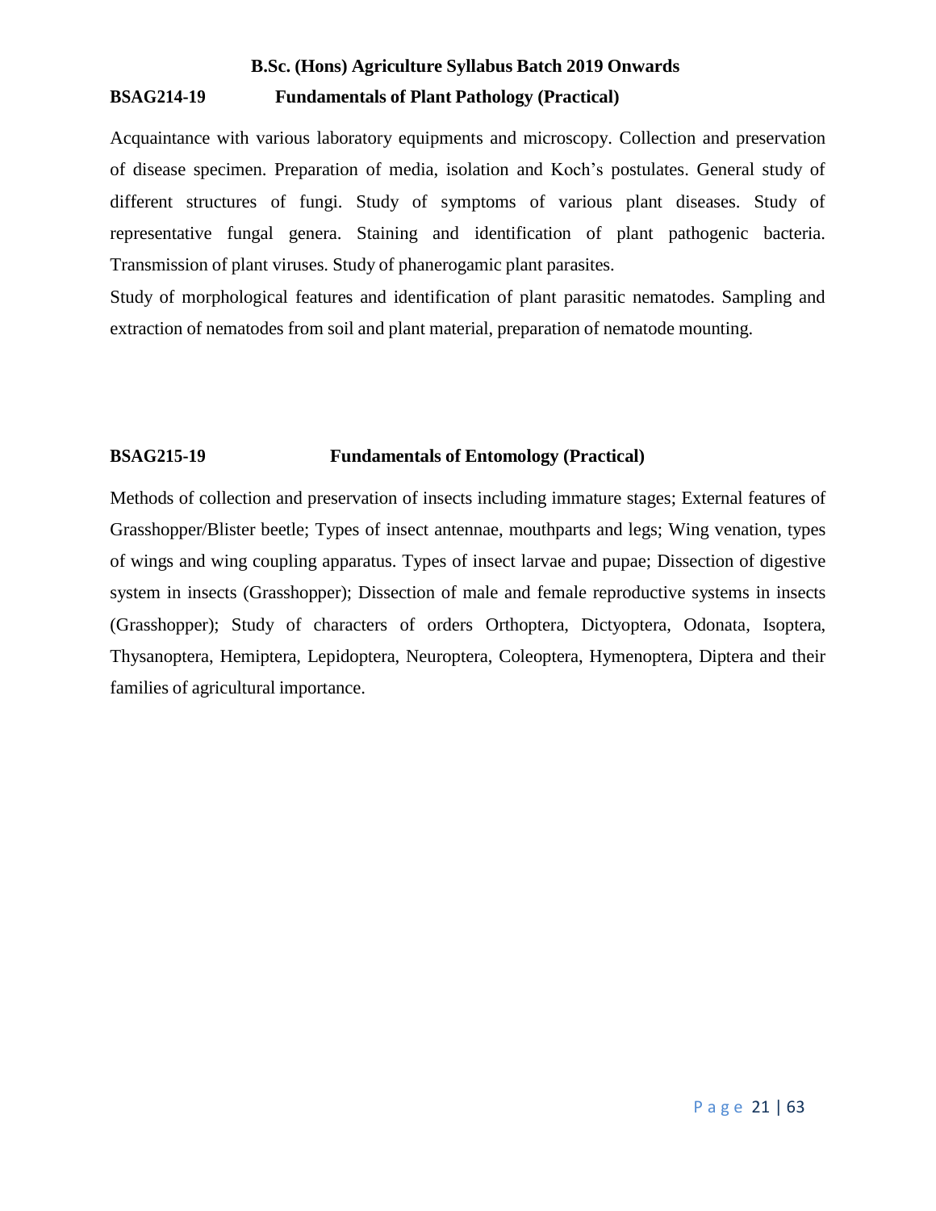## BSAG214-19 Fundamentals of Plant Pathology (Practical)

Acquaintance with various laboratory equipments and microscopy. Collection and preservation of disease specimen. Preparation of media, isolation and Koch's postulates. General study of different structures of fungi. Study of symptoms of various plant diseases. Study of representative fungal genera. Staining and identification of plant pathogenic bacteria. Transmission of plant viruses. Study of phanerogamic plant parasites.

Study of morphological features and identification of plant parasitic nematodes. Sampling and extraction of nematodes from soil and plant material, preparation of nematode mounting.

## BSAG215-19 Fundamentals of Entomology (Practical)

Methods of collection and preservation of insects including immature stages; External features of Grasshopper/Blister beetle; Types of insect antennae, mouthparts and legs; Wing venation, types of wings and wing coupling apparatus. Types of insect larvae and pupae; Dissection of digestive system in insects (Grasshopper); Dissection of male and female reproductive systems in insects (Grasshopper); Study of characters of orders Orthoptera, Dictyoptera, Odonata, Isoptera, Thysanoptera, Hemiptera, Lepidoptera, Neuroptera, Coleoptera, Hymenoptera, Diptera and their families of agricultural importance.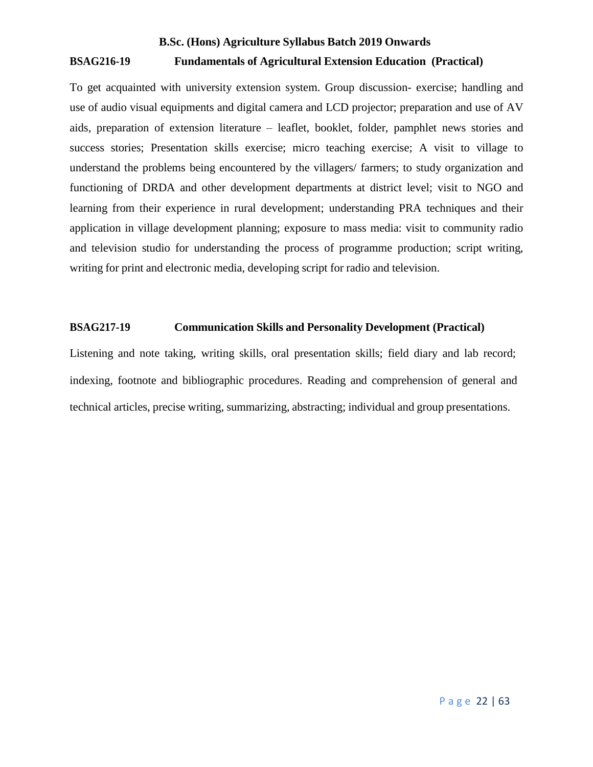## BSAG216-19 Fundamentals of Agricultural Extension Education (Practical)

To get acquainted with university extension system. Group discussion- exercise; handling and use of audio visual equipments and digital camera and LCD projector; preparation and use of AV aids, preparation of extension literature – leaflet, booklet, folder, pamphlet news stories and success stories; Presentation skills exercise; micro teaching exercise; A visit to village to understand the problems being encountered by the villagers/ farmers; to study organization and functioning of DRDA and other development departments at district level; visit to NGO and learning from their experience in rural development; understanding PRA techniques and their application in village development planning; exposure to mass media: visit to community radio and television studio for understanding the process of programme production; script writing, writing for print and electronic media, developing script for radio and television.

## BSAG217-19 Communication Skills and Personality Development (Practical)

Listening and note taking, writing skills, oral presentation skills; field diary and lab record; indexing, footnote and bibliographic procedures. Reading and comprehension of general and technical articles, precise writing, summarizing, abstracting; individual and group presentations.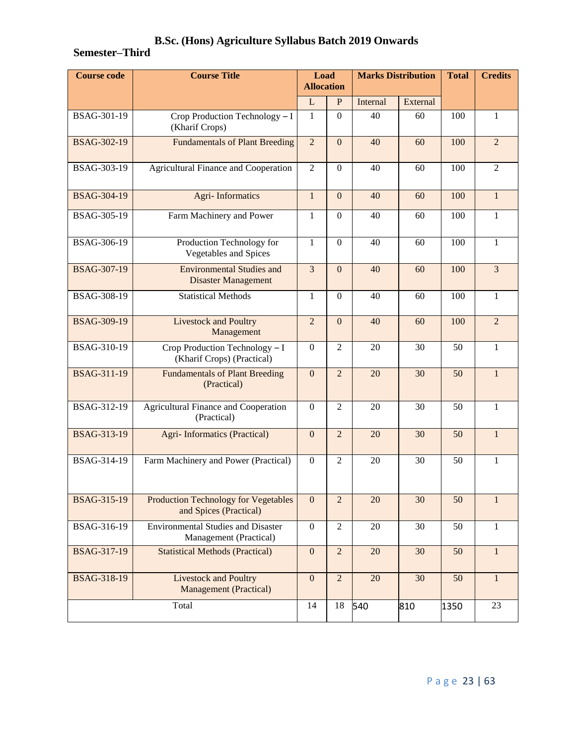# B.Sc. (Hons) Agriculture Syllabus Batch 2019 Onwards

## Semester–Third

| Course code | Course Title | Load Allocation | | Marks Distribution | | Total | Credits |
|---|---|---|---|---|---|---|---|
| | | L | P | Internal | External | | |
| BSAG-301-19 | Crop Production Technology – I (Kharif Crops) | 1 | 0 | 40 | 60 | 100 | 1 |
| BSAG-302-19 | Fundamentals of Plant Breeding | 2 | 0 | 40 | 60 | 100 | 2 |
| BSAG-303-19 | Agricultural Finance and Cooperation | 2 | 0 | 40 | 60 | 100 | 2 |
| BSAG-304-19 | Agri- Informatics | 1 | 0 | 40 | 60 | 100 | 1 |
| BSAG-305-19 | Farm Machinery and Power | 1 | 0 | 40 | 60 | 100 | 1 |
| BSAG-306-19 | Production Technology for Vegetables and Spices | 1 | 0 | 40 | 60 | 100 | 1 |
| BSAG-307-19 | Environmental Studies and Disaster Management | 3 | 0 | 40 | 60 | 100 | 3 |
| BSAG-308-19 | Statistical Methods | 1 | 0 | 40 | 60 | 100 | 1 |
| BSAG-309-19 | Livestock and Poultry Management | 2 | 0 | 40 | 60 | 100 | 2 |
| BSAG-310-19 | Crop Production Technology – I (Kharif Crops) (Practical) | 0 | 2 | 20 | 30 | 50 | 1 |
| BSAG-311-19 | Fundamentals of Plant Breeding (Practical) | 0 | 2 | 20 | 30 | 50 | 1 |
| BSAG-312-19 | Agricultural Finance and Cooperation (Practical) | 0 | 2 | 20 | 30 | 50 | 1 |
| BSAG-313-19 | Agri- Informatics (Practical) | 0 | 2 | 20 | 30 | 50 | 1 |
| BSAG-314-19 | Farm Machinery and Power (Practical) | 0 | 2 | 20 | 30 | 50 | 1 |
| BSAG-315-19 | Production Technology for Vegetables and Spices (Practical) | 0 | 2 | 20 | 30 | 50 | 1 |
| BSAG-316-19 | Environmental Studies and Disaster Management (Practical) | 0 | 2 | 20 | 30 | 50 | 1 |
| BSAG-317-19 | Statistical Methods (Practical) | 0 | 2 | 20 | 30 | 50 | 1 |
| BSAG-318-19 | Livestock and Poultry Management (Practical) | 0 | 2 | 20 | 30 | 50 | 1 |
| Total | | 14 | 18 | 540 | 810 | 1350 | 23 |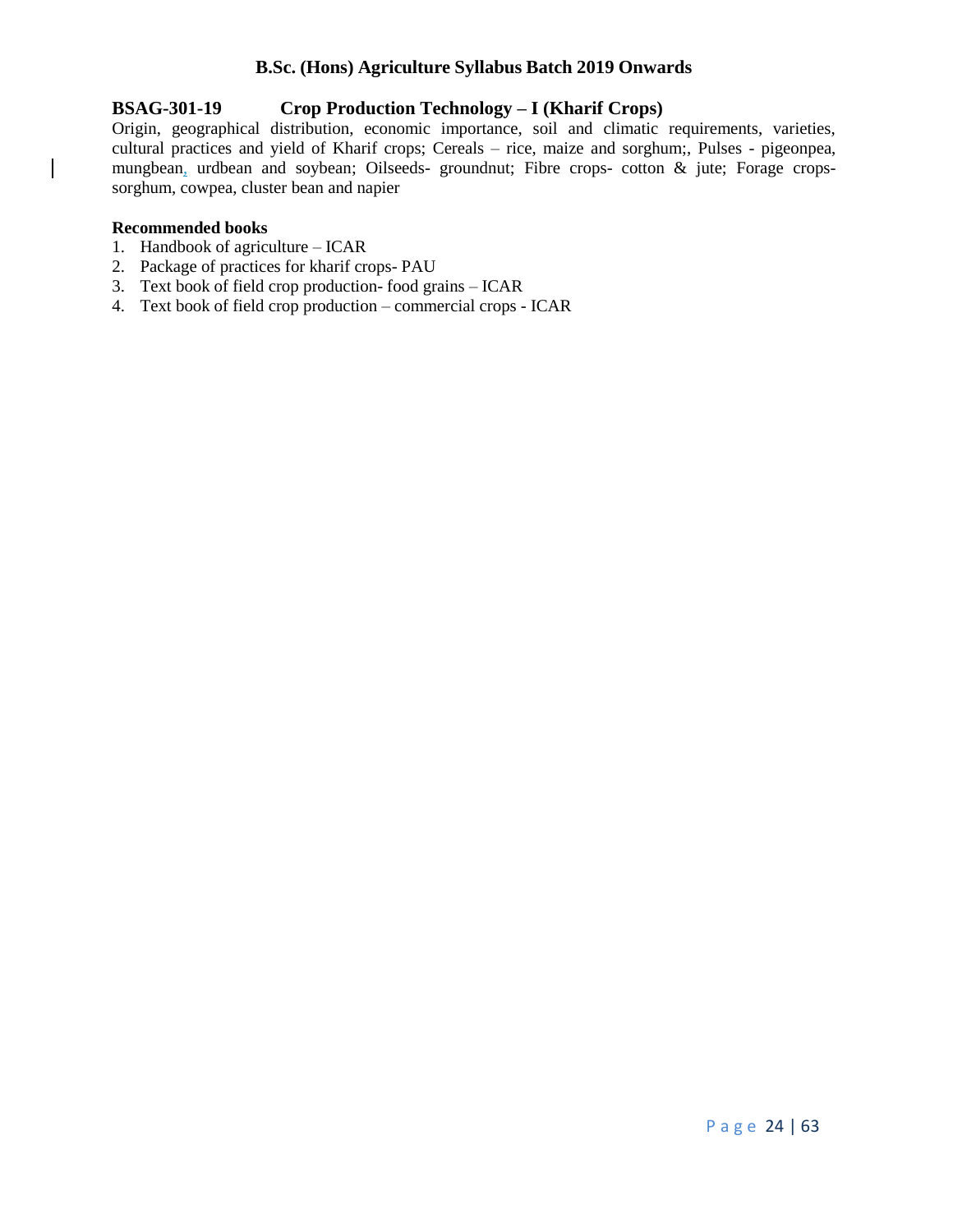## BSAG-301-19 Crop Production Technology – I (Kharif Crops)

Origin, geographical distribution, economic importance, soil and climatic requirements, varieties, cultural practices and yield of Kharif crops; Cereals – rice, maize and sorghum;, Pulses - pigeonpea, mungbean, urdbean and soybean; Oilseeds- groundnut; Fibre crops- cotton & jute; Forage crops- sorghum, cowpea, cluster bean and napier

**Recommended books**

1. Handbook of agriculture – ICAR
2. Package of practices for kharif crops- PAU
3. Text book of field crop production- food grains – ICAR
4. Text book of field crop production – commercial crops - ICAR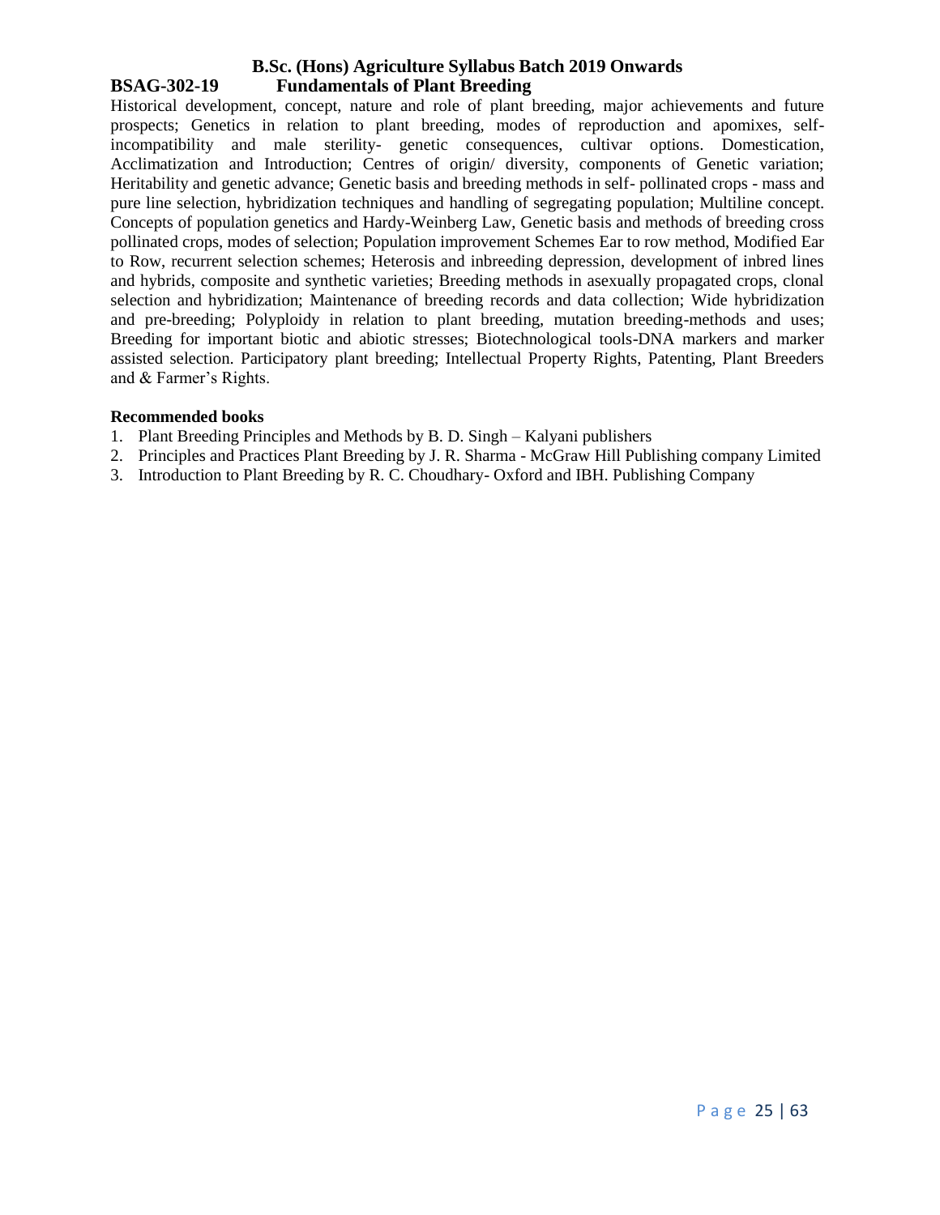## B.Sc. (Hons) Agriculture Syllabus Batch 2019 Onwards

### BSAG-302-19 Fundamentals of Plant Breeding

Historical development, concept, nature and role of plant breeding, major achievements and future prospects; Genetics in relation to plant breeding, modes of reproduction and apomixes, self-incompatibility and male sterility- genetic consequences, cultivar options. Domestication, Acclimatization and Introduction; Centres of origin/ diversity, components of Genetic variation; Heritability and genetic advance; Genetic basis and breeding methods in self- pollinated crops - mass and pure line selection, hybridization techniques and handling of segregating population; Multiline concept. Concepts of population genetics and Hardy-Weinberg Law, Genetic basis and methods of breeding cross pollinated crops, modes of selection; Population improvement Schemes Ear to row method, Modified Ear to Row, recurrent selection schemes; Heterosis and inbreeding depression, development of inbred lines and hybrids, composite and synthetic varieties; Breeding methods in asexually propagated crops, clonal selection and hybridization; Maintenance of breeding records and data collection; Wide hybridization and pre-breeding; Polyploidy in relation to plant breeding, mutation breeding-methods and uses; Breeding for important biotic and abiotic stresses; Biotechnological tools-DNA markers and marker assisted selection. Participatory plant breeding; Intellectual Property Rights, Patenting, Plant Breeders and & Farmer's Rights.

**Recommended books**

1. Plant Breeding Principles and Methods by B. D. Singh – Kalyani publishers
2. Principles and Practices Plant Breeding by J. R. Sharma - McGraw Hill Publishing company Limited
3. Introduction to Plant Breeding by R. C. Choudhary- Oxford and IBH. Publishing Company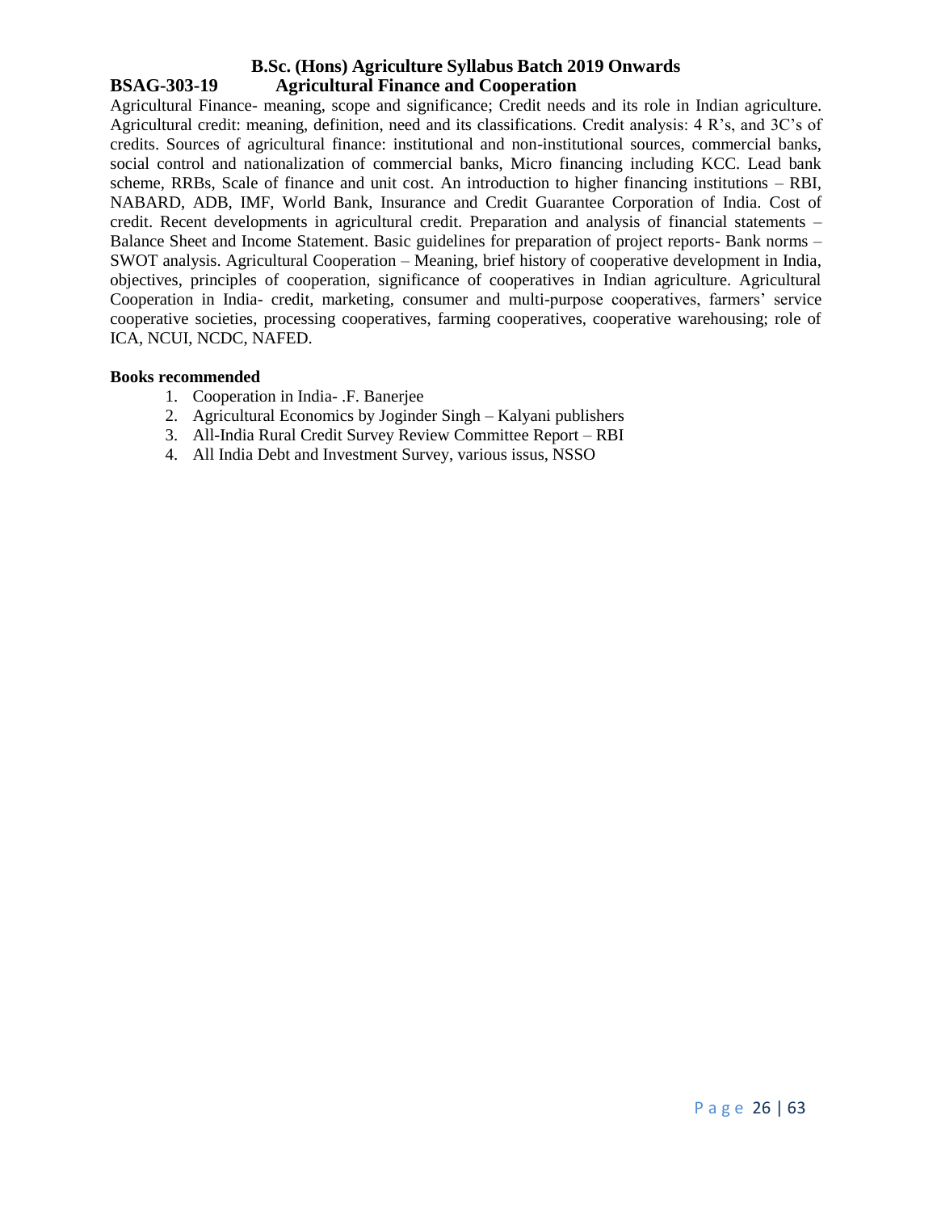# B.Sc. (Hons) Agriculture Syllabus Batch 2019 Onwards

## BSAG-303-19 Agricultural Finance and Cooperation

Agricultural Finance- meaning, scope and significance; Credit needs and its role in Indian agriculture. Agricultural credit: meaning, definition, need and its classifications. Credit analysis: 4 R's, and 3C's of credits. Sources of agricultural finance: institutional and non-institutional sources, commercial banks, social control and nationalization of commercial banks, Micro financing including KCC. Lead bank scheme, RRBs, Scale of finance and unit cost. An introduction to higher financing institutions – RBI, NABARD, ADB, IMF, World Bank, Insurance and Credit Guarantee Corporation of India. Cost of credit. Recent developments in agricultural credit. Preparation and analysis of financial statements – Balance Sheet and Income Statement. Basic guidelines for preparation of project reports- Bank norms – SWOT analysis. Agricultural Cooperation – Meaning, brief history of cooperative development in India, objectives, principles of cooperation, significance of cooperatives in Indian agriculture. Agricultural Cooperation in India- credit, marketing, consumer and multi-purpose cooperatives, farmers' service cooperative societies, processing cooperatives, farming cooperatives, cooperative warehousing; role of ICA, NCUI, NCDC, NAFED.

**Books recommended**

1. Cooperation in India- .F. Banerjee
2. Agricultural Economics by Joginder Singh – Kalyani publishers
3. All-India Rural Credit Survey Review Committee Report – RBI
4. All India Debt and Investment Survey, various issus, NSSO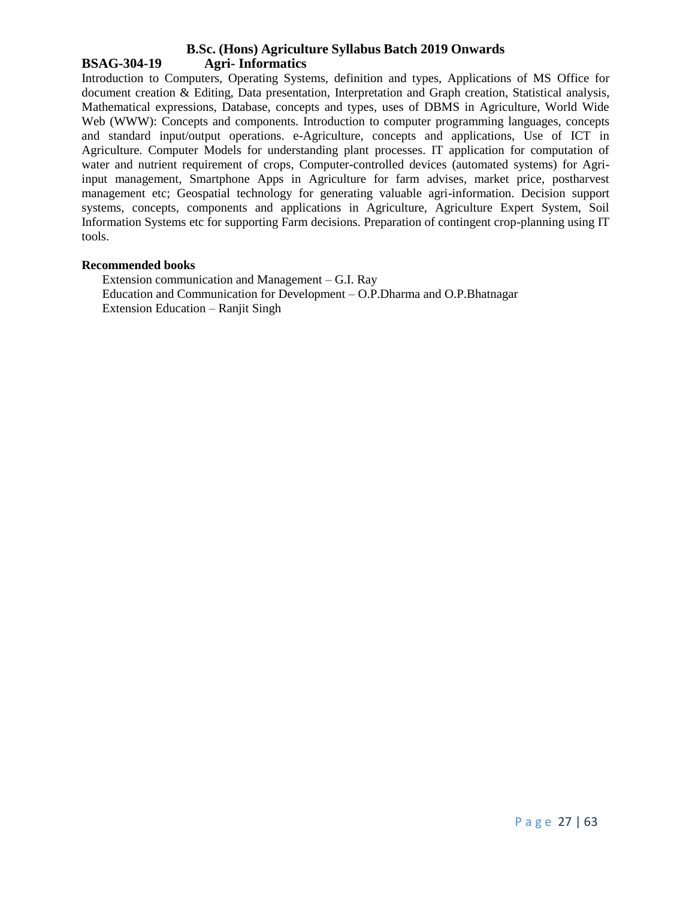## BSAG-304-19 Agri- Informatics

Introduction to Computers, Operating Systems, definition and types, Applications of MS Office for document creation & Editing, Data presentation, Interpretation and Graph creation, Statistical analysis, Mathematical expressions, Database, concepts and types, uses of DBMS in Agriculture, World Wide Web (WWW): Concepts and components. Introduction to computer programming languages, concepts and standard input/output operations. e-Agriculture, concepts and applications, Use of ICT in Agriculture. Computer Models for understanding plant processes. IT application for computation of water and nutrient requirement of crops, Computer-controlled devices (automated systems) for Agri-input management, Smartphone Apps in Agriculture for farm advises, market price, postharvest management etc; Geospatial technology for generating valuable agri-information. Decision support systems, concepts, components and applications in Agriculture, Agriculture Expert System, Soil Information Systems etc for supporting Farm decisions. Preparation of contingent crop-planning using IT tools.

**Recommended books**

Extension communication and Management – G.I. Ray
Education and Communication for Development – O.P.Dharma and O.P.Bhatnagar
Extension Education – Ranjit Singh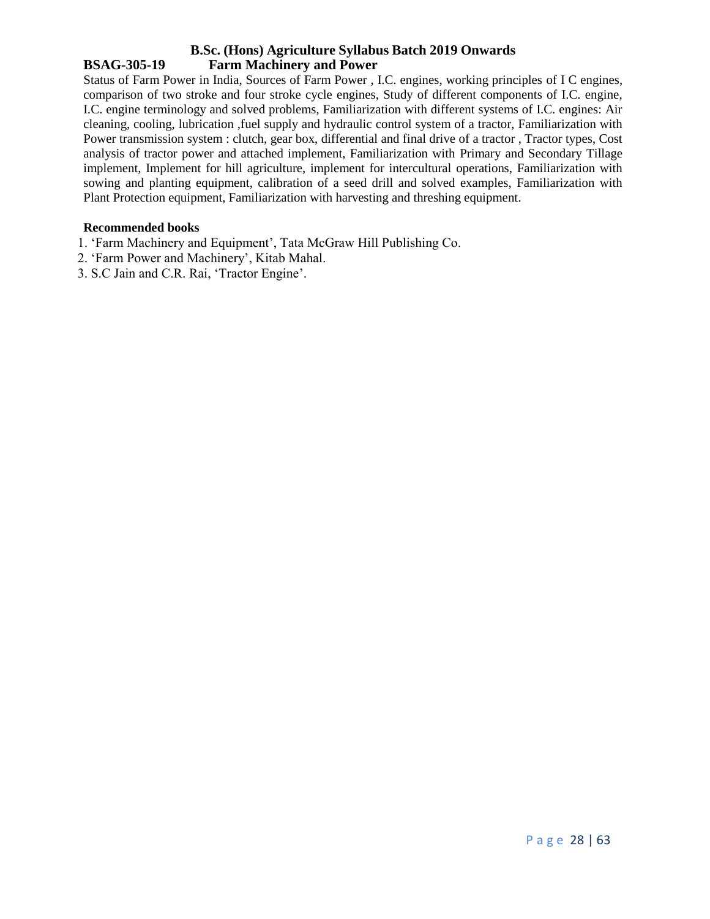# B.Sc. (Hons) Agriculture Syllabus Batch 2019 Onwards

## BSAG-305-19 Farm Machinery and Power

Status of Farm Power in India, Sources of Farm Power , I.C. engines, working principles of I C engines, comparison of two stroke and four stroke cycle engines, Study of different components of I.C. engine, I.C. engine terminology and solved problems, Familiarization with different systems of I.C. engines: Air cleaning, cooling, lubrication ,fuel supply and hydraulic control system of a tractor, Familiarization with Power transmission system : clutch, gear box, differential and final drive of a tractor , Tractor types, Cost analysis of tractor power and attached implement, Familiarization with Primary and Secondary Tillage implement, Implement for hill agriculture, implement for intercultural operations, Familiarization with sowing and planting equipment, calibration of a seed drill and solved examples, Familiarization with Plant Protection equipment, Familiarization with harvesting and threshing equipment.

**Recommended books**

1. 'Farm Machinery and Equipment', Tata McGraw Hill Publishing Co.
2. 'Farm Power and Machinery', Kitab Mahal.
3. S.C Jain and C.R. Rai, 'Tractor Engine'.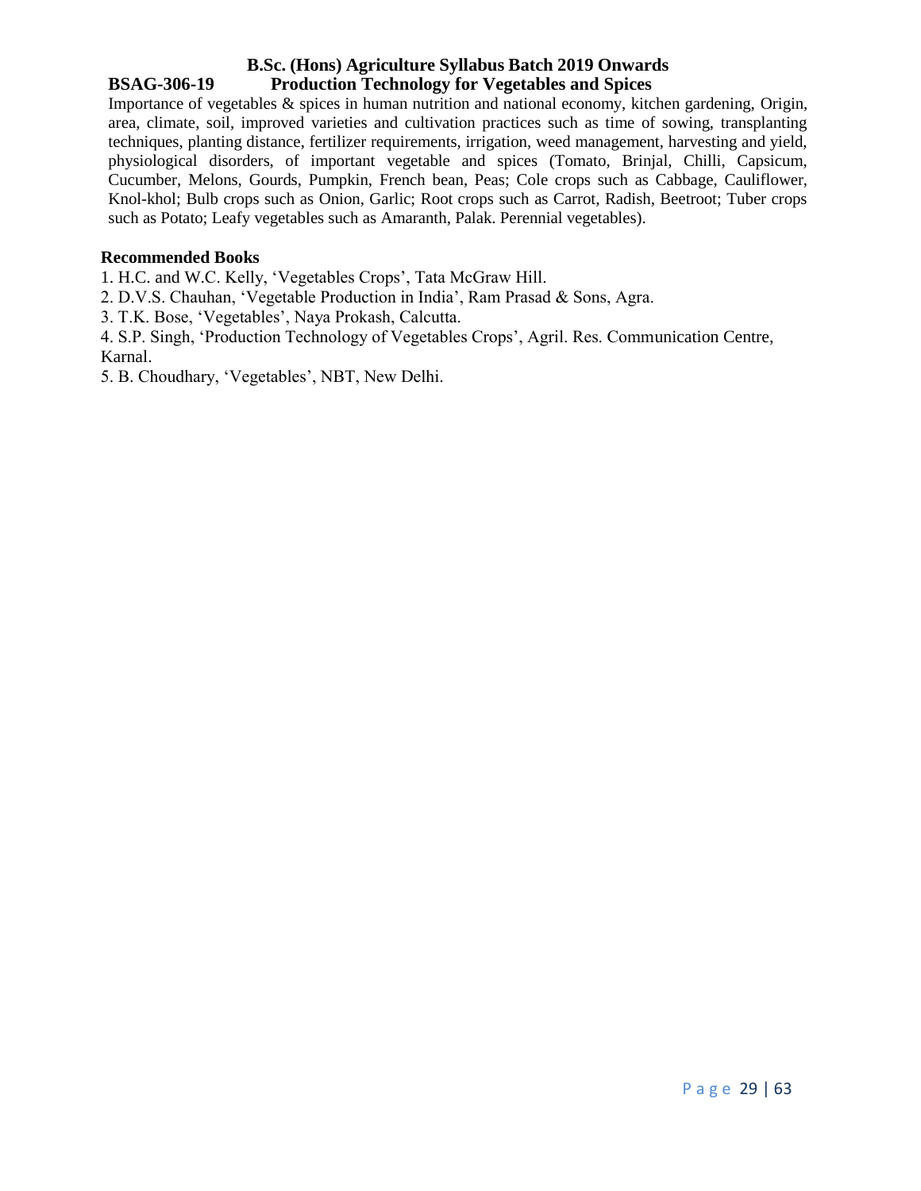# B.Sc. (Hons) Agriculture Syllabus Batch 2019 Onwards

## BSAG-306-19 Production Technology for Vegetables and Spices

Importance of vegetables & spices in human nutrition and national economy, kitchen gardening, Origin, area, climate, soil, improved varieties and cultivation practices such as time of sowing, transplanting techniques, planting distance, fertilizer requirements, irrigation, weed management, harvesting and yield, physiological disorders, of important vegetable and spices (Tomato, Brinjal, Chilli, Capsicum, Cucumber, Melons, Gourds, Pumpkin, French bean, Peas; Cole crops such as Cabbage, Cauliflower, Knol-khol; Bulb crops such as Onion, Garlic; Root crops such as Carrot, Radish, Beetroot; Tuber crops such as Potato; Leafy vegetables such as Amaranth, Palak. Perennial vegetables).

**Recommended Books**

1. H.C. and W.C. Kelly, 'Vegetables Crops', Tata McGraw Hill.
2. D.V.S. Chauhan, 'Vegetable Production in India', Ram Prasad & Sons, Agra.
3. T.K. Bose, 'Vegetables', Naya Prokash, Calcutta.
4. S.P. Singh, 'Production Technology of Vegetables Crops', Agril. Res. Communication Centre, Karnal.
5. B. Choudhary, 'Vegetables', NBT, New Delhi.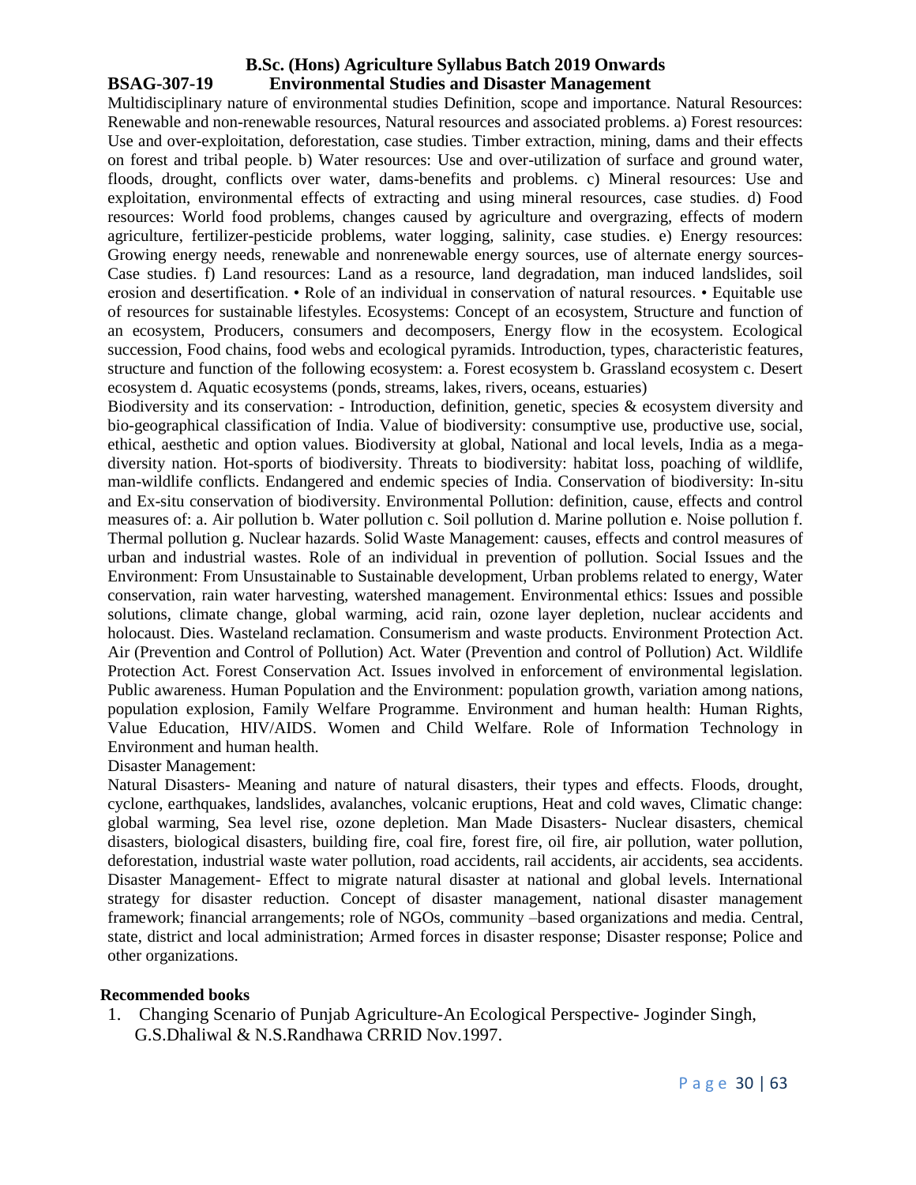## B.Sc. (Hons) Agriculture Syllabus Batch 2019 Onwards

### BSAG-307-19 Environmental Studies and Disaster Management

Multidisciplinary nature of environmental studies Definition, scope and importance. Natural Resources: Renewable and non-renewable resources, Natural resources and associated problems. a) Forest resources: Use and over-exploitation, deforestation, case studies. Timber extraction, mining, dams and their effects on forest and tribal people. b) Water resources: Use and over-utilization of surface and ground water, floods, drought, conflicts over water, dams-benefits and problems. c) Mineral resources: Use and exploitation, environmental effects of extracting and using mineral resources, case studies. d) Food resources: World food problems, changes caused by agriculture and overgrazing, effects of modern agriculture, fertilizer-pesticide problems, water logging, salinity, case studies. e) Energy resources: Growing energy needs, renewable and nonrenewable energy sources, use of alternate energy sources- Case studies. f) Land resources: Land as a resource, land degradation, man induced landslides, soil erosion and desertification. • Role of an individual in conservation of natural resources. • Equitable use of resources for sustainable lifestyles. Ecosystems: Concept of an ecosystem, Structure and function of an ecosystem, Producers, consumers and decomposers, Energy flow in the ecosystem. Ecological succession, Food chains, food webs and ecological pyramids. Introduction, types, characteristic features, structure and function of the following ecosystem: a. Forest ecosystem b. Grassland ecosystem c. Desert ecosystem d. Aquatic ecosystems (ponds, streams, lakes, rivers, oceans, estuaries)

Biodiversity and its conservation: - Introduction, definition, genetic, species & ecosystem diversity and bio-geographical classification of India. Value of biodiversity: consumptive use, productive use, social, ethical, aesthetic and option values. Biodiversity at global, National and local levels, India as a mega-diversity nation. Hot-sports of biodiversity. Threats to biodiversity: habitat loss, poaching of wildlife, man-wildlife conflicts. Endangered and endemic species of India. Conservation of biodiversity: In-situ and Ex-situ conservation of biodiversity. Environmental Pollution: definition, cause, effects and control measures of: a. Air pollution b. Water pollution c. Soil pollution d. Marine pollution e. Noise pollution f. Thermal pollution g. Nuclear hazards. Solid Waste Management: causes, effects and control measures of urban and industrial wastes. Role of an individual in prevention of pollution. Social Issues and the Environment: From Unsustainable to Sustainable development, Urban problems related to energy, Water conservation, rain water harvesting, watershed management. Environmental ethics: Issues and possible solutions, climate change, global warming, acid rain, ozone layer depletion, nuclear accidents and holocaust. Dies. Wasteland reclamation. Consumerism and waste products. Environment Protection Act. Air (Prevention and Control of Pollution) Act. Water (Prevention and control of Pollution) Act. Wildlife Protection Act. Forest Conservation Act. Issues involved in enforcement of environmental legislation. Public awareness. Human Population and the Environment: population growth, variation among nations, population explosion, Family Welfare Programme. Environment and human health: Human Rights, Value Education, HIV/AIDS. Women and Child Welfare. Role of Information Technology in Environment and human health.

Disaster Management:

Natural Disasters- Meaning and nature of natural disasters, their types and effects. Floods, drought, cyclone, earthquakes, landslides, avalanches, volcanic eruptions, Heat and cold waves, Climatic change: global warming, Sea level rise, ozone depletion. Man Made Disasters- Nuclear disasters, chemical disasters, biological disasters, building fire, coal fire, forest fire, oil fire, air pollution, water pollution, deforestation, industrial waste water pollution, road accidents, rail accidents, air accidents, sea accidents. Disaster Management- Effect to migrate natural disaster at national and global levels. International strategy for disaster reduction. Concept of disaster management, national disaster management framework; financial arrangements; role of NGOs, community –based organizations and media. Central, state, district and local administration; Armed forces in disaster response; Disaster response; Police and other organizations.

**Recommended books**

1. Changing Scenario of Punjab Agriculture-An Ecological Perspective- Joginder Singh, G.S.Dhaliwal & N.S.Randhawa CRRID Nov.1997.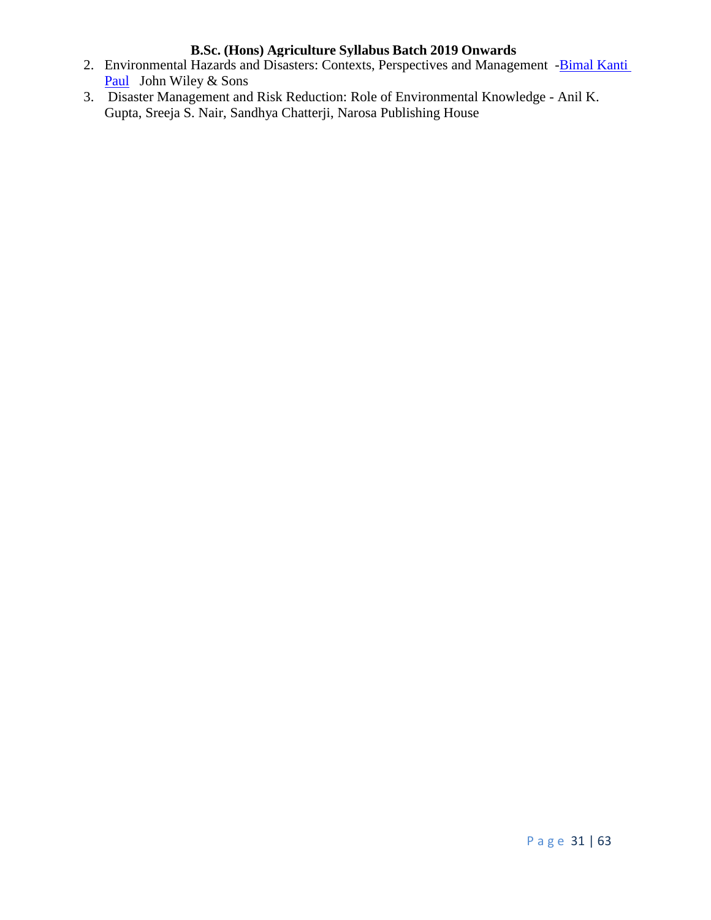2. Environmental Hazards and Disasters: Contexts, Perspectives and Management -Bimal Kanti Paul John Wiley & Sons
3. Disaster Management and Risk Reduction: Role of Environmental Knowledge - Anil K. Gupta, Sreeja S. Nair, Sandhya Chatterji, Narosa Publishing House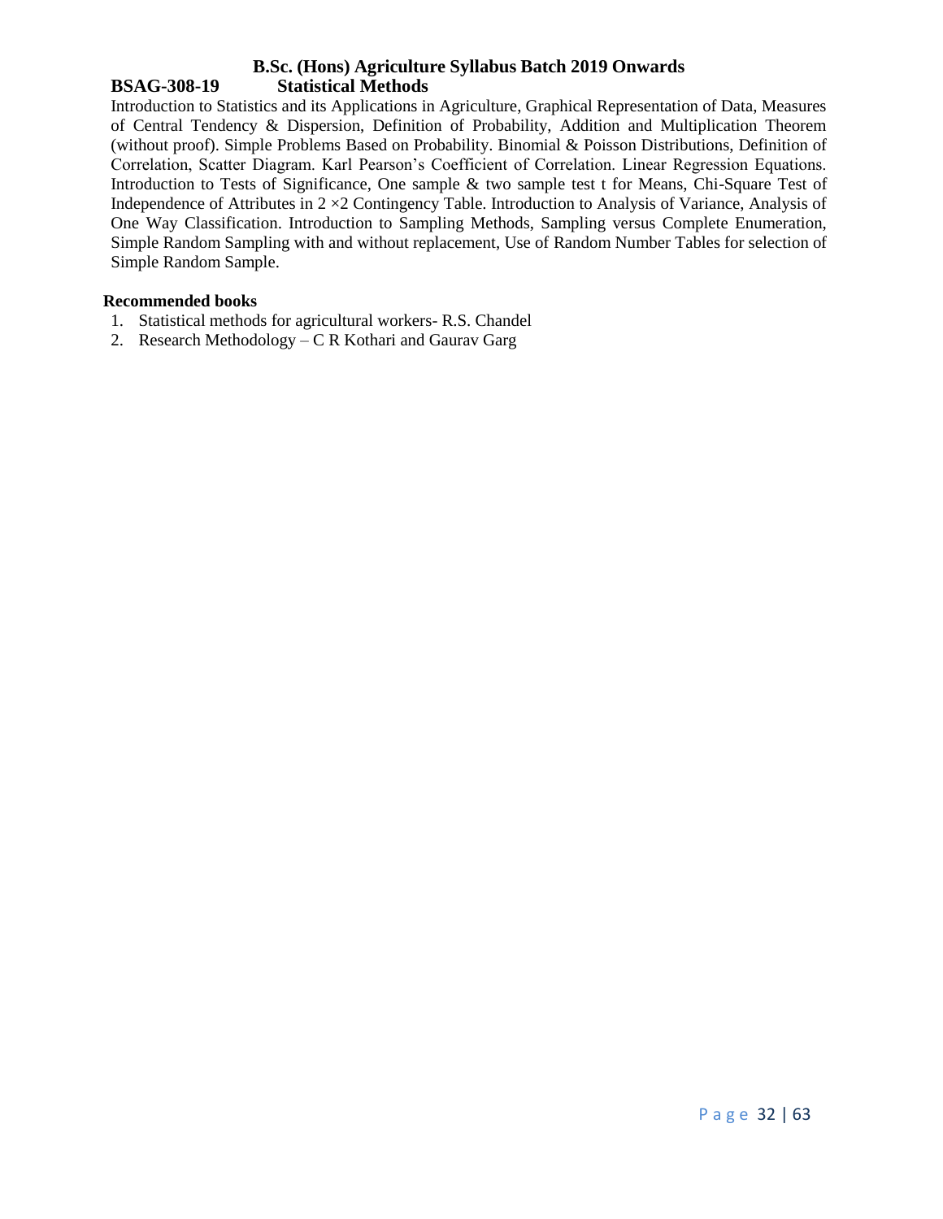# B.Sc. (Hons) Agriculture Syllabus Batch 2019 Onwards

## BSAG-308-19 Statistical Methods

Introduction to Statistics and its Applications in Agriculture, Graphical Representation of Data, Measures of Central Tendency & Dispersion, Definition of Probability, Addition and Multiplication Theorem (without proof). Simple Problems Based on Probability. Binomial & Poisson Distributions, Definition of Correlation, Scatter Diagram. Karl Pearson's Coefficient of Correlation. Linear Regression Equations. Introduction to Tests of Significance, One sample & two sample test t for Means, Chi-Square Test of Independence of Attributes in $2 \times 2$ Contingency Table. Introduction to Analysis of Variance, Analysis of One Way Classification. Introduction to Sampling Methods, Sampling versus Complete Enumeration, Simple Random Sampling with and without replacement, Use of Random Number Tables for selection of Simple Random Sample.

**Recommended books**

1. Statistical methods for agricultural workers- R.S. Chandel
2. Research Methodology – C R Kothari and Gaurav Garg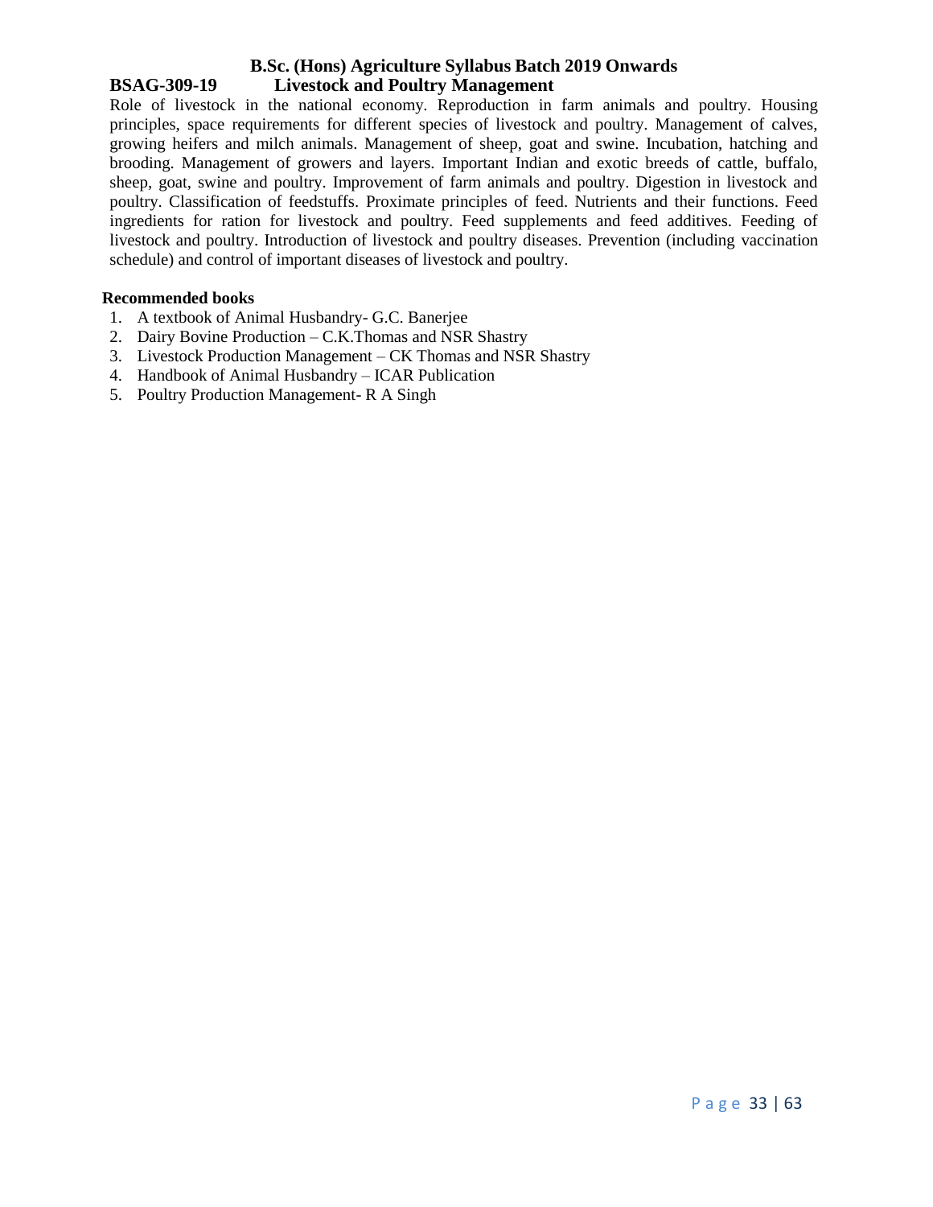## B.Sc. (Hons) Agriculture Syllabus Batch 2019 Onwards

### BSAG-309-19 Livestock and Poultry Management

Role of livestock in the national economy. Reproduction in farm animals and poultry. Housing principles, space requirements for different species of livestock and poultry. Management of calves, growing heifers and milch animals. Management of sheep, goat and swine. Incubation, hatching and brooding. Management of growers and layers. Important Indian and exotic breeds of cattle, buffalo, sheep, goat, swine and poultry. Improvement of farm animals and poultry. Digestion in livestock and poultry. Classification of feedstuffs. Proximate principles of feed. Nutrients and their functions. Feed ingredients for ration for livestock and poultry. Feed supplements and feed additives. Feeding of livestock and poultry. Introduction of livestock and poultry diseases. Prevention (including vaccination schedule) and control of important diseases of livestock and poultry.

**Recommended books**

1. A textbook of Animal Husbandry- G.C. Banerjee
2. Dairy Bovine Production – C.K.Thomas and NSR Shastry
3. Livestock Production Management – CK Thomas and NSR Shastry
4. Handbook of Animal Husbandry – ICAR Publication
5. Poultry Production Management- R A Singh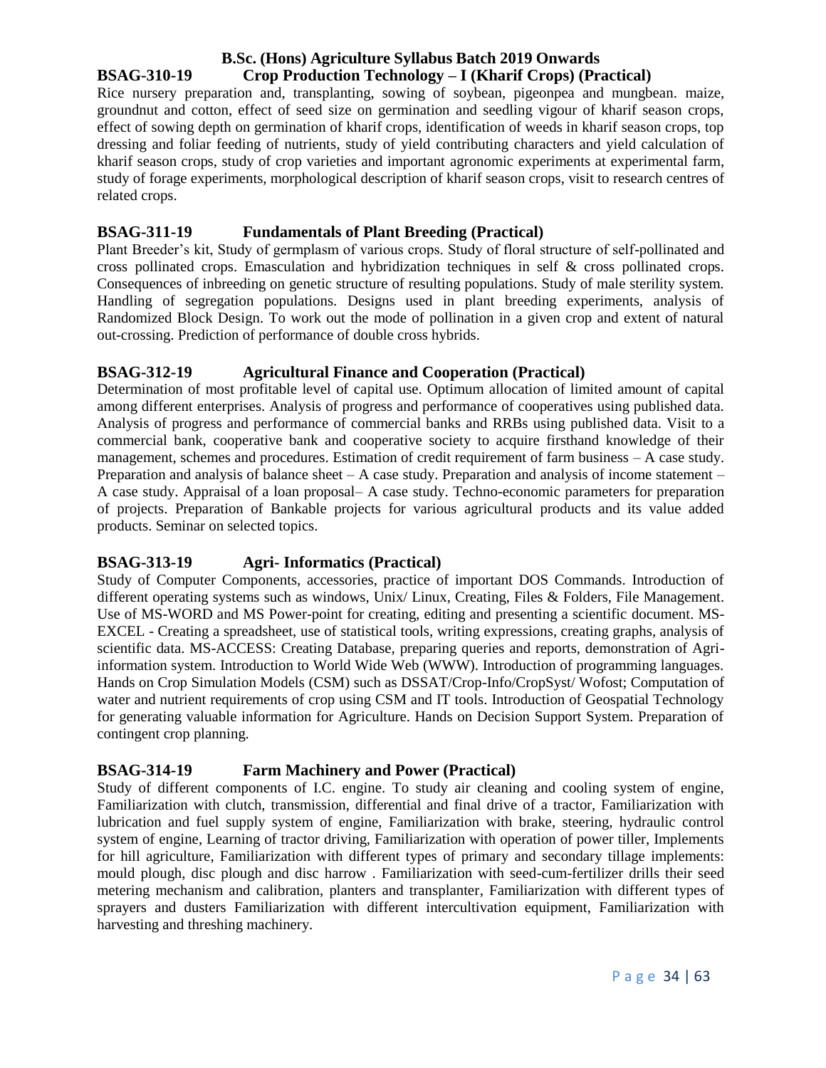# B.Sc. (Hons) Agriculture Syllabus Batch 2019 Onwards

## BSAG-310-19 Crop Production Technology – I (Kharif Crops) (Practical)

Rice nursery preparation and, transplanting, sowing of soybean, pigeonpea and mungbean. maize, groundnut and cotton, effect of seed size on germination and seedling vigour of kharif season crops, effect of sowing depth on germination of kharif crops, identification of weeds in kharif season crops, top dressing and foliar feeding of nutrients, study of yield contributing characters and yield calculation of kharif season crops, study of crop varieties and important agronomic experiments at experimental farm, study of forage experiments, morphological description of kharif season crops, visit to research centres of related crops.

## BSAG-311-19 Fundamentals of Plant Breeding (Practical)

Plant Breeder's kit, Study of germplasm of various crops. Study of floral structure of self-pollinated and cross pollinated crops. Emasculation and hybridization techniques in self & cross pollinated crops. Consequences of inbreeding on genetic structure of resulting populations. Study of male sterility system. Handling of segregation populations. Designs used in plant breeding experiments, analysis of Randomized Block Design. To work out the mode of pollination in a given crop and extent of natural out-crossing. Prediction of performance of double cross hybrids.

## BSAG-312-19 Agricultural Finance and Cooperation (Practical)

Determination of most profitable level of capital use. Optimum allocation of limited amount of capital among different enterprises. Analysis of progress and performance of cooperatives using published data. Analysis of progress and performance of commercial banks and RRBs using published data. Visit to a commercial bank, cooperative bank and cooperative society to acquire firsthand knowledge of their management, schemes and procedures. Estimation of credit requirement of farm business – A case study. Preparation and analysis of balance sheet – A case study. Preparation and analysis of income statement – A case study. Appraisal of a loan proposal– A case study. Techno-economic parameters for preparation of projects. Preparation of Bankable projects for various agricultural products and its value added products. Seminar on selected topics.

## BSAG-313-19 Agri- Informatics (Practical)

Study of Computer Components, accessories, practice of important DOS Commands. Introduction of different operating systems such as windows, Unix/ Linux, Creating, Files & Folders, File Management. Use of MS-WORD and MS Power-point for creating, editing and presenting a scientific document. MS-EXCEL - Creating a spreadsheet, use of statistical tools, writing expressions, creating graphs, analysis of scientific data. MS-ACCESS: Creating Database, preparing queries and reports, demonstration of Agri-information system. Introduction to World Wide Web (WWW). Introduction of programming languages. Hands on Crop Simulation Models (CSM) such as DSSAT/Crop-Info/CropSyst/ Wofost; Computation of water and nutrient requirements of crop using CSM and IT tools. Introduction of Geospatial Technology for generating valuable information for Agriculture. Hands on Decision Support System. Preparation of contingent crop planning.

## BSAG-314-19 Farm Machinery and Power (Practical)

Study of different components of I.C. engine. To study air cleaning and cooling system of engine, Familiarization with clutch, transmission, differential and final drive of a tractor, Familiarization with lubrication and fuel supply system of engine, Familiarization with brake, steering, hydraulic control system of engine, Learning of tractor driving, Familiarization with operation of power tiller, Implements for hill agriculture, Familiarization with different types of primary and secondary tillage implements: mould plough, disc plough and disc harrow . Familiarization with seed-cum-fertilizer drills their seed metering mechanism and calibration, planters and transplanter, Familiarization with different types of sprayers and dusters Familiarization with different intercultivation equipment, Familiarization with harvesting and threshing machinery.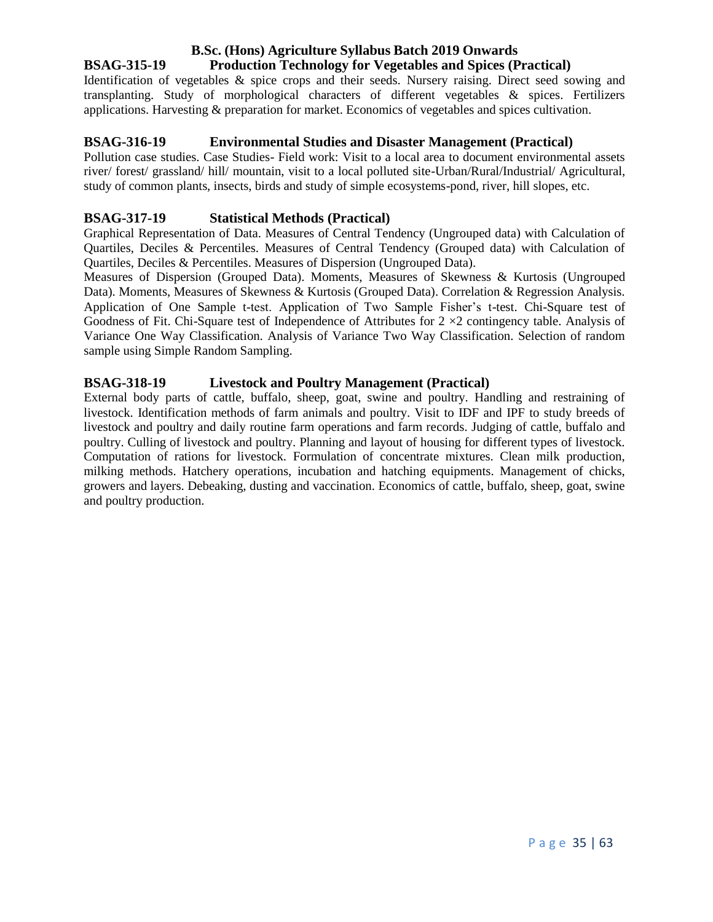## B.Sc. (Hons) Agriculture Syllabus Batch 2019 Onwards

### BSAG-315-19 Production Technology for Vegetables and Spices (Practical)

Identification of vegetables & spice crops and their seeds. Nursery raising. Direct seed sowing and transplanting. Study of morphological characters of different vegetables & spices. Fertilizers applications. Harvesting & preparation for market. Economics of vegetables and spices cultivation.

### BSAG-316-19 Environmental Studies and Disaster Management (Practical)

Pollution case studies. Case Studies- Field work: Visit to a local area to document environmental assets river/ forest/ grassland/ hill/ mountain, visit to a local polluted site-Urban/Rural/Industrial/ Agricultural, study of common plants, insects, birds and study of simple ecosystems-pond, river, hill slopes, etc.

### BSAG-317-19 Statistical Methods (Practical)

Graphical Representation of Data. Measures of Central Tendency (Ungrouped data) with Calculation of Quartiles, Deciles & Percentiles. Measures of Central Tendency (Grouped data) with Calculation of Quartiles, Deciles & Percentiles. Measures of Dispersion (Ungrouped Data).

Measures of Dispersion (Grouped Data). Moments, Measures of Skewness & Kurtosis (Ungrouped Data). Moments, Measures of Skewness & Kurtosis (Grouped Data). Correlation & Regression Analysis. Application of One Sample t-test. Application of Two Sample Fisher's t-test. Chi-Square test of Goodness of Fit. Chi-Square test of Independence of Attributes for $2 \times 2$ contingency table. Analysis of Variance One Way Classification. Analysis of Variance Two Way Classification. Selection of random sample using Simple Random Sampling.

### BSAG-318-19 Livestock and Poultry Management (Practical)

External body parts of cattle, buffalo, sheep, goat, swine and poultry. Handling and restraining of livestock. Identification methods of farm animals and poultry. Visit to IDF and IPF to study breeds of livestock and poultry and daily routine farm operations and farm records. Judging of cattle, buffalo and poultry. Culling of livestock and poultry. Planning and layout of housing for different types of livestock. Computation of rations for livestock. Formulation of concentrate mixtures. Clean milk production, milking methods. Hatchery operations, incubation and hatching equipments. Management of chicks, growers and layers. Debeaking, dusting and vaccination. Economics of cattle, buffalo, sheep, goat, swine and poultry production.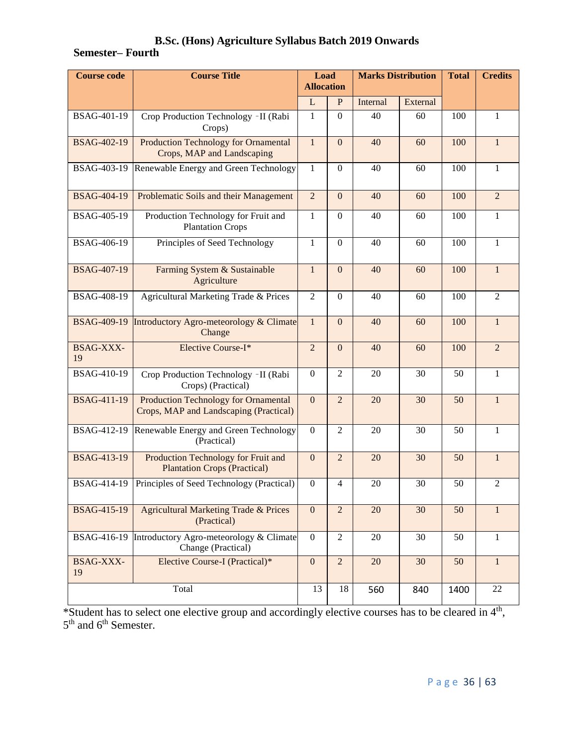# B.Sc. (Hons) Agriculture Syllabus Batch 2019 Onwards

## Semester– Fourth

| Course code | Course Title | Load Allocation | | Marks Distribution | | Total | Credits |
|---|---|---|---|---|---|---|---|
| | | L | P | Internal | External | | |
| BSAG-401-19 | Crop Production Technology -II (Rabi Crops) | 1 | 0 | 40 | 60 | 100 | 1 |
| BSAG-402-19 | Production Technology for Ornamental Crops, MAP and Landscaping | 1 | 0 | 40 | 60 | 100 | 1 |
| BSAG-403-19 | Renewable Energy and Green Technology | 1 | 0 | 40 | 60 | 100 | 1 |
| BSAG-404-19 | Problematic Soils and their Management | 2 | 0 | 40 | 60 | 100 | 2 |
| BSAG-405-19 | Production Technology for Fruit and Plantation Crops | 1 | 0 | 40 | 60 | 100 | 1 |
| BSAG-406-19 | Principles of Seed Technology | 1 | 0 | 40 | 60 | 100 | 1 |
| BSAG-407-19 | Farming System & Sustainable Agriculture | 1 | 0 | 40 | 60 | 100 | 1 |
| BSAG-408-19 | Agricultural Marketing Trade & Prices | 2 | 0 | 40 | 60 | 100 | 2 |
| BSAG-409-19 | Introductory Agro-meteorology & Climate Change | 1 | 0 | 40 | 60 | 100 | 1 |
| BSAG-XXX-19 | Elective Course-I* | 2 | 0 | 40 | 60 | 100 | 2 |
| BSAG-410-19 | Crop Production Technology -II (Rabi Crops) (Practical) | 0 | 2 | 20 | 30 | 50 | 1 |
| BSAG-411-19 | Production Technology for Ornamental Crops, MAP and Landscaping (Practical) | 0 | 2 | 20 | 30 | 50 | 1 |
| BSAG-412-19 | Renewable Energy and Green Technology (Practical) | 0 | 2 | 20 | 30 | 50 | 1 |
| BSAG-413-19 | Production Technology for Fruit and Plantation Crops (Practical) | 0 | 2 | 20 | 30 | 50 | 1 |
| BSAG-414-19 | Principles of Seed Technology (Practical) | 0 | 4 | 20 | 30 | 50 | 2 |
| BSAG-415-19 | Agricultural Marketing Trade & Prices (Practical) | 0 | 2 | 20 | 30 | 50 | 1 |
| BSAG-416-19 | Introductory Agro-meteorology & Climate Change (Practical) | 0 | 2 | 20 | 30 | 50 | 1 |
| BSAG-XXX-19 | Elective Course-I (Practical)* | 0 | 2 | 20 | 30 | 50 | 1 |
| Total | | 13 | 18 | 560 | 840 | 1400 | 22 |

*Student has to select one elective group and accordingly elective courses has to be cleared in 4th, 5th and 6th Semester.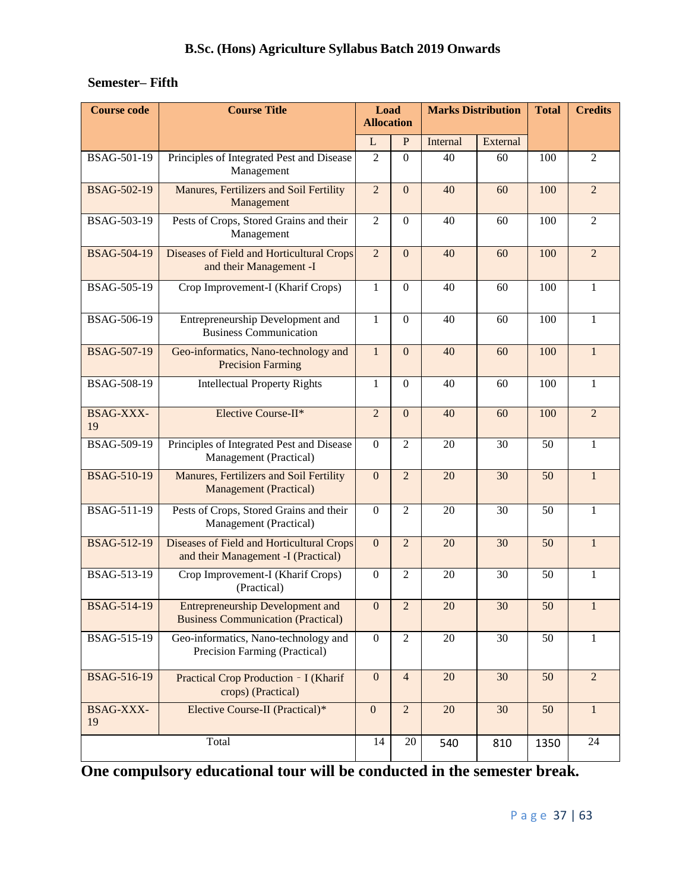**Semester– Fifth**

| Course code | Course Title | Load Allocation | | Marks Distribution | | Total | Credits |
|---|---|---|---|---|---|---|---|
| | | L | P | Internal | External | | |
| BSAG-501-19 | Principles of Integrated Pest and Disease Management | 2 | 0 | 40 | 60 | 100 | 2 |
| BSAG-502-19 | Manures, Fertilizers and Soil Fertility Management | 2 | 0 | 40 | 60 | 100 | 2 |
| BSAG-503-19 | Pests of Crops, Stored Grains and their Management | 2 | 0 | 40 | 60 | 100 | 2 |
| BSAG-504-19 | Diseases of Field and Horticultural Crops and their Management -I | 2 | 0 | 40 | 60 | 100 | 2 |
| BSAG-505-19 | Crop Improvement-I (Kharif Crops) | 1 | 0 | 40 | 60 | 100 | 1 |
| BSAG-506-19 | Entrepreneurship Development and Business Communication | 1 | 0 | 40 | 60 | 100 | 1 |
| BSAG-507-19 | Geo-informatics, Nano-technology and Precision Farming | 1 | 0 | 40 | 60 | 100 | 1 |
| BSAG-508-19 | Intellectual Property Rights | 1 | 0 | 40 | 60 | 100 | 1 |
| BSAG-XXX-19 | Elective Course-II* | 2 | 0 | 40 | 60 | 100 | 2 |
| BSAG-509-19 | Principles of Integrated Pest and Disease Management (Practical) | 0 | 2 | 20 | 30 | 50 | 1 |
| BSAG-510-19 | Manures, Fertilizers and Soil Fertility Management (Practical) | 0 | 2 | 20 | 30 | 50 | 1 |
| BSAG-511-19 | Pests of Crops, Stored Grains and their Management (Practical) | 0 | 2 | 20 | 30 | 50 | 1 |
| BSAG-512-19 | Diseases of Field and Horticultural Crops and their Management -I (Practical) | 0 | 2 | 20 | 30 | 50 | 1 |
| BSAG-513-19 | Crop Improvement-I (Kharif Crops) (Practical) | 0 | 2 | 20 | 30 | 50 | 1 |
| BSAG-514-19 | Entrepreneurship Development and Business Communication (Practical) | 0 | 2 | 20 | 30 | 50 | 1 |
| BSAG-515-19 | Geo-informatics, Nano-technology and Precision Farming (Practical) | 0 | 2 | 20 | 30 | 50 | 1 |
| BSAG-516-19 | Practical Crop Production – I (Kharif crops) (Practical) | 0 | 4 | 20 | 30 | 50 | 2 |
| BSAG-XXX-19 | Elective Course-II (Practical)* | 0 | 2 | 20 | 30 | 50 | 1 |
| Total | | 14 | 20 | 540 | 810 | 1350 | 24 |

**One compulsory educational tour will be conducted in the semester break.**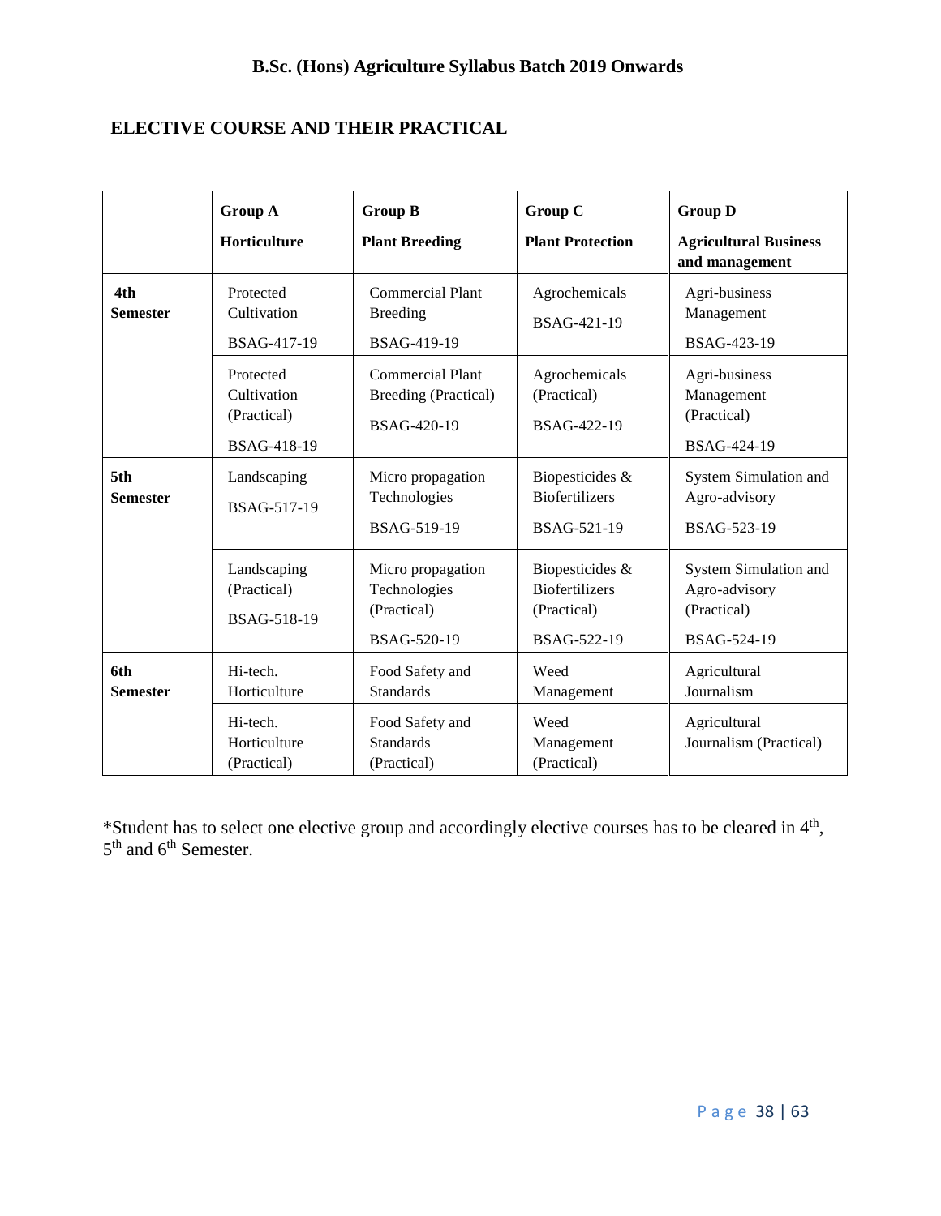## ELECTIVE COURSE AND THEIR PRACTICAL

| | Group A Horticulture | Group B Plant Breeding | Group C Plant Protection | Group D Agricultural Business and management |
|---|---|---|---|---|
| **4th Semester** | Protected Cultivation BSAG-417-19 | Commercial Plant Breeding BSAG-419-19 | Agrochemicals BSAG-421-19 | Agri-business Management BSAG-423-19 |
| | Protected Cultivation (Practical) BSAG-418-19 | Commercial Plant Breeding (Practical) BSAG-420-19 | Agrochemicals (Practical) BSAG-422-19 | Agri-business Management (Practical) BSAG-424-19 |
| **5th Semester** | Landscaping BSAG-517-19 | Micro propagation Technologies BSAG-519-19 | Biopesticides & Biofertilizers BSAG-521-19 | System Simulation and Agro-advisory BSAG-523-19 |
| | Landscaping (Practical) BSAG-518-19 | Micro propagation Technologies (Practical) BSAG-520-19 | Biopesticides & Biofertilizers (Practical) BSAG-522-19 | System Simulation and Agro-advisory (Practical) BSAG-524-19 |
| **6th Semester** | Hi-tech. Horticulture | Food Safety and Standards | Weed Management | Agricultural Journalism |
| | Hi-tech. Horticulture (Practical) | Food Safety and Standards (Practical) | Weed Management (Practical) | Agricultural Journalism (Practical) |

*Student has to select one elective group and accordingly elective courses has to be cleared in 4th, 5th and 6th Semester.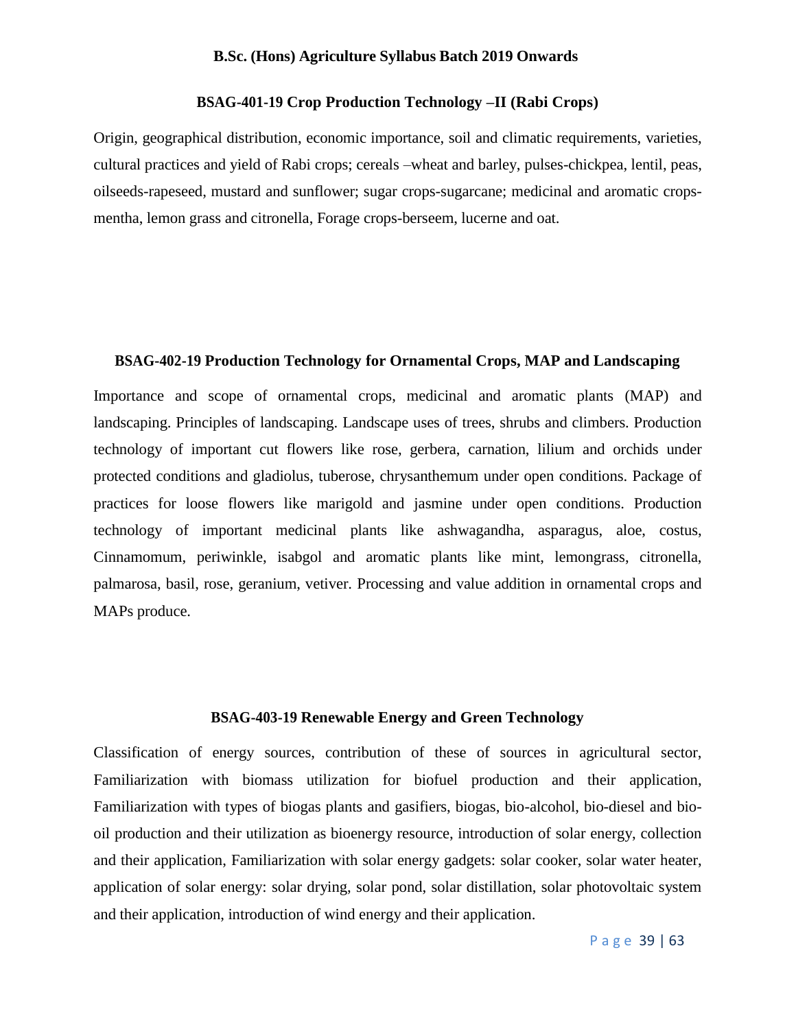### BSAG-401-19 Crop Production Technology –II (Rabi Crops)

Origin, geographical distribution, economic importance, soil and climatic requirements, varieties, cultural practices and yield of Rabi crops; cereals –wheat and barley, pulses-chickpea, lentil, peas, oilseeds-rapeseed, mustard and sunflower; sugar crops-sugarcane; medicinal and aromatic crops-mentha, lemon grass and citronella, Forage crops-berseem, lucerne and oat.

### BSAG-402-19 Production Technology for Ornamental Crops, MAP and Landscaping

Importance and scope of ornamental crops, medicinal and aromatic plants (MAP) and landscaping. Principles of landscaping. Landscape uses of trees, shrubs and climbers. Production technology of important cut flowers like rose, gerbera, carnation, lilium and orchids under protected conditions and gladiolus, tuberose, chrysanthemum under open conditions. Package of practices for loose flowers like marigold and jasmine under open conditions. Production technology of important medicinal plants like ashwagandha, asparagus, aloe, costus, Cinnamomum, periwinkle, isabgol and aromatic plants like mint, lemongrass, citronella, palmarosa, basil, rose, geranium, vetiver. Processing and value addition in ornamental crops and MAPs produce.

### BSAG-403-19 Renewable Energy and Green Technology

Classification of energy sources, contribution of these of sources in agricultural sector, Familiarization with biomass utilization for biofuel production and their application, Familiarization with types of biogas plants and gasifiers, biogas, bio-alcohol, bio-diesel and bio-oil production and their utilization as bioenergy resource, introduction of solar energy, collection and their application, Familiarization with solar energy gadgets: solar cooker, solar water heater, application of solar energy: solar drying, solar pond, solar distillation, solar photovoltaic system and their application, introduction of wind energy and their application.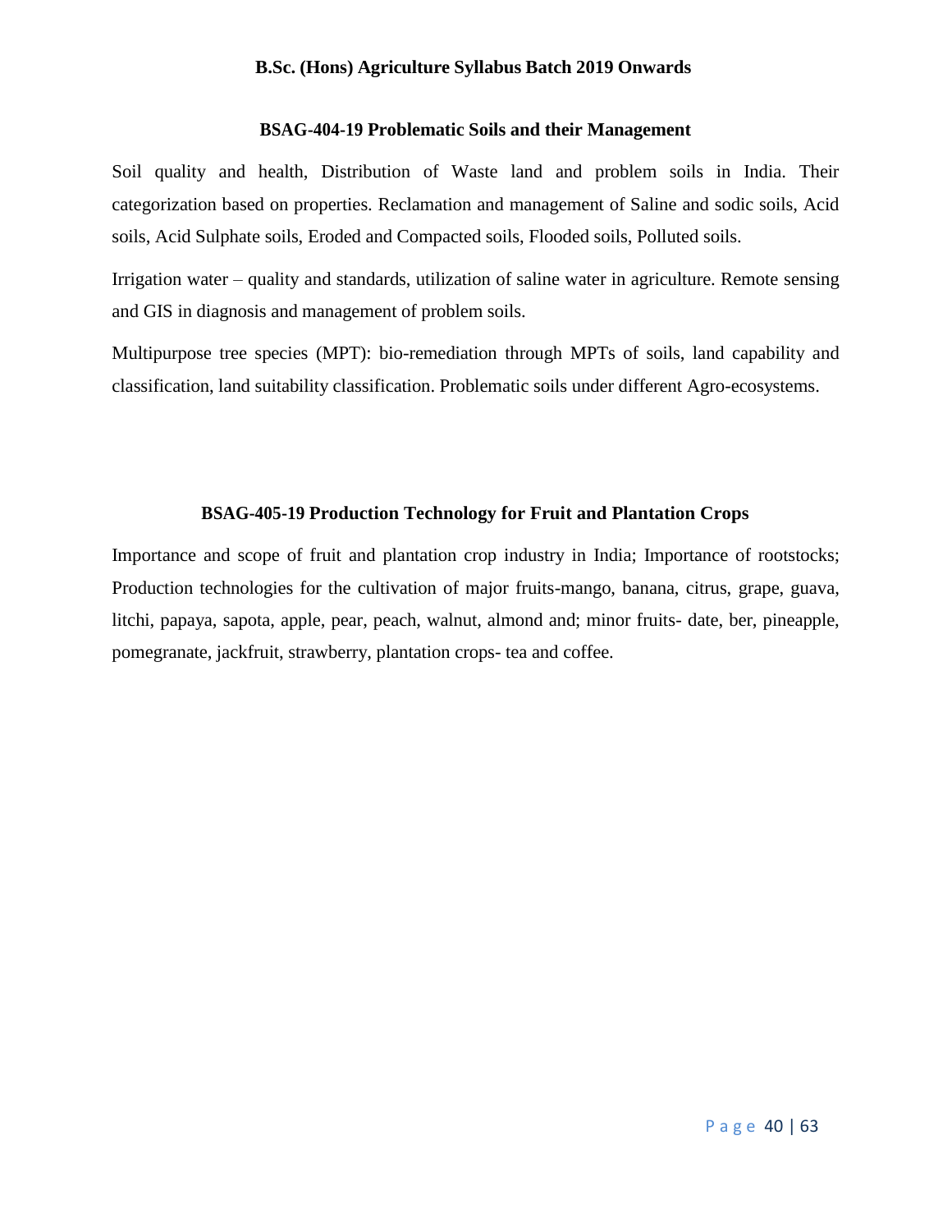### BSAG-404-19 Problematic Soils and their Management

Soil quality and health, Distribution of Waste land and problem soils in India. Their categorization based on properties. Reclamation and management of Saline and sodic soils, Acid soils, Acid Sulphate soils, Eroded and Compacted soils, Flooded soils, Polluted soils.

Irrigation water – quality and standards, utilization of saline water in agriculture. Remote sensing and GIS in diagnosis and management of problem soils.

Multipurpose tree species (MPT): bio-remediation through MPTs of soils, land capability and classification, land suitability classification. Problematic soils under different Agro-ecosystems.

### BSAG-405-19 Production Technology for Fruit and Plantation Crops

Importance and scope of fruit and plantation crop industry in India; Importance of rootstocks; Production technologies for the cultivation of major fruits-mango, banana, citrus, grape, guava, litchi, papaya, sapota, apple, pear, peach, walnut, almond and; minor fruits- date, ber, pineapple, pomegranate, jackfruit, strawberry, plantation crops- tea and coffee.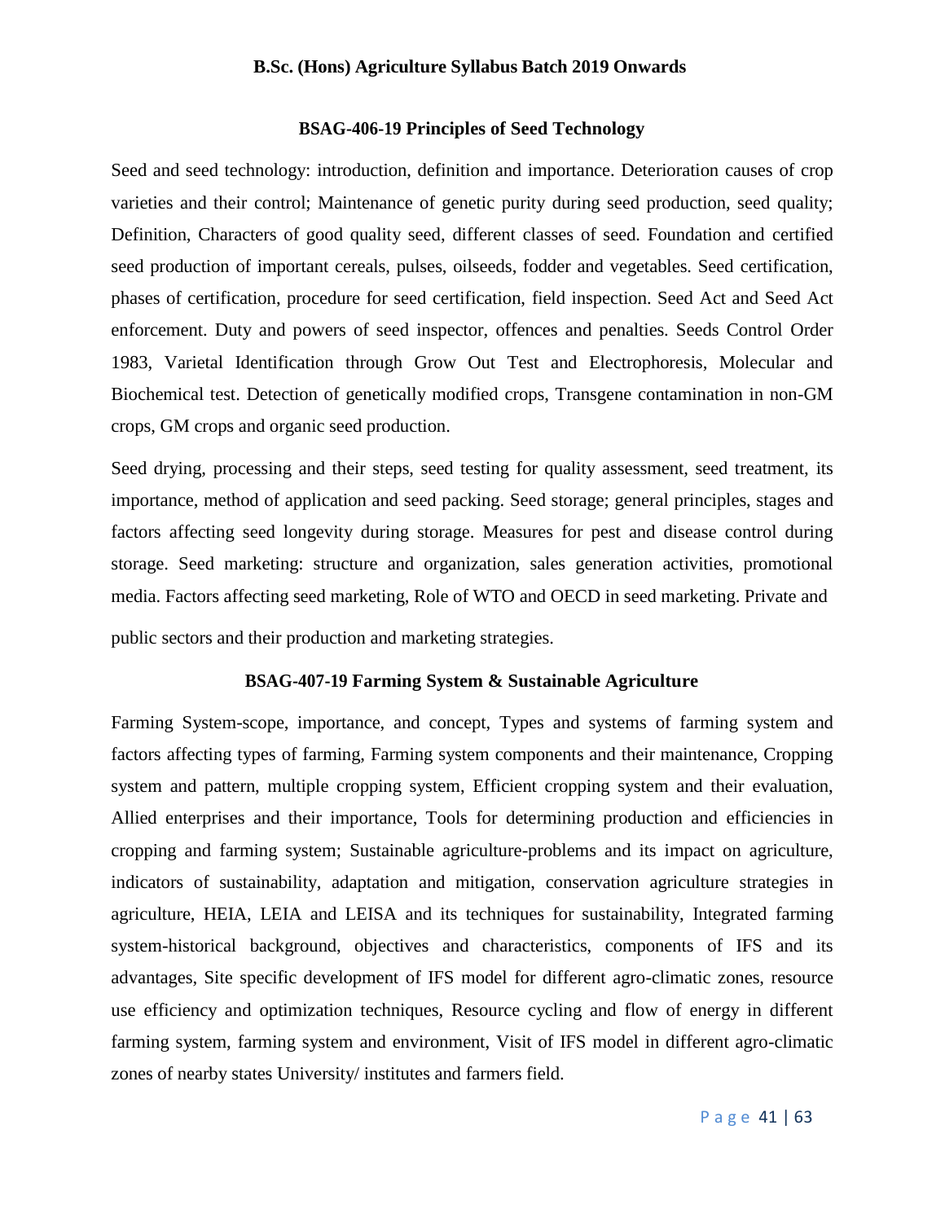### BSAG-406-19 Principles of Seed Technology

Seed and seed technology: introduction, definition and importance. Deterioration causes of crop varieties and their control; Maintenance of genetic purity during seed production, seed quality; Definition, Characters of good quality seed, different classes of seed. Foundation and certified seed production of important cereals, pulses, oilseeds, fodder and vegetables. Seed certification, phases of certification, procedure for seed certification, field inspection. Seed Act and Seed Act enforcement. Duty and powers of seed inspector, offences and penalties. Seeds Control Order 1983, Varietal Identification through Grow Out Test and Electrophoresis, Molecular and Biochemical test. Detection of genetically modified crops, Transgene contamination in non-GM crops, GM crops and organic seed production.

Seed drying, processing and their steps, seed testing for quality assessment, seed treatment, its importance, method of application and seed packing. Seed storage; general principles, stages and factors affecting seed longevity during storage. Measures for pest and disease control during storage. Seed marketing: structure and organization, sales generation activities, promotional media. Factors affecting seed marketing, Role of WTO and OECD in seed marketing. Private and public sectors and their production and marketing strategies.

### BSAG-407-19 Farming System & Sustainable Agriculture

Farming System-scope, importance, and concept, Types and systems of farming system and factors affecting types of farming, Farming system components and their maintenance, Cropping system and pattern, multiple cropping system, Efficient cropping system and their evaluation, Allied enterprises and their importance, Tools for determining production and efficiencies in cropping and farming system; Sustainable agriculture-problems and its impact on agriculture, indicators of sustainability, adaptation and mitigation, conservation agriculture strategies in agriculture, HEIA, LEIA and LEISA and its techniques for sustainability, Integrated farming system-historical background, objectives and characteristics, components of IFS and its advantages, Site specific development of IFS model for different agro-climatic zones, resource use efficiency and optimization techniques, Resource cycling and flow of energy in different farming system, farming system and environment, Visit of IFS model in different agro-climatic zones of nearby states University/ institutes and farmers field.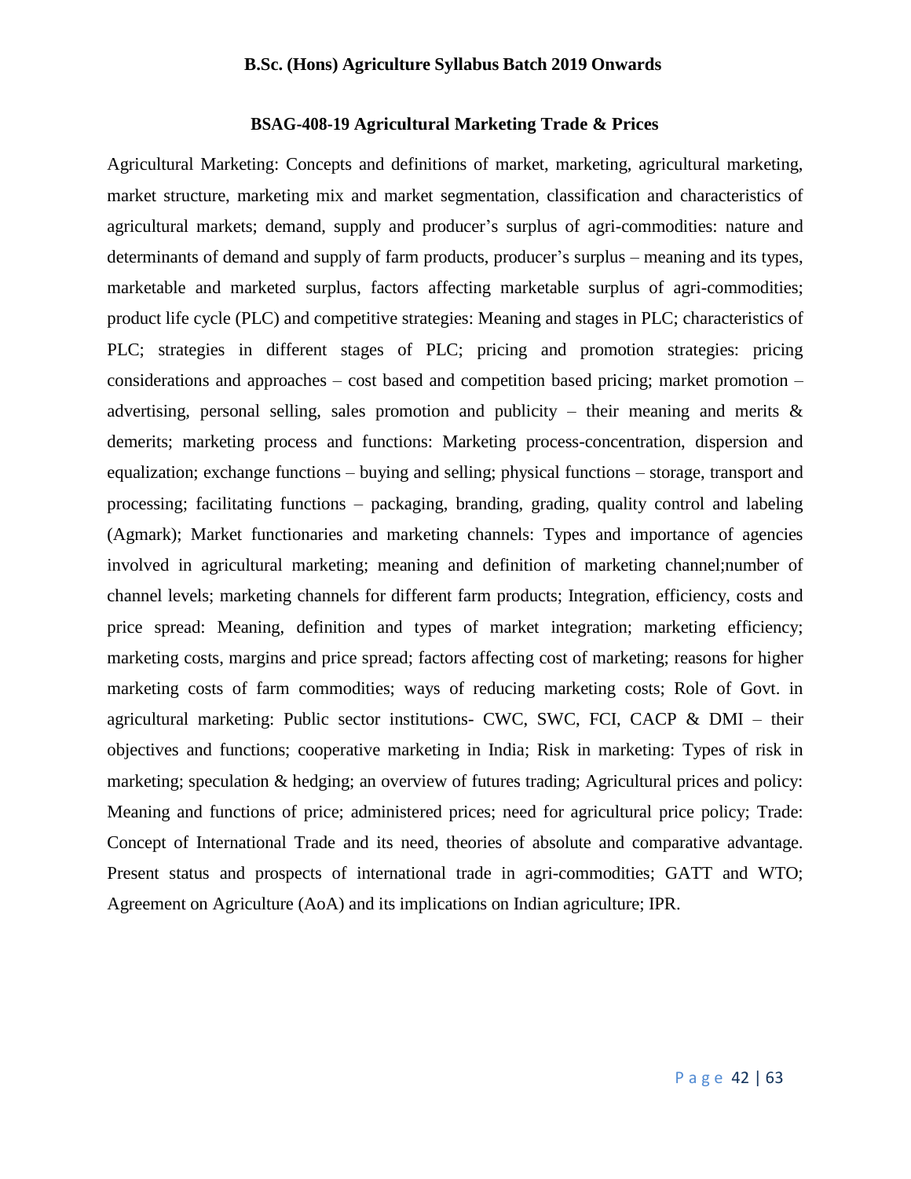## BSAG-408-19 Agricultural Marketing Trade & Prices

Agricultural Marketing: Concepts and definitions of market, marketing, agricultural marketing, market structure, marketing mix and market segmentation, classification and characteristics of agricultural markets; demand, supply and producer's surplus of agri-commodities: nature and determinants of demand and supply of farm products, producer's surplus – meaning and its types, marketable and marketed surplus, factors affecting marketable surplus of agri-commodities; product life cycle (PLC) and competitive strategies: Meaning and stages in PLC; characteristics of PLC; strategies in different stages of PLC; pricing and promotion strategies: pricing considerations and approaches – cost based and competition based pricing; market promotion – advertising, personal selling, sales promotion and publicity – their meaning and merits & demerits; marketing process and functions: Marketing process-concentration, dispersion and equalization; exchange functions – buying and selling; physical functions – storage, transport and processing; facilitating functions – packaging, branding, grading, quality control and labeling (Agmark); Market functionaries and marketing channels: Types and importance of agencies involved in agricultural marketing; meaning and definition of marketing channel;number of channel levels; marketing channels for different farm products; Integration, efficiency, costs and price spread: Meaning, definition and types of market integration; marketing efficiency; marketing costs, margins and price spread; factors affecting cost of marketing; reasons for higher marketing costs of farm commodities; ways of reducing marketing costs; Role of Govt. in agricultural marketing: Public sector institutions- CWC, SWC, FCI, CACP & DMI – their objectives and functions; cooperative marketing in India; Risk in marketing: Types of risk in marketing; speculation & hedging; an overview of futures trading; Agricultural prices and policy: Meaning and functions of price; administered prices; need for agricultural price policy; Trade: Concept of International Trade and its need, theories of absolute and comparative advantage. Present status and prospects of international trade in agri-commodities; GATT and WTO; Agreement on Agriculture (AoA) and its implications on Indian agriculture; IPR.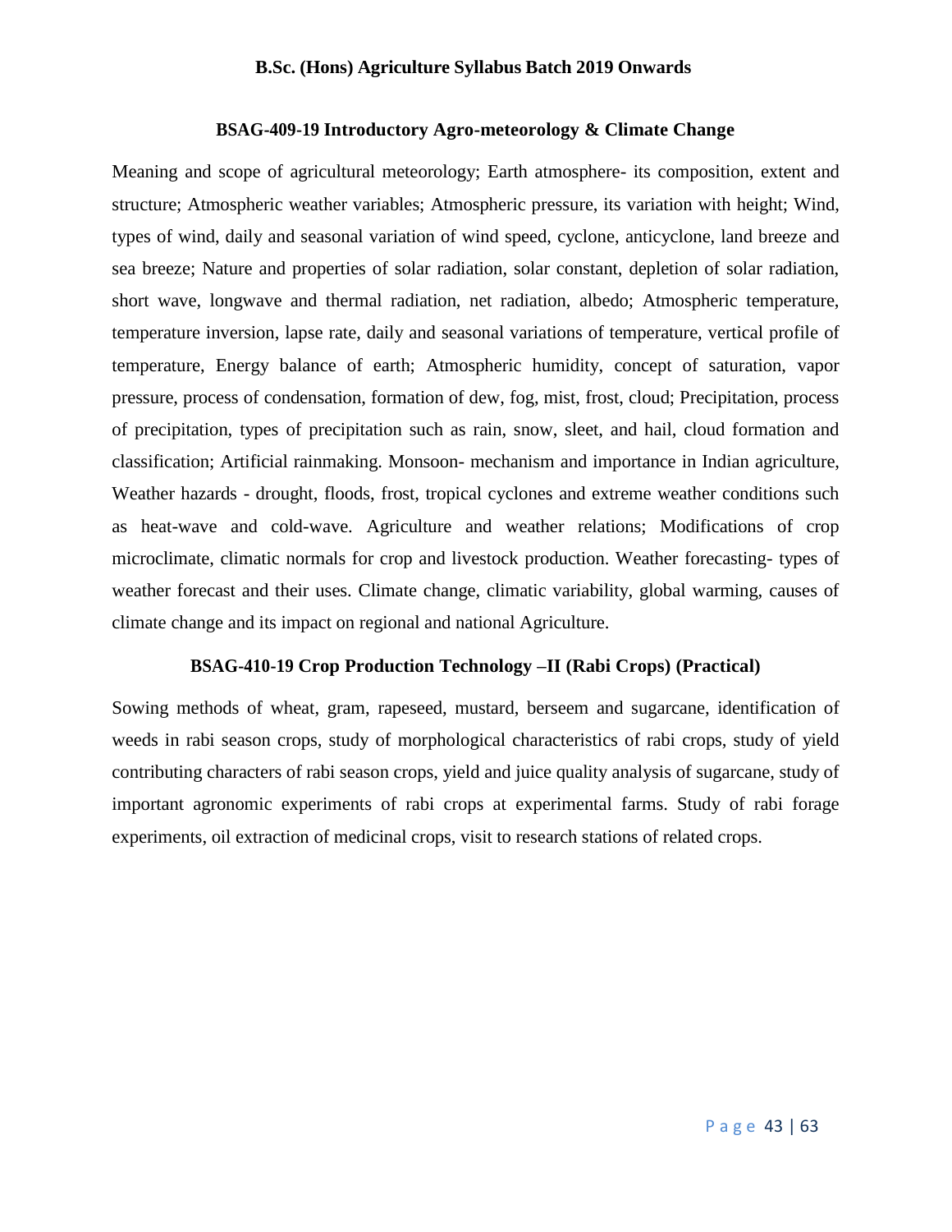### BSAG-409-19 Introductory Agro-meteorology & Climate Change

Meaning and scope of agricultural meteorology; Earth atmosphere- its composition, extent and structure; Atmospheric weather variables; Atmospheric pressure, its variation with height; Wind, types of wind, daily and seasonal variation of wind speed, cyclone, anticyclone, land breeze and sea breeze; Nature and properties of solar radiation, solar constant, depletion of solar radiation, short wave, longwave and thermal radiation, net radiation, albedo; Atmospheric temperature, temperature inversion, lapse rate, daily and seasonal variations of temperature, vertical profile of temperature, Energy balance of earth; Atmospheric humidity, concept of saturation, vapor pressure, process of condensation, formation of dew, fog, mist, frost, cloud; Precipitation, process of precipitation, types of precipitation such as rain, snow, sleet, and hail, cloud formation and classification; Artificial rainmaking. Monsoon- mechanism and importance in Indian agriculture, Weather hazards - drought, floods, frost, tropical cyclones and extreme weather conditions such as heat-wave and cold-wave. Agriculture and weather relations; Modifications of crop microclimate, climatic normals for crop and livestock production. Weather forecasting- types of weather forecast and their uses. Climate change, climatic variability, global warming, causes of climate change and its impact on regional and national Agriculture.

### BSAG-410-19 Crop Production Technology –II (Rabi Crops) (Practical)

Sowing methods of wheat, gram, rapeseed, mustard, berseem and sugarcane, identification of weeds in rabi season crops, study of morphological characteristics of rabi crops, study of yield contributing characters of rabi season crops, yield and juice quality analysis of sugarcane, study of important agronomic experiments of rabi crops at experimental farms. Study of rabi forage experiments, oil extraction of medicinal crops, visit to research stations of related crops.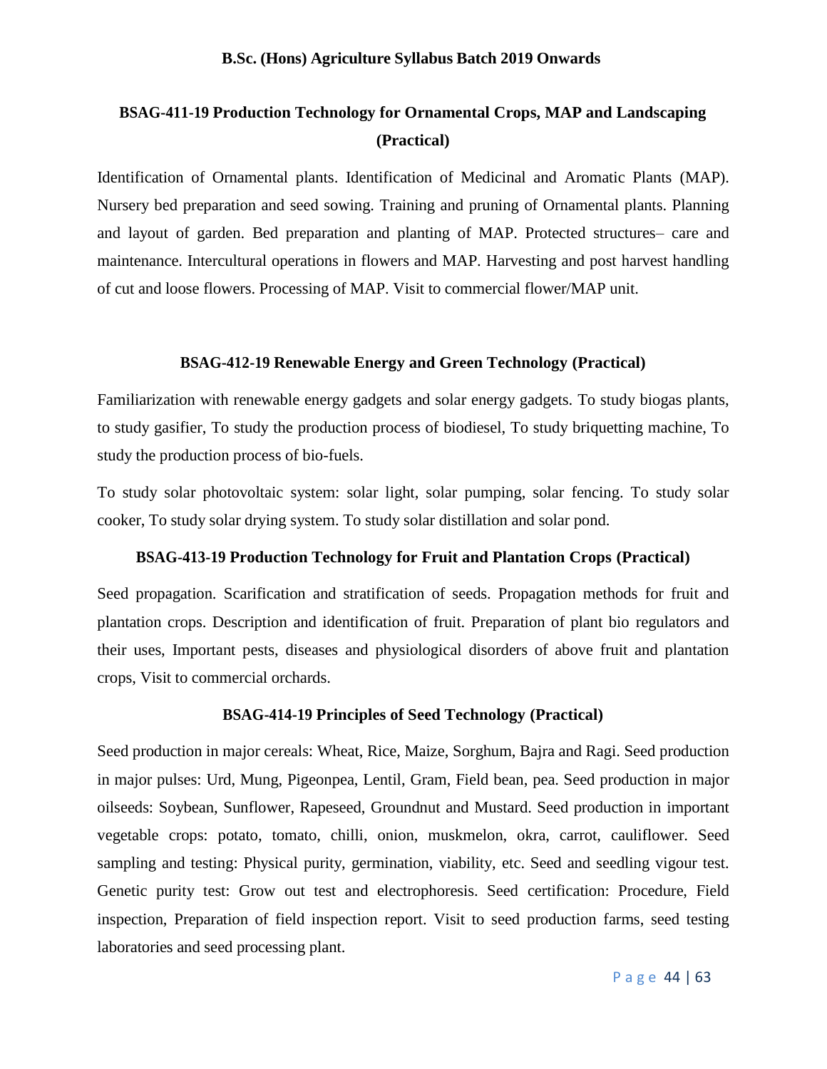## BSAG-411-19 Production Technology for Ornamental Crops, MAP and Landscaping (Practical)

Identification of Ornamental plants. Identification of Medicinal and Aromatic Plants (MAP). Nursery bed preparation and seed sowing. Training and pruning of Ornamental plants. Planning and layout of garden. Bed preparation and planting of MAP. Protected structures– care and maintenance. Intercultural operations in flowers and MAP. Harvesting and post harvest handling of cut and loose flowers. Processing of MAP. Visit to commercial flower/MAP unit.

## BSAG-412-19 Renewable Energy and Green Technology (Practical)

Familiarization with renewable energy gadgets and solar energy gadgets. To study biogas plants, to study gasifier, To study the production process of biodiesel, To study briquetting machine, To study the production process of bio-fuels.

To study solar photovoltaic system: solar light, solar pumping, solar fencing. To study solar cooker, To study solar drying system. To study solar distillation and solar pond.

## BSAG-413-19 Production Technology for Fruit and Plantation Crops (Practical)

Seed propagation. Scarification and stratification of seeds. Propagation methods for fruit and plantation crops. Description and identification of fruit. Preparation of plant bio regulators and their uses, Important pests, diseases and physiological disorders of above fruit and plantation crops, Visit to commercial orchards.

## BSAG-414-19 Principles of Seed Technology (Practical)

Seed production in major cereals: Wheat, Rice, Maize, Sorghum, Bajra and Ragi. Seed production in major pulses: Urd, Mung, Pigeonpea, Lentil, Gram, Field bean, pea. Seed production in major oilseeds: Soybean, Sunflower, Rapeseed, Groundnut and Mustard. Seed production in important vegetable crops: potato, tomato, chilli, onion, muskmelon, okra, carrot, cauliflower. Seed sampling and testing: Physical purity, germination, viability, etc. Seed and seedling vigour test. Genetic purity test: Grow out test and electrophoresis. Seed certification: Procedure, Field inspection, Preparation of field inspection report. Visit to seed production farms, seed testing laboratories and seed processing plant.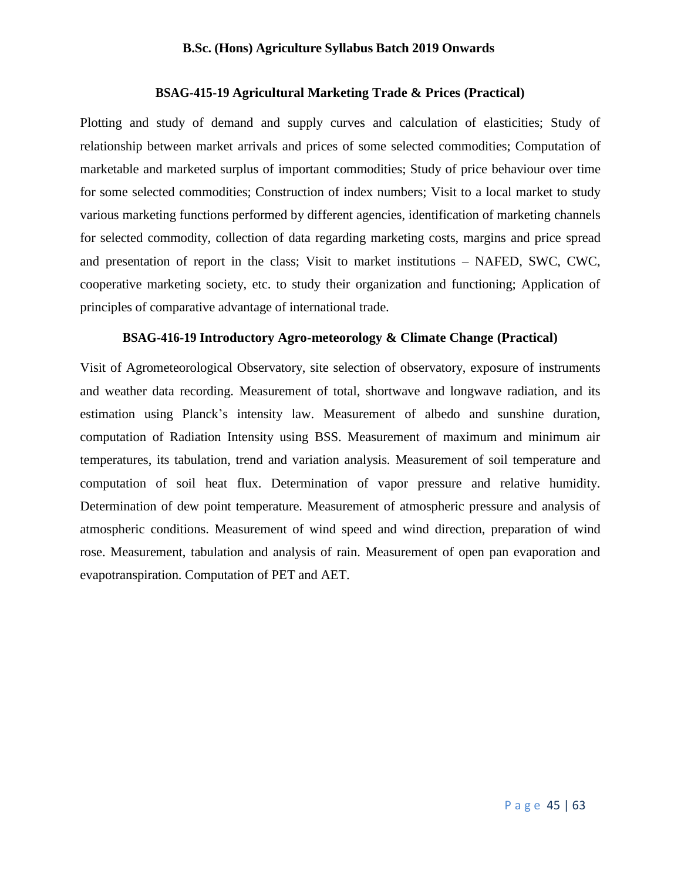### BSAG-415-19 Agricultural Marketing Trade & Prices (Practical)

Plotting and study of demand and supply curves and calculation of elasticities; Study of relationship between market arrivals and prices of some selected commodities; Computation of marketable and marketed surplus of important commodities; Study of price behaviour over time for some selected commodities; Construction of index numbers; Visit to a local market to study various marketing functions performed by different agencies, identification of marketing channels for selected commodity, collection of data regarding marketing costs, margins and price spread and presentation of report in the class; Visit to market institutions – NAFED, SWC, CWC, cooperative marketing society, etc. to study their organization and functioning; Application of principles of comparative advantage of international trade.

### BSAG-416-19 Introductory Agro-meteorology & Climate Change (Practical)

Visit of Agrometeorological Observatory, site selection of observatory, exposure of instruments and weather data recording. Measurement of total, shortwave and longwave radiation, and its estimation using Planck's intensity law. Measurement of albedo and sunshine duration, computation of Radiation Intensity using BSS. Measurement of maximum and minimum air temperatures, its tabulation, trend and variation analysis. Measurement of soil temperature and computation of soil heat flux. Determination of vapor pressure and relative humidity. Determination of dew point temperature. Measurement of atmospheric pressure and analysis of atmospheric conditions. Measurement of wind speed and wind direction, preparation of wind rose. Measurement, tabulation and analysis of rain. Measurement of open pan evaporation and evapotranspiration. Computation of PET and AET.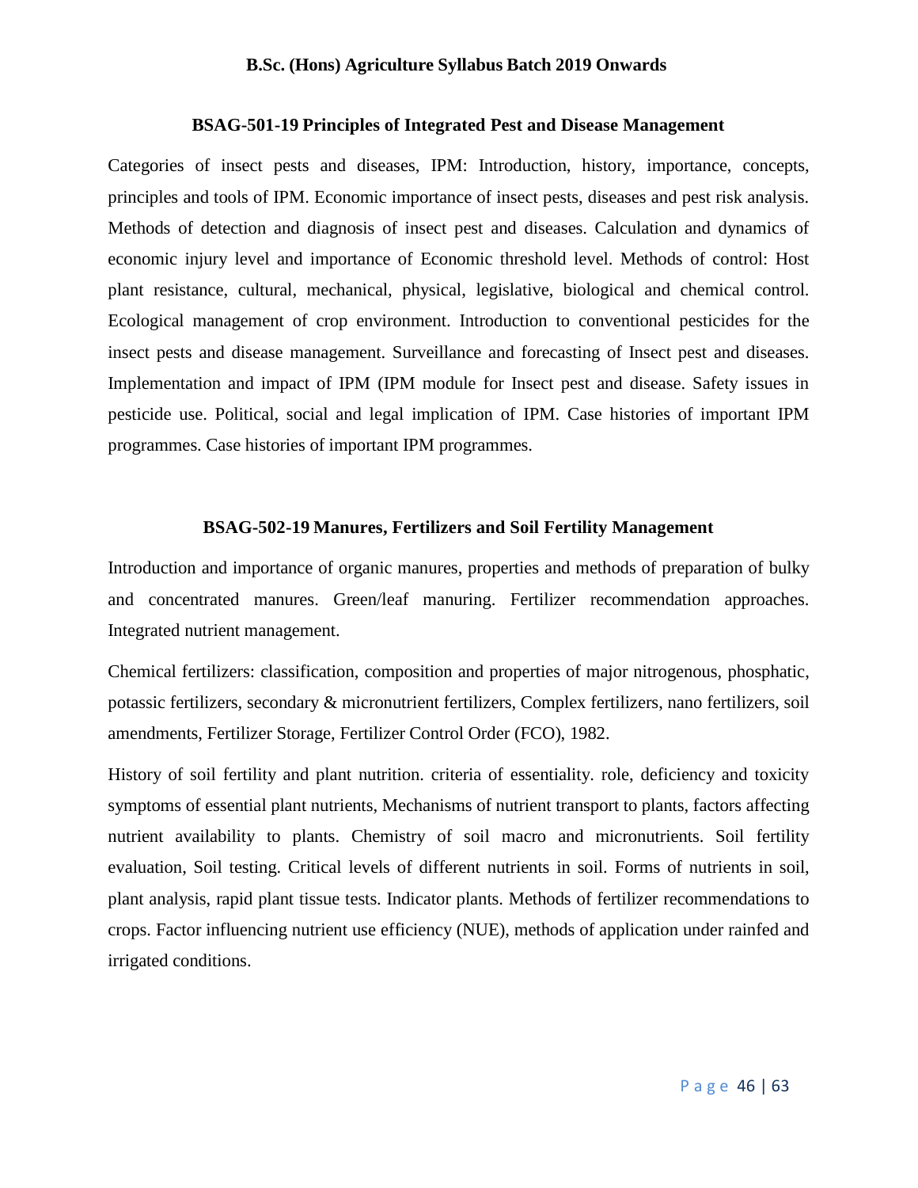### BSAG-501-19 Principles of Integrated Pest and Disease Management

Categories of insect pests and diseases, IPM: Introduction, history, importance, concepts, principles and tools of IPM. Economic importance of insect pests, diseases and pest risk analysis. Methods of detection and diagnosis of insect pest and diseases. Calculation and dynamics of economic injury level and importance of Economic threshold level. Methods of control: Host plant resistance, cultural, mechanical, physical, legislative, biological and chemical control. Ecological management of crop environment. Introduction to conventional pesticides for the insect pests and disease management. Surveillance and forecasting of Insect pest and diseases. Implementation and impact of IPM (IPM module for Insect pest and disease. Safety issues in pesticide use. Political, social and legal implication of IPM. Case histories of important IPM programmes. Case histories of important IPM programmes.

### BSAG-502-19 Manures, Fertilizers and Soil Fertility Management

Introduction and importance of organic manures, properties and methods of preparation of bulky and concentrated manures. Green/leaf manuring. Fertilizer recommendation approaches. Integrated nutrient management.

Chemical fertilizers: classification, composition and properties of major nitrogenous, phosphatic, potassic fertilizers, secondary & micronutrient fertilizers, Complex fertilizers, nano fertilizers, soil amendments, Fertilizer Storage, Fertilizer Control Order (FCO), 1982.

History of soil fertility and plant nutrition. criteria of essentiality. role, deficiency and toxicity symptoms of essential plant nutrients, Mechanisms of nutrient transport to plants, factors affecting nutrient availability to plants. Chemistry of soil macro and micronutrients. Soil fertility evaluation, Soil testing. Critical levels of different nutrients in soil. Forms of nutrients in soil, plant analysis, rapid plant tissue tests. Indicator plants. Methods of fertilizer recommendations to crops. Factor influencing nutrient use efficiency (NUE), methods of application under rainfed and irrigated conditions.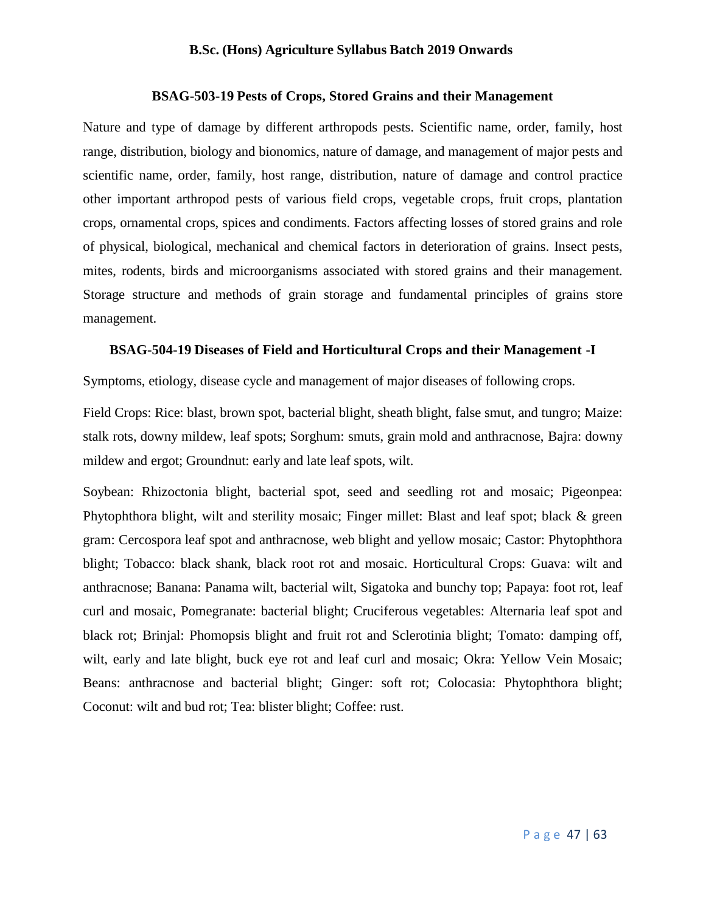### BSAG-503-19 Pests of Crops, Stored Grains and their Management

Nature and type of damage by different arthropods pests. Scientific name, order, family, host range, distribution, biology and bionomics, nature of damage, and management of major pests and scientific name, order, family, host range, distribution, nature of damage and control practice other important arthropod pests of various field crops, vegetable crops, fruit crops, plantation crops, ornamental crops, spices and condiments. Factors affecting losses of stored grains and role of physical, biological, mechanical and chemical factors in deterioration of grains. Insect pests, mites, rodents, birds and microorganisms associated with stored grains and their management. Storage structure and methods of grain storage and fundamental principles of grains store management.

### BSAG-504-19 Diseases of Field and Horticultural Crops and their Management -I

Symptoms, etiology, disease cycle and management of major diseases of following crops.

Field Crops: Rice: blast, brown spot, bacterial blight, sheath blight, false smut, and tungro; Maize: stalk rots, downy mildew, leaf spots; Sorghum: smuts, grain mold and anthracnose, Bajra: downy mildew and ergot; Groundnut: early and late leaf spots, wilt.

Soybean: Rhizoctonia blight, bacterial spot, seed and seedling rot and mosaic; Pigeonpea: Phytophthora blight, wilt and sterility mosaic; Finger millet: Blast and leaf spot; black & green gram: Cercospora leaf spot and anthracnose, web blight and yellow mosaic; Castor: Phytophthora blight; Tobacco: black shank, black root rot and mosaic. Horticultural Crops: Guava: wilt and anthracnose; Banana: Panama wilt, bacterial wilt, Sigatoka and bunchy top; Papaya: foot rot, leaf curl and mosaic, Pomegranate: bacterial blight; Cruciferous vegetables: Alternaria leaf spot and black rot; Brinjal: Phomopsis blight and fruit rot and Sclerotinia blight; Tomato: damping off, wilt, early and late blight, buck eye rot and leaf curl and mosaic; Okra: Yellow Vein Mosaic; Beans: anthracnose and bacterial blight; Ginger: soft rot; Colocasia: Phytophthora blight; Coconut: wilt and bud rot; Tea: blister blight; Coffee: rust.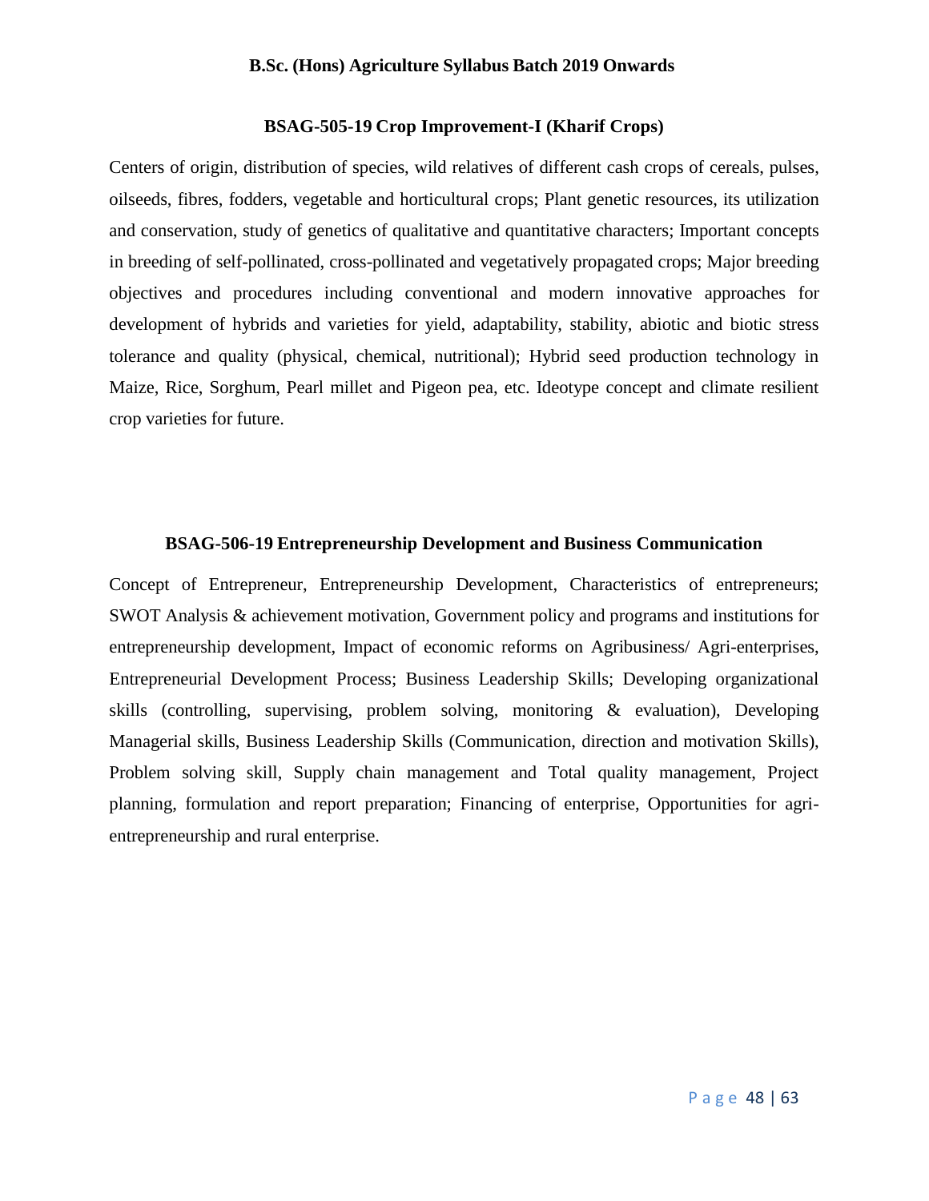## BSAG-505-19 Crop Improvement-I (Kharif Crops)

Centers of origin, distribution of species, wild relatives of different cash crops of cereals, pulses, oilseeds, fibres, fodders, vegetable and horticultural crops; Plant genetic resources, its utilization and conservation, study of genetics of qualitative and quantitative characters; Important concepts in breeding of self-pollinated, cross-pollinated and vegetatively propagated crops; Major breeding objectives and procedures including conventional and modern innovative approaches for development of hybrids and varieties for yield, adaptability, stability, abiotic and biotic stress tolerance and quality (physical, chemical, nutritional); Hybrid seed production technology in Maize, Rice, Sorghum, Pearl millet and Pigeon pea, etc. Ideotype concept and climate resilient crop varieties for future.

## BSAG-506-19 Entrepreneurship Development and Business Communication

Concept of Entrepreneur, Entrepreneurship Development, Characteristics of entrepreneurs; SWOT Analysis & achievement motivation, Government policy and programs and institutions for entrepreneurship development, Impact of economic reforms on Agribusiness/ Agri-enterprises, Entrepreneurial Development Process; Business Leadership Skills; Developing organizational skills (controlling, supervising, problem solving, monitoring & evaluation), Developing Managerial skills, Business Leadership Skills (Communication, direction and motivation Skills), Problem solving skill, Supply chain management and Total quality management, Project planning, formulation and report preparation; Financing of enterprise, Opportunities for agri-entrepreneurship and rural enterprise.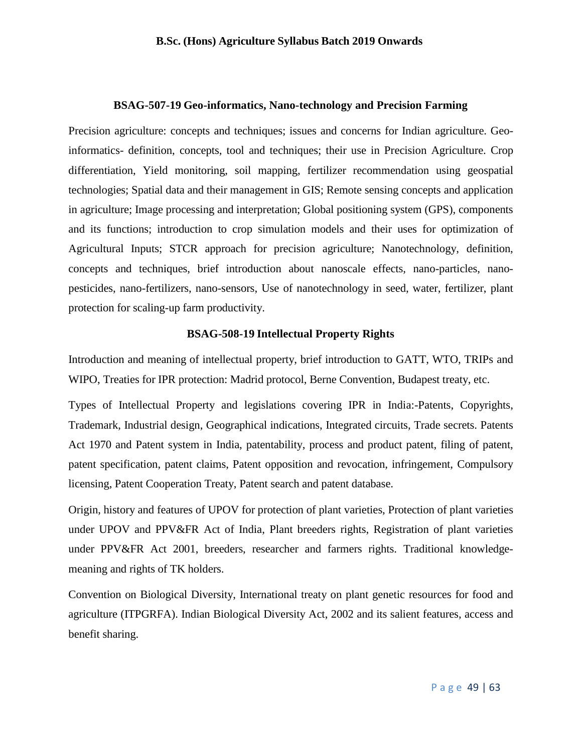### BSAG-507-19 Geo-informatics, Nano-technology and Precision Farming

Precision agriculture: concepts and techniques; issues and concerns for Indian agriculture. Geo-informatics- definition, concepts, tool and techniques; their use in Precision Agriculture. Crop differentiation, Yield monitoring, soil mapping, fertilizer recommendation using geospatial technologies; Spatial data and their management in GIS; Remote sensing concepts and application in agriculture; Image processing and interpretation; Global positioning system (GPS), components and its functions; introduction to crop simulation models and their uses for optimization of Agricultural Inputs; STCR approach for precision agriculture; Nanotechnology, definition, concepts and techniques, brief introduction about nanoscale effects, nano-particles, nano-pesticides, nano-fertilizers, nano-sensors, Use of nanotechnology in seed, water, fertilizer, plant protection for scaling-up farm productivity.

### BSAG-508-19 Intellectual Property Rights

Introduction and meaning of intellectual property, brief introduction to GATT, WTO, TRIPs and WIPO, Treaties for IPR protection: Madrid protocol, Berne Convention, Budapest treaty, etc.

Types of Intellectual Property and legislations covering IPR in India:-Patents, Copyrights, Trademark, Industrial design, Geographical indications, Integrated circuits, Trade secrets. Patents Act 1970 and Patent system in India, patentability, process and product patent, filing of patent, patent specification, patent claims, Patent opposition and revocation, infringement, Compulsory licensing, Patent Cooperation Treaty, Patent search and patent database.

Origin, history and features of UPOV for protection of plant varieties, Protection of plant varieties under UPOV and PPV&FR Act of India, Plant breeders rights, Registration of plant varieties under PPV&FR Act 2001, breeders, researcher and farmers rights. Traditional knowledge-meaning and rights of TK holders.

Convention on Biological Diversity, International treaty on plant genetic resources for food and agriculture (ITPGRFA). Indian Biological Diversity Act, 2002 and its salient features, access and benefit sharing.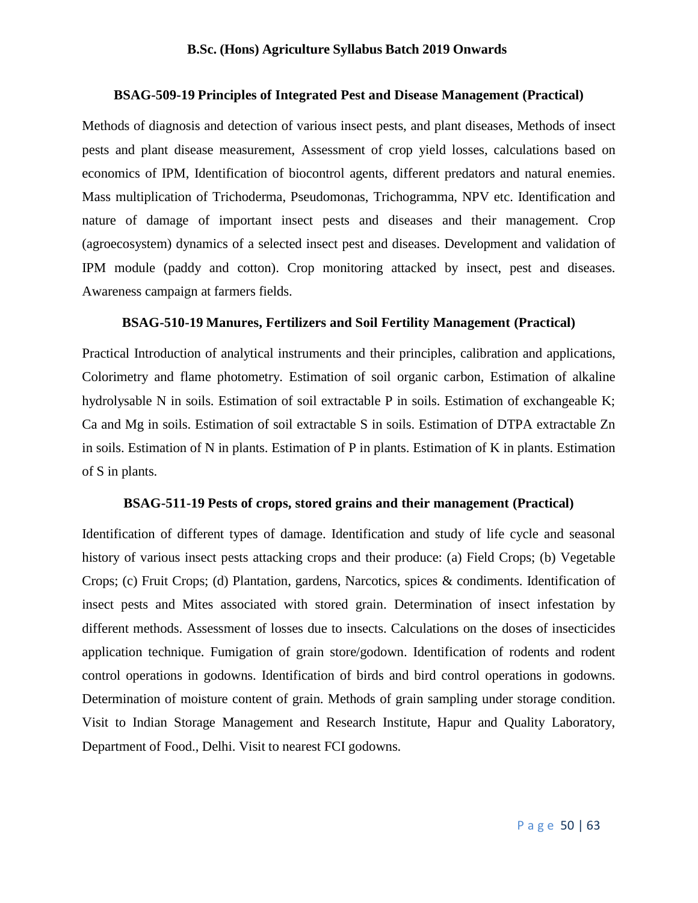### BSAG-509-19 Principles of Integrated Pest and Disease Management (Practical)

Methods of diagnosis and detection of various insect pests, and plant diseases, Methods of insect pests and plant disease measurement, Assessment of crop yield losses, calculations based on economics of IPM, Identification of biocontrol agents, different predators and natural enemies. Mass multiplication of Trichoderma, Pseudomonas, Trichogramma, NPV etc. Identification and nature of damage of important insect pests and diseases and their management. Crop (agroecosystem) dynamics of a selected insect pest and diseases. Development and validation of IPM module (paddy and cotton). Crop monitoring attacked by insect, pest and diseases. Awareness campaign at farmers fields.

### BSAG-510-19 Manures, Fertilizers and Soil Fertility Management (Practical)

Practical Introduction of analytical instruments and their principles, calibration and applications, Colorimetry and flame photometry. Estimation of soil organic carbon, Estimation of alkaline hydrolysable N in soils. Estimation of soil extractable P in soils. Estimation of exchangeable K; Ca and Mg in soils. Estimation of soil extractable S in soils. Estimation of DTPA extractable Zn in soils. Estimation of N in plants. Estimation of P in plants. Estimation of K in plants. Estimation of S in plants.

### BSAG-511-19 Pests of crops, stored grains and their management (Practical)

Identification of different types of damage. Identification and study of life cycle and seasonal history of various insect pests attacking crops and their produce: (a) Field Crops; (b) Vegetable Crops; (c) Fruit Crops; (d) Plantation, gardens, Narcotics, spices & condiments. Identification of insect pests and Mites associated with stored grain. Determination of insect infestation by different methods. Assessment of losses due to insects. Calculations on the doses of insecticides application technique. Fumigation of grain store/godown. Identification of rodents and rodent control operations in godowns. Identification of birds and bird control operations in godowns. Determination of moisture content of grain. Methods of grain sampling under storage condition. Visit to Indian Storage Management and Research Institute, Hapur and Quality Laboratory, Department of Food., Delhi. Visit to nearest FCI godowns.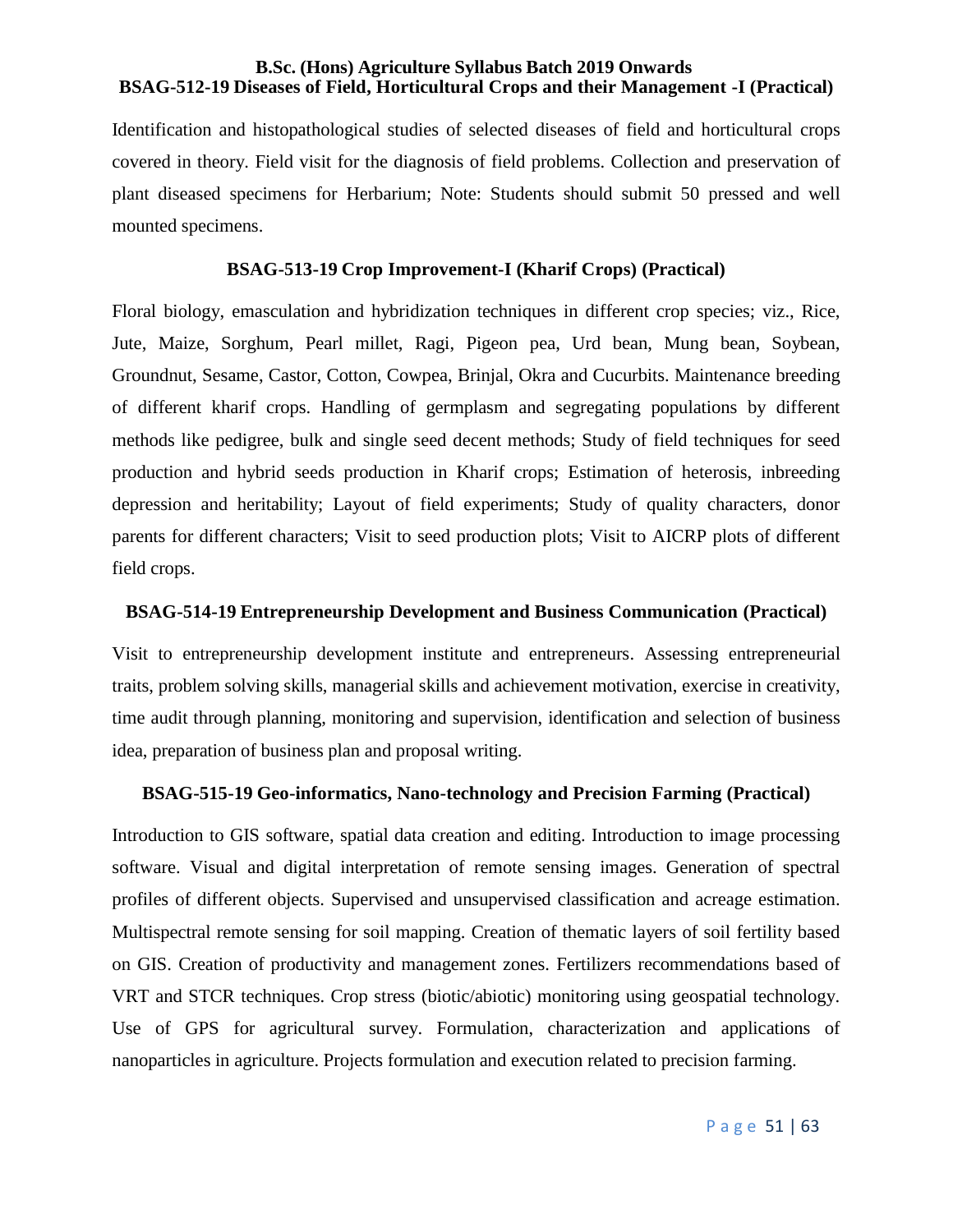## BSAG-512-19 Diseases of Field, Horticultural Crops and their Management -I (Practical)

Identification and histopathological studies of selected diseases of field and horticultural crops covered in theory. Field visit for the diagnosis of field problems. Collection and preservation of plant diseased specimens for Herbarium; Note: Students should submit 50 pressed and well mounted specimens.

## BSAG-513-19 Crop Improvement-I (Kharif Crops) (Practical)

Floral biology, emasculation and hybridization techniques in different crop species; viz., Rice, Jute, Maize, Sorghum, Pearl millet, Ragi, Pigeon pea, Urd bean, Mung bean, Soybean, Groundnut, Sesame, Castor, Cotton, Cowpea, Brinjal, Okra and Cucurbits. Maintenance breeding of different kharif crops. Handling of germplasm and segregating populations by different methods like pedigree, bulk and single seed decent methods; Study of field techniques for seed production and hybrid seeds production in Kharif crops; Estimation of heterosis, inbreeding depression and heritability; Layout of field experiments; Study of quality characters, donor parents for different characters; Visit to seed production plots; Visit to AICRP plots of different field crops.

## BSAG-514-19 Entrepreneurship Development and Business Communication (Practical)

Visit to entrepreneurship development institute and entrepreneurs. Assessing entrepreneurial traits, problem solving skills, managerial skills and achievement motivation, exercise in creativity, time audit through planning, monitoring and supervision, identification and selection of business idea, preparation of business plan and proposal writing.

## BSAG-515-19 Geo-informatics, Nano-technology and Precision Farming (Practical)

Introduction to GIS software, spatial data creation and editing. Introduction to image processing software. Visual and digital interpretation of remote sensing images. Generation of spectral profiles of different objects. Supervised and unsupervised classification and acreage estimation. Multispectral remote sensing for soil mapping. Creation of thematic layers of soil fertility based on GIS. Creation of productivity and management zones. Fertilizers recommendations based of VRT and STCR techniques. Crop stress (biotic/abiotic) monitoring using geospatial technology. Use of GPS for agricultural survey. Formulation, characterization and applications of nanoparticles in agriculture. Projects formulation and execution related to precision farming.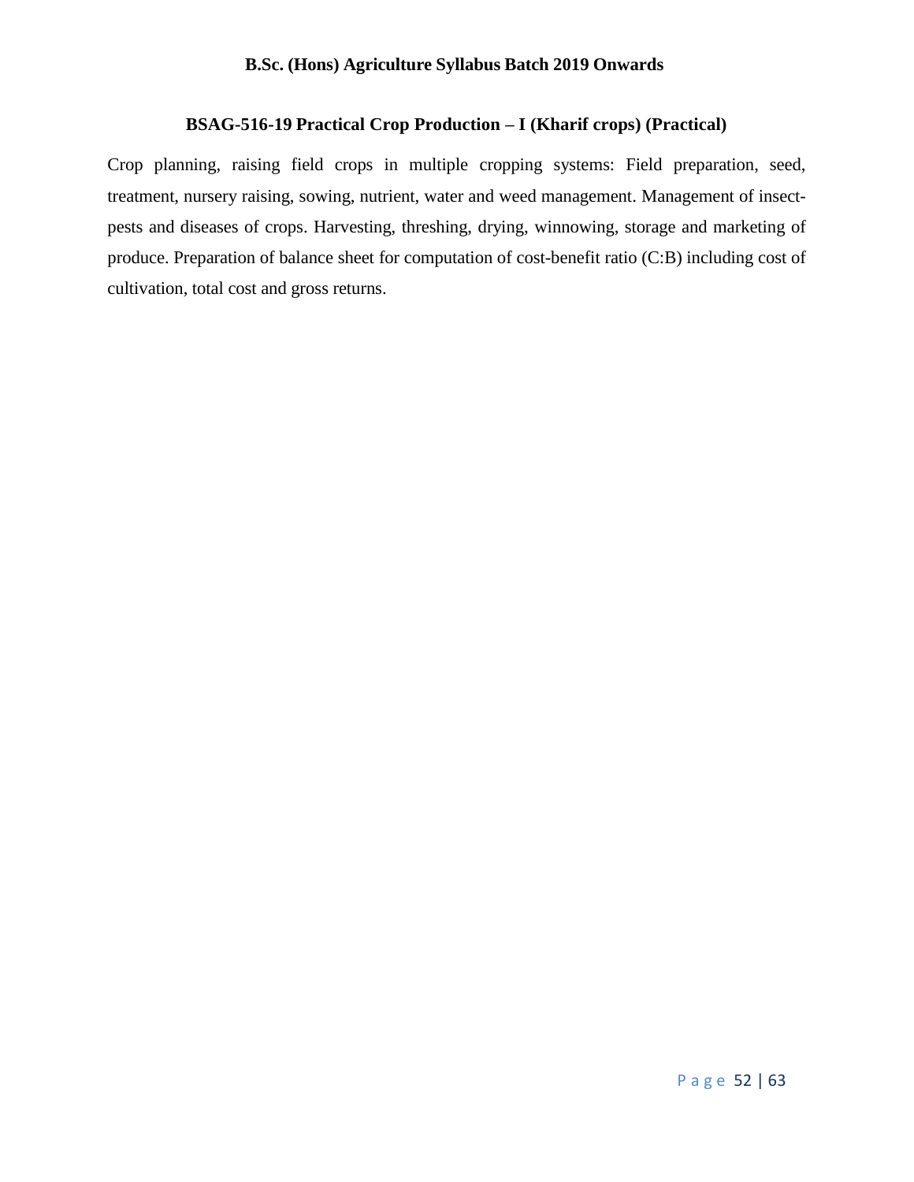## BSAG-516-19 Practical Crop Production – I (Kharif crops) (Practical)

Crop planning, raising field crops in multiple cropping systems: Field preparation, seed, treatment, nursery raising, sowing, nutrient, water and weed management. Management of insect-pests and diseases of crops. Harvesting, threshing, drying, winnowing, storage and marketing of produce. Preparation of balance sheet for computation of cost-benefit ratio (C:B) including cost of cultivation, total cost and gross returns.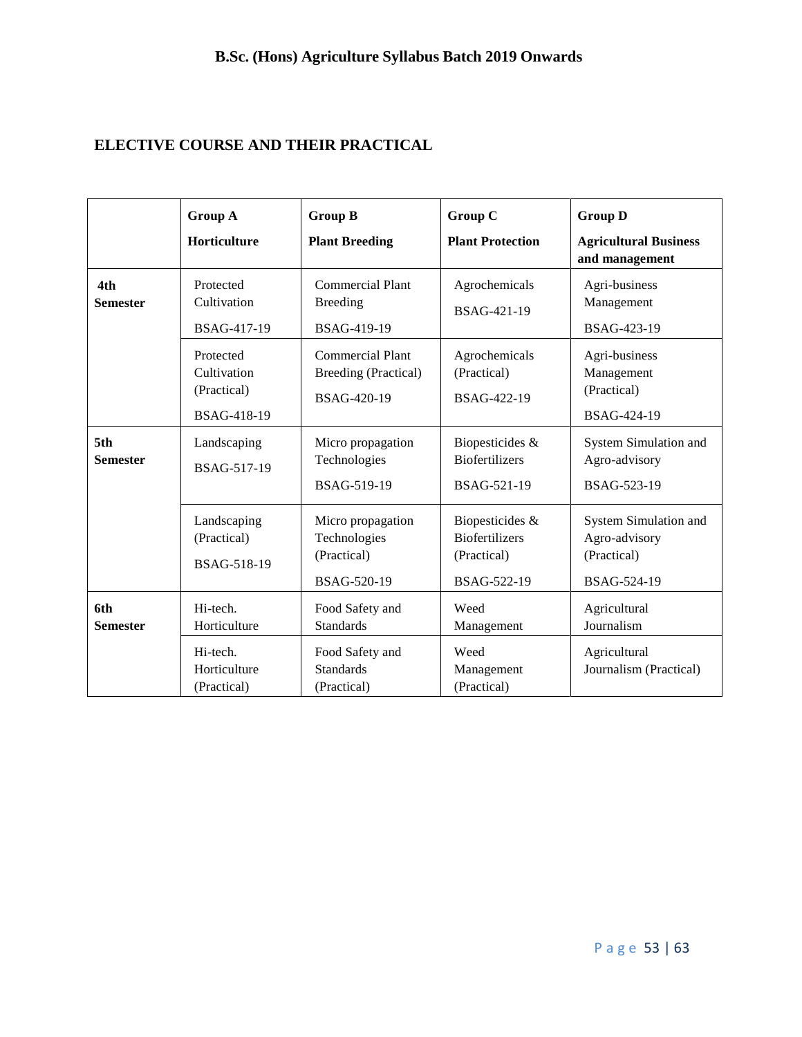## ELECTIVE COURSE AND THEIR PRACTICAL

| | Group A Horticulture | Group B Plant Breeding | Group C Plant Protection | Group D Agricultural Business and management |
|---|---|---|---|---|
| 4th Semester | Protected Cultivation BSAG-417-19 | Commercial Plant Breeding BSAG-419-19 | Agrochemicals BSAG-421-19 | Agri-business Management BSAG-423-19 |
| | Protected Cultivation (Practical) BSAG-418-19 | Commercial Plant Breeding (Practical) BSAG-420-19 | Agrochemicals (Practical) BSAG-422-19 | Agri-business Management (Practical) BSAG-424-19 |
| 5th Semester | Landscaping BSAG-517-19 | Micro propagation Technologies BSAG-519-19 | Biopesticides & Biofertilizers BSAG-521-19 | System Simulation and Agro-advisory BSAG-523-19 |
| | Landscaping (Practical) BSAG-518-19 | Micro propagation Technologies (Practical) BSAG-520-19 | Biopesticides & Biofertilizers (Practical) BSAG-522-19 | System Simulation and Agro-advisory (Practical) BSAG-524-19 |
| 6th Semester | Hi-tech. Horticulture | Food Safety and Standards | Weed Management | Agricultural Journalism |
| | Hi-tech. Horticulture (Practical) | Food Safety and Standards (Practical) | Weed Management (Practical) | Agricultural Journalism (Practical) |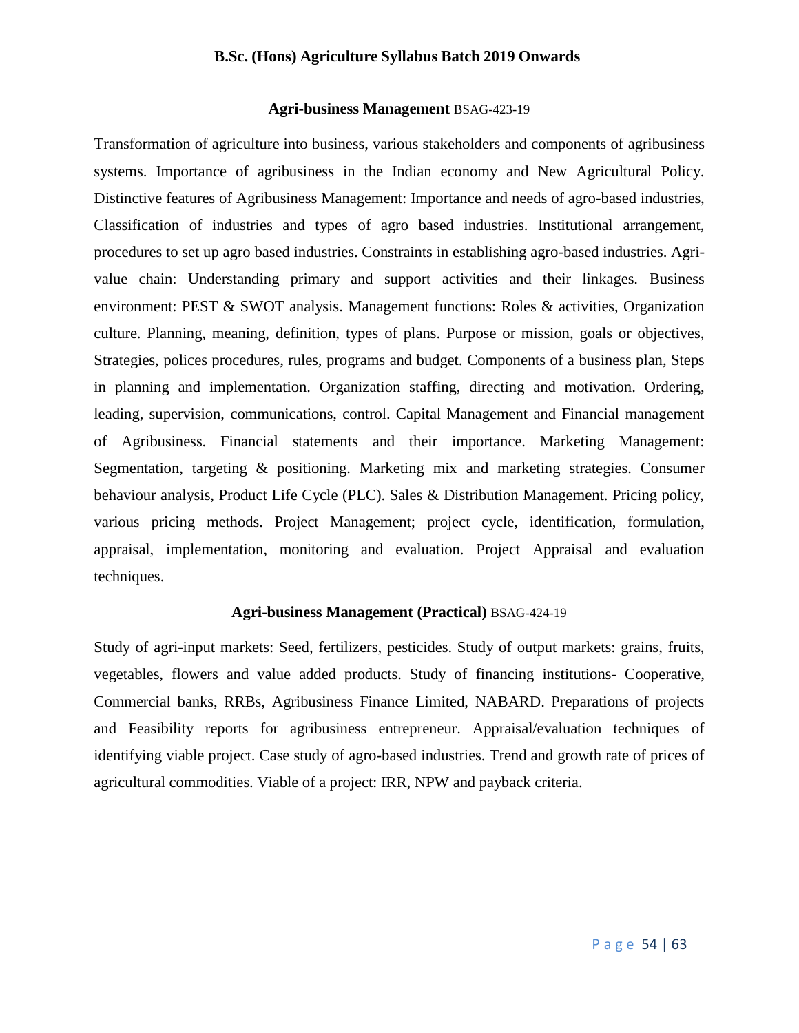### **Agri-business Management** BSAG-423-19

Transformation of agriculture into business, various stakeholders and components of agribusiness systems. Importance of agribusiness in the Indian economy and New Agricultural Policy. Distinctive features of Agribusiness Management: Importance and needs of agro-based industries, Classification of industries and types of agro based industries. Institutional arrangement, procedures to set up agro based industries. Constraints in establishing agro-based industries. Agri-value chain: Understanding primary and support activities and their linkages. Business environment: PEST & SWOT analysis. Management functions: Roles & activities, Organization culture. Planning, meaning, definition, types of plans. Purpose or mission, goals or objectives, Strategies, polices procedures, rules, programs and budget. Components of a business plan, Steps in planning and implementation. Organization staffing, directing and motivation. Ordering, leading, supervision, communications, control. Capital Management and Financial management of Agribusiness. Financial statements and their importance. Marketing Management: Segmentation, targeting & positioning. Marketing mix and marketing strategies. Consumer behaviour analysis, Product Life Cycle (PLC). Sales & Distribution Management. Pricing policy, various pricing methods. Project Management; project cycle, identification, formulation, appraisal, implementation, monitoring and evaluation. Project Appraisal and evaluation techniques.

### **Agri-business Management (Practical)** BSAG-424-19

Study of agri-input markets: Seed, fertilizers, pesticides. Study of output markets: grains, fruits, vegetables, flowers and value added products. Study of financing institutions- Cooperative, Commercial banks, RRBs, Agribusiness Finance Limited, NABARD. Preparations of projects and Feasibility reports for agribusiness entrepreneur. Appraisal/evaluation techniques of identifying viable project. Case study of agro-based industries. Trend and growth rate of prices of agricultural commodities. Viable of a project: IRR, NPW and payback criteria.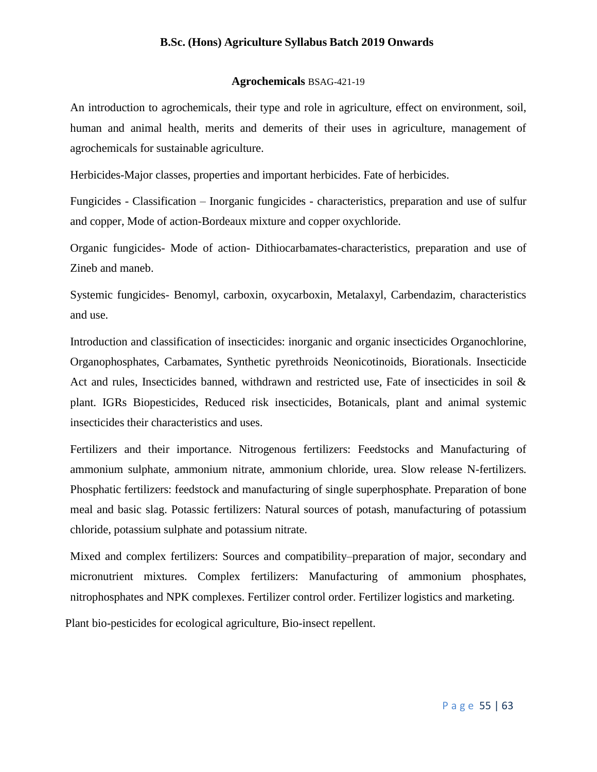## Agrochemicals BSAG-421-19

An introduction to agrochemicals, their type and role in agriculture, effect on environment, soil, human and animal health, merits and demerits of their uses in agriculture, management of agrochemicals for sustainable agriculture.

Herbicides-Major classes, properties and important herbicides. Fate of herbicides.

Fungicides - Classification – Inorganic fungicides - characteristics, preparation and use of sulfur and copper, Mode of action-Bordeaux mixture and copper oxychloride.

Organic fungicides- Mode of action- Dithiocarbamates-characteristics, preparation and use of Zineb and maneb.

Systemic fungicides- Benomyl, carboxin, oxycarboxin, Metalaxyl, Carbendazim, characteristics and use.

Introduction and classification of insecticides: inorganic and organic insecticides Organochlorine, Organophosphates, Carbamates, Synthetic pyrethroids Neonicotinoids, Biorationals. Insecticide Act and rules, Insecticides banned, withdrawn and restricted use, Fate of insecticides in soil & plant. IGRs Biopesticides, Reduced risk insecticides, Botanicals, plant and animal systemic insecticides their characteristics and uses.

Fertilizers and their importance. Nitrogenous fertilizers: Feedstocks and Manufacturing of ammonium sulphate, ammonium nitrate, ammonium chloride, urea. Slow release N-fertilizers. Phosphatic fertilizers: feedstock and manufacturing of single superphosphate. Preparation of bone meal and basic slag. Potassic fertilizers: Natural sources of potash, manufacturing of potassium chloride, potassium sulphate and potassium nitrate.

Mixed and complex fertilizers: Sources and compatibility–preparation of major, secondary and micronutrient mixtures. Complex fertilizers: Manufacturing of ammonium phosphates, nitrophosphates and NPK complexes. Fertilizer control order. Fertilizer logistics and marketing.

Plant bio-pesticides for ecological agriculture, Bio-insect repellent.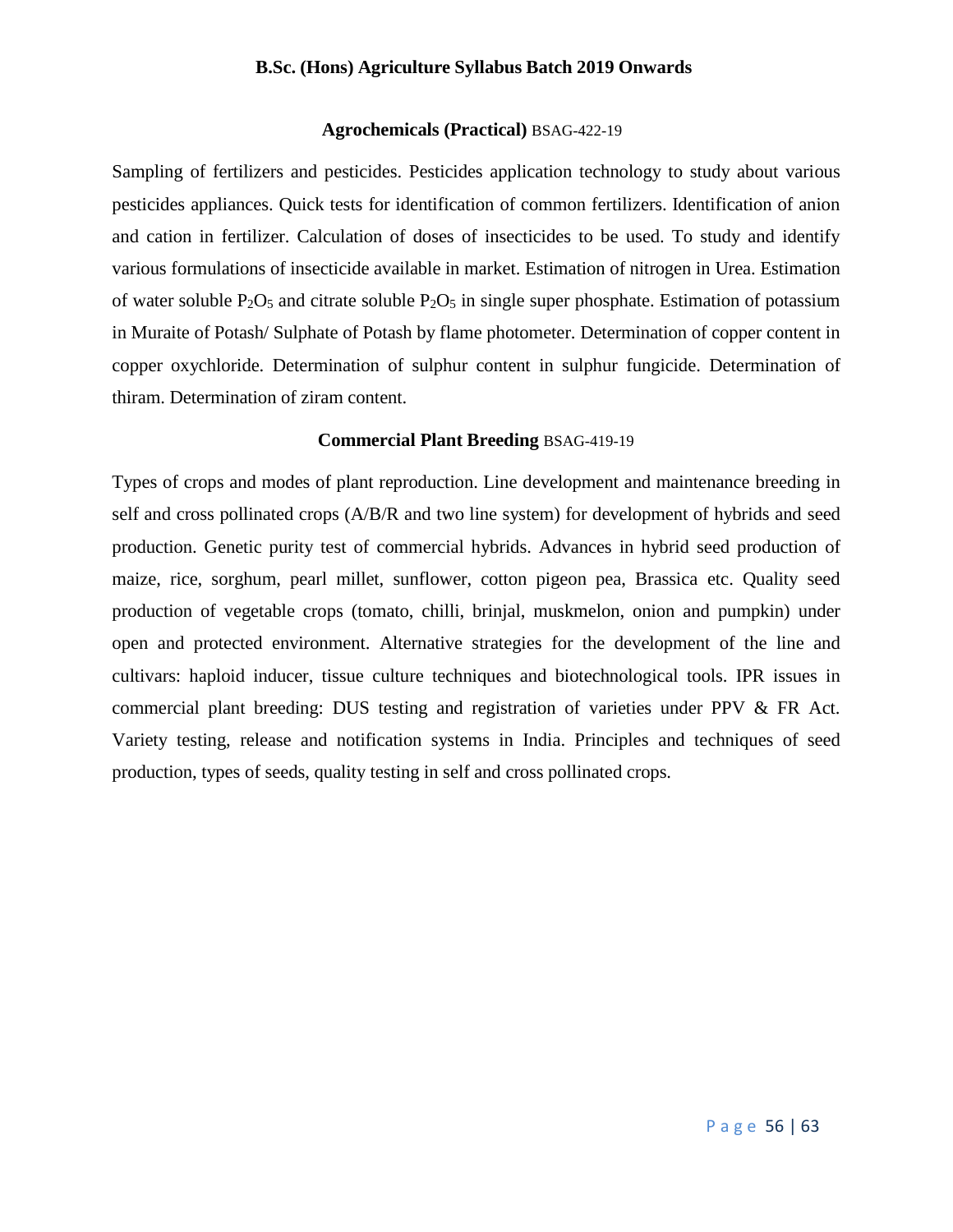### **Agrochemicals (Practical)** BSAG-422-19

Sampling of fertilizers and pesticides. Pesticides application technology to study about various pesticides appliances. Quick tests for identification of common fertilizers. Identification of anion and cation in fertilizer. Calculation of doses of insecticides to be used. To study and identify various formulations of insecticide available in market. Estimation of nitrogen in Urea. Estimation of water soluble $P_2O_5$ and citrate soluble $P_2O_5$ in single super phosphate. Estimation of potassium in Muraite of Potash/ Sulphate of Potash by flame photometer. Determination of copper content in copper oxychloride. Determination of sulphur content in sulphur fungicide. Determination of thiram. Determination of ziram content.

### **Commercial Plant Breeding** BSAG-419-19

Types of crops and modes of plant reproduction. Line development and maintenance breeding in self and cross pollinated crops (A/B/R and two line system) for development of hybrids and seed production. Genetic purity test of commercial hybrids. Advances in hybrid seed production of maize, rice, sorghum, pearl millet, sunflower, cotton pigeon pea, Brassica etc. Quality seed production of vegetable crops (tomato, chilli, brinjal, muskmelon, onion and pumpkin) under open and protected environment. Alternative strategies for the development of the line and cultivars: haploid inducer, tissue culture techniques and biotechnological tools. IPR issues in commercial plant breeding: DUS testing and registration of varieties under PPV & FR Act. Variety testing, release and notification systems in India. Principles and techniques of seed production, types of seeds, quality testing in self and cross pollinated crops.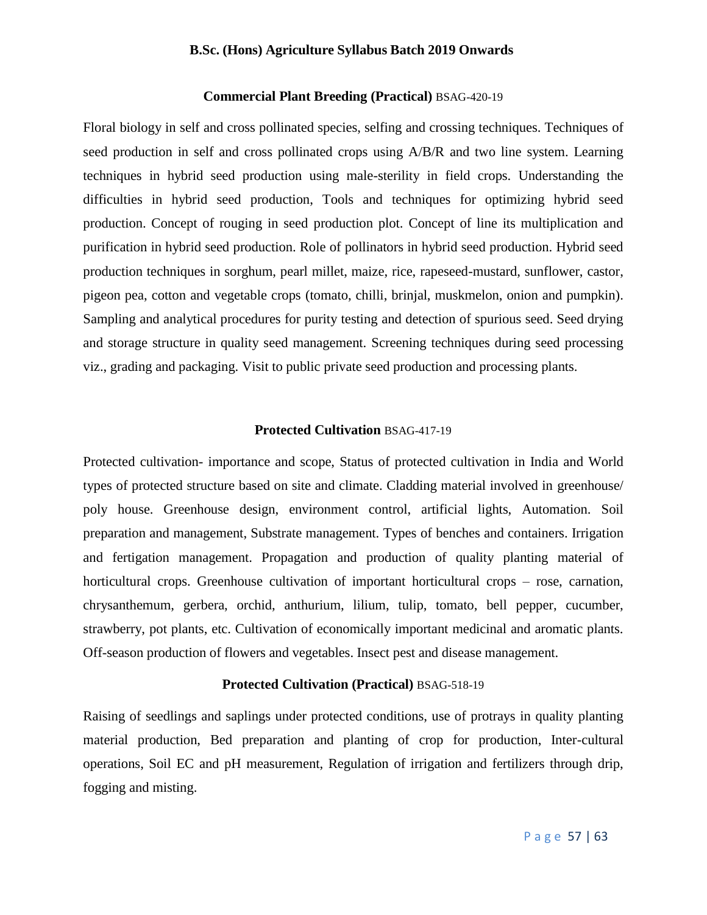## Commercial Plant Breeding (Practical) BSAG-420-19

Floral biology in self and cross pollinated species, selfing and crossing techniques. Techniques of seed production in self and cross pollinated crops using A/B/R and two line system. Learning techniques in hybrid seed production using male-sterility in field crops. Understanding the difficulties in hybrid seed production, Tools and techniques for optimizing hybrid seed production. Concept of rouging in seed production plot. Concept of line its multiplication and purification in hybrid seed production. Role of pollinators in hybrid seed production. Hybrid seed production techniques in sorghum, pearl millet, maize, rice, rapeseed-mustard, sunflower, castor, pigeon pea, cotton and vegetable crops (tomato, chilli, brinjal, muskmelon, onion and pumpkin). Sampling and analytical procedures for purity testing and detection of spurious seed. Seed drying and storage structure in quality seed management. Screening techniques during seed processing viz., grading and packaging. Visit to public private seed production and processing plants.

## Protected Cultivation BSAG-417-19

Protected cultivation- importance and scope, Status of protected cultivation in India and World types of protected structure based on site and climate. Cladding material involved in greenhouse/ poly house. Greenhouse design, environment control, artificial lights, Automation. Soil preparation and management, Substrate management. Types of benches and containers. Irrigation and fertigation management. Propagation and production of quality planting material of horticultural crops. Greenhouse cultivation of important horticultural crops – rose, carnation, chrysanthemum, gerbera, orchid, anthurium, lilium, tulip, tomato, bell pepper, cucumber, strawberry, pot plants, etc. Cultivation of economically important medicinal and aromatic plants. Off-season production of flowers and vegetables. Insect pest and disease management.

## Protected Cultivation (Practical) BSAG-518-19

Raising of seedlings and saplings under protected conditions, use of protrays in quality planting material production, Bed preparation and planting of crop for production, Inter-cultural operations, Soil EC and pH measurement, Regulation of irrigation and fertilizers through drip, fogging and misting.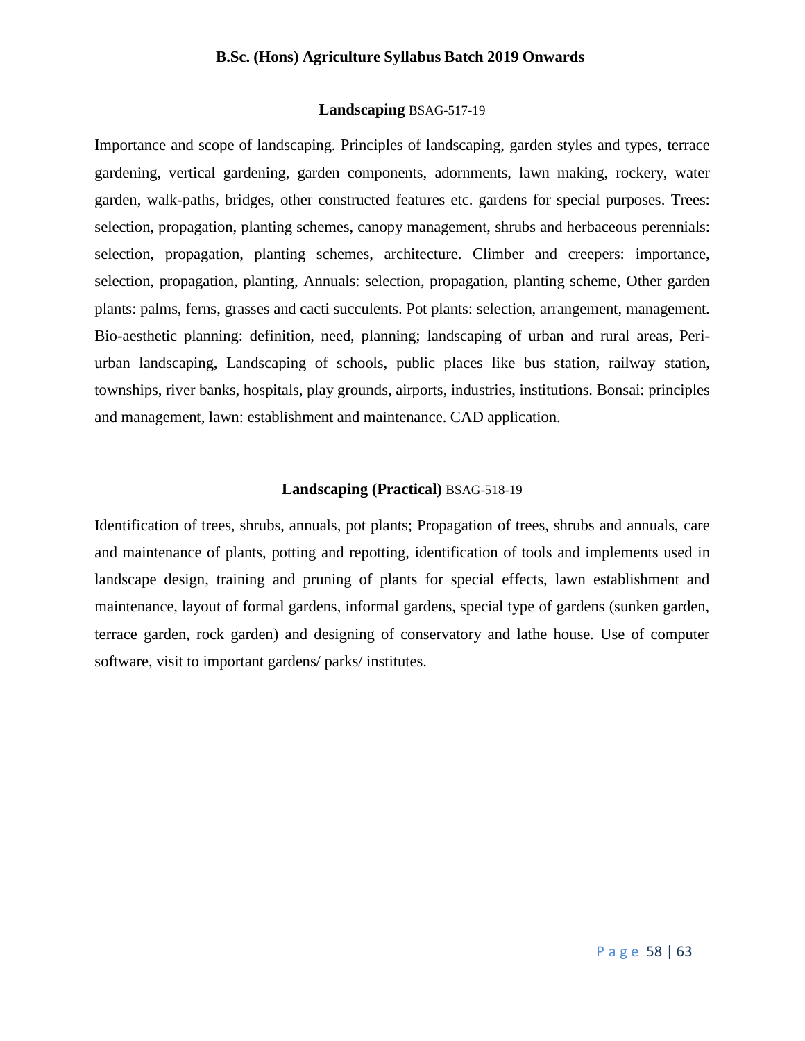## **Landscaping** BSAG-517-19

Importance and scope of landscaping. Principles of landscaping, garden styles and types, terrace gardening, vertical gardening, garden components, adornments, lawn making, rockery, water garden, walk-paths, bridges, other constructed features etc. gardens for special purposes. Trees: selection, propagation, planting schemes, canopy management, shrubs and herbaceous perennials: selection, propagation, planting schemes, architecture. Climber and creepers: importance, selection, propagation, planting, Annuals: selection, propagation, planting scheme, Other garden plants: palms, ferns, grasses and cacti succulents. Pot plants: selection, arrangement, management. Bio-aesthetic planning: definition, need, planning; landscaping of urban and rural areas, Peri-urban landscaping, Landscaping of schools, public places like bus station, railway station, townships, river banks, hospitals, play grounds, airports, industries, institutions. Bonsai: principles and management, lawn: establishment and maintenance. CAD application.

## **Landscaping (Practical)** BSAG-518-19

Identification of trees, shrubs, annuals, pot plants; Propagation of trees, shrubs and annuals, care and maintenance of plants, potting and repotting, identification of tools and implements used in landscape design, training and pruning of plants for special effects, lawn establishment and maintenance, layout of formal gardens, informal gardens, special type of gardens (sunken garden, terrace garden, rock garden) and designing of conservatory and lathe house. Use of computer software, visit to important gardens/ parks/ institutes.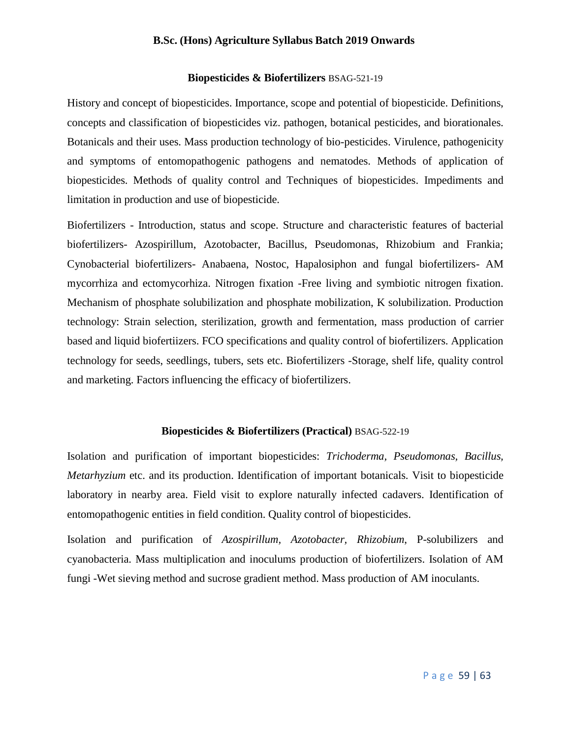## Biopesticides & Biofertilizers BSAG-521-19

History and concept of biopesticides. Importance, scope and potential of biopesticide. Definitions, concepts and classification of biopesticides viz. pathogen, botanical pesticides, and biorationales. Botanicals and their uses. Mass production technology of bio-pesticides. Virulence, pathogenicity and symptoms of entomopathogenic pathogens and nematodes. Methods of application of biopesticides. Methods of quality control and Techniques of biopesticides. Impediments and limitation in production and use of biopesticide.

Biofertilizers - Introduction, status and scope. Structure and characteristic features of bacterial biofertilizers- Azospirillum, Azotobacter, Bacillus, Pseudomonas, Rhizobium and Frankia; Cynobacterial biofertilizers- Anabaena, Nostoc, Hapalosiphon and fungal biofertilizers- AM mycorrhiza and ectomycorhiza. Nitrogen fixation -Free living and symbiotic nitrogen fixation. Mechanism of phosphate solubilization and phosphate mobilization, K solubilization. Production technology: Strain selection, sterilization, growth and fermentation, mass production of carrier based and liquid biofertiizers. FCO specifications and quality control of biofertilizers. Application technology for seeds, seedlings, tubers, sets etc. Biofertilizers -Storage, shelf life, quality control and marketing. Factors influencing the efficacy of biofertilizers.

## Biopesticides & Biofertilizers (Practical) BSAG-522-19

Isolation and purification of important biopesticides: *Trichoderma, Pseudomonas, Bacillus, Metarhyzium* etc. and its production. Identification of important botanicals. Visit to biopesticide laboratory in nearby area. Field visit to explore naturally infected cadavers. Identification of entomopathogenic entities in field condition. Quality control of biopesticides.

Isolation and purification of *Azospirillum, Azotobacter, Rhizobium*, P-solubilizers and cyanobacteria. Mass multiplication and inoculums production of biofertilizers. Isolation of AM fungi -Wet sieving method and sucrose gradient method. Mass production of AM inoculants.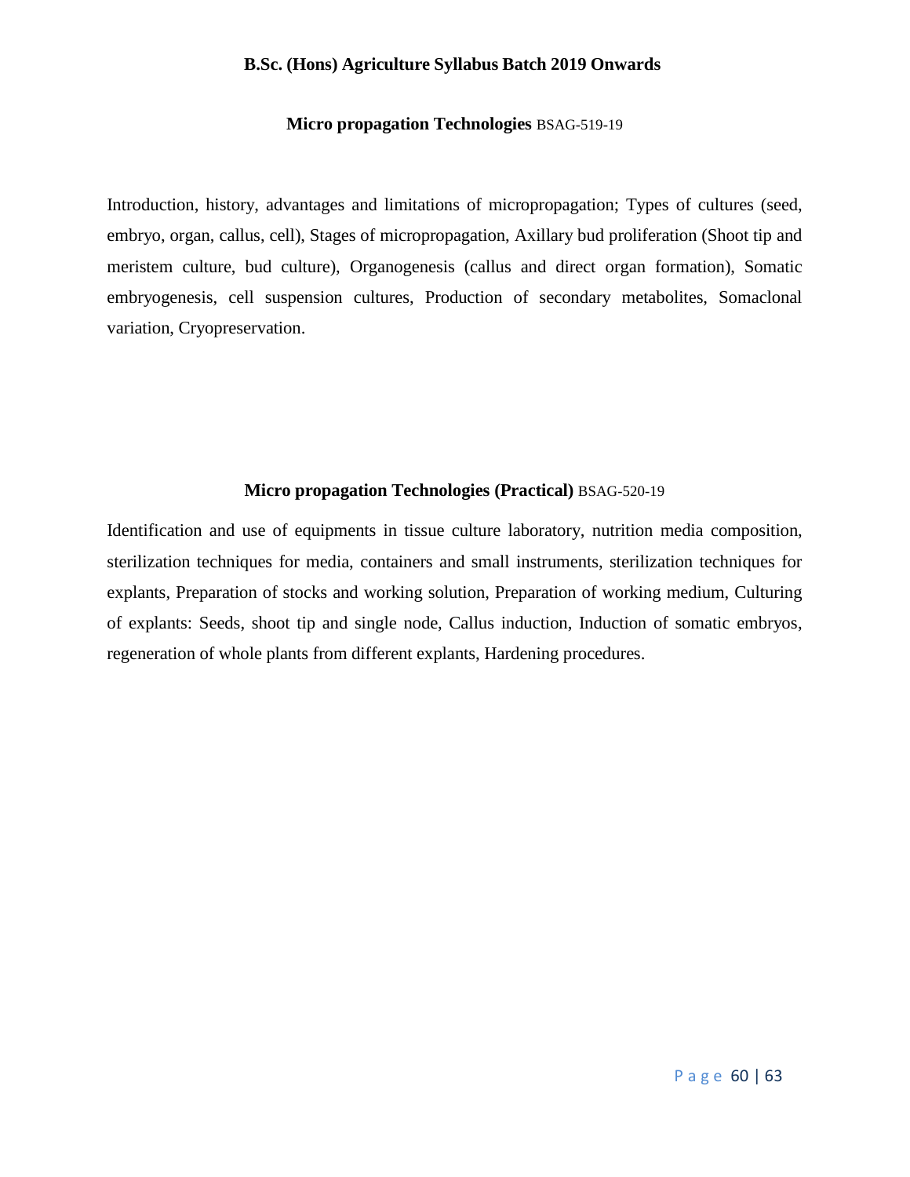## Micro propagation Technologies BSAG-519-19

Introduction, history, advantages and limitations of micropropagation; Types of cultures (seed, embryo, organ, callus, cell), Stages of micropropagation, Axillary bud proliferation (Shoot tip and meristem culture, bud culture), Organogenesis (callus and direct organ formation), Somatic embryogenesis, cell suspension cultures, Production of secondary metabolites, Somaclonal variation, Cryopreservation.

## Micro propagation Technologies (Practical) BSAG-520-19

Identification and use of equipments in tissue culture laboratory, nutrition media composition, sterilization techniques for media, containers and small instruments, sterilization techniques for explants, Preparation of stocks and working solution, Preparation of working medium, Culturing of explants: Seeds, shoot tip and single node, Callus induction, Induction of somatic embryos, regeneration of whole plants from different explants, Hardening procedures.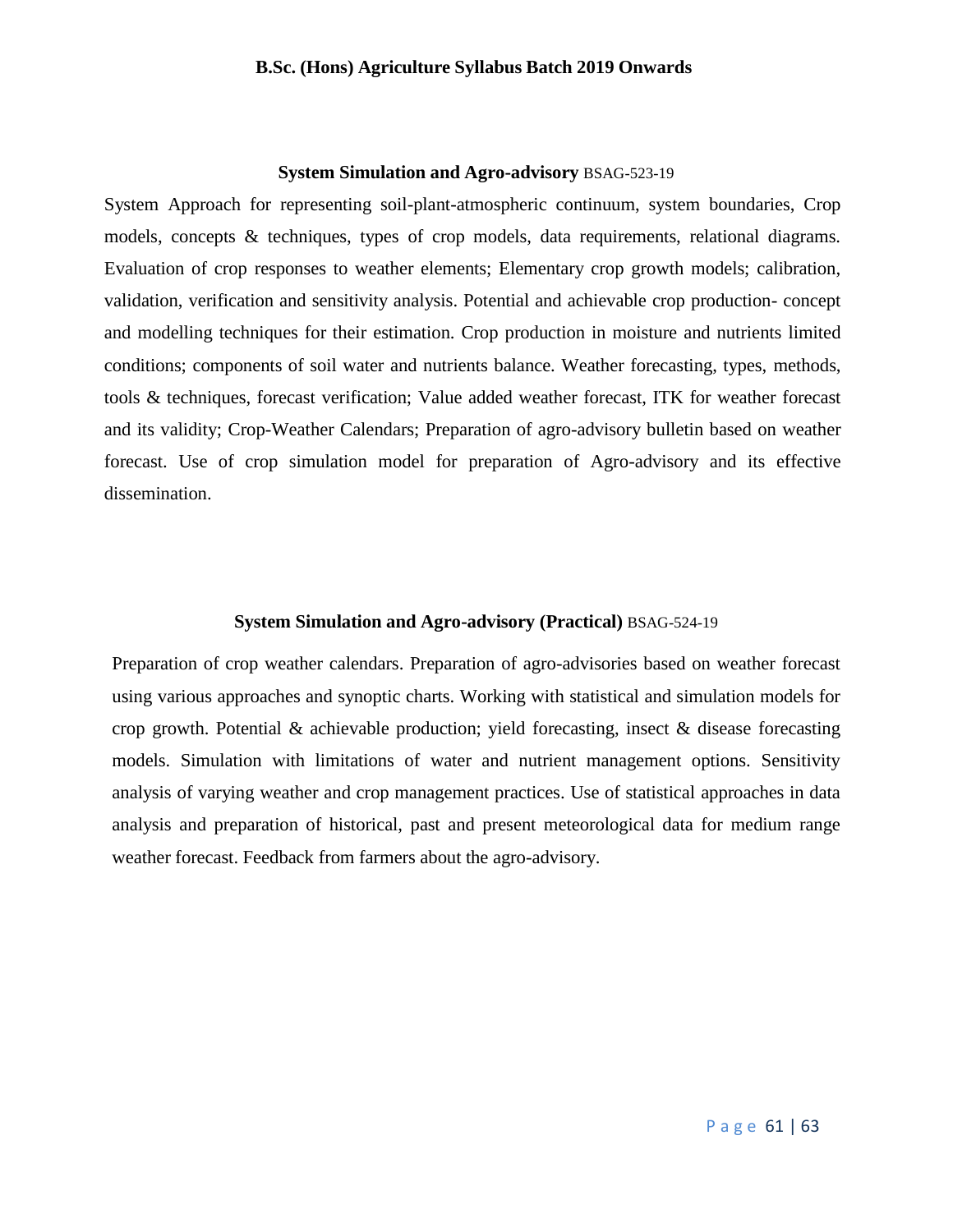### **System Simulation and Agro-advisory** BSAG-523-19

System Approach for representing soil-plant-atmospheric continuum, system boundaries, Crop models, concepts & techniques, types of crop models, data requirements, relational diagrams. Evaluation of crop responses to weather elements; Elementary crop growth models; calibration, validation, verification and sensitivity analysis. Potential and achievable crop production- concept and modelling techniques for their estimation. Crop production in moisture and nutrients limited conditions; components of soil water and nutrients balance. Weather forecasting, types, methods, tools & techniques, forecast verification; Value added weather forecast, ITK for weather forecast and its validity; Crop-Weather Calendars; Preparation of agro-advisory bulletin based on weather forecast. Use of crop simulation model for preparation of Agro-advisory and its effective dissemination.

### **System Simulation and Agro-advisory (Practical)** BSAG-524-19

Preparation of crop weather calendars. Preparation of agro-advisories based on weather forecast using various approaches and synoptic charts. Working with statistical and simulation models for crop growth. Potential & achievable production; yield forecasting, insect & disease forecasting models. Simulation with limitations of water and nutrient management options. Sensitivity analysis of varying weather and crop management practices. Use of statistical approaches in data analysis and preparation of historical, past and present meteorological data for medium range weather forecast. Feedback from farmers about the agro-advisory.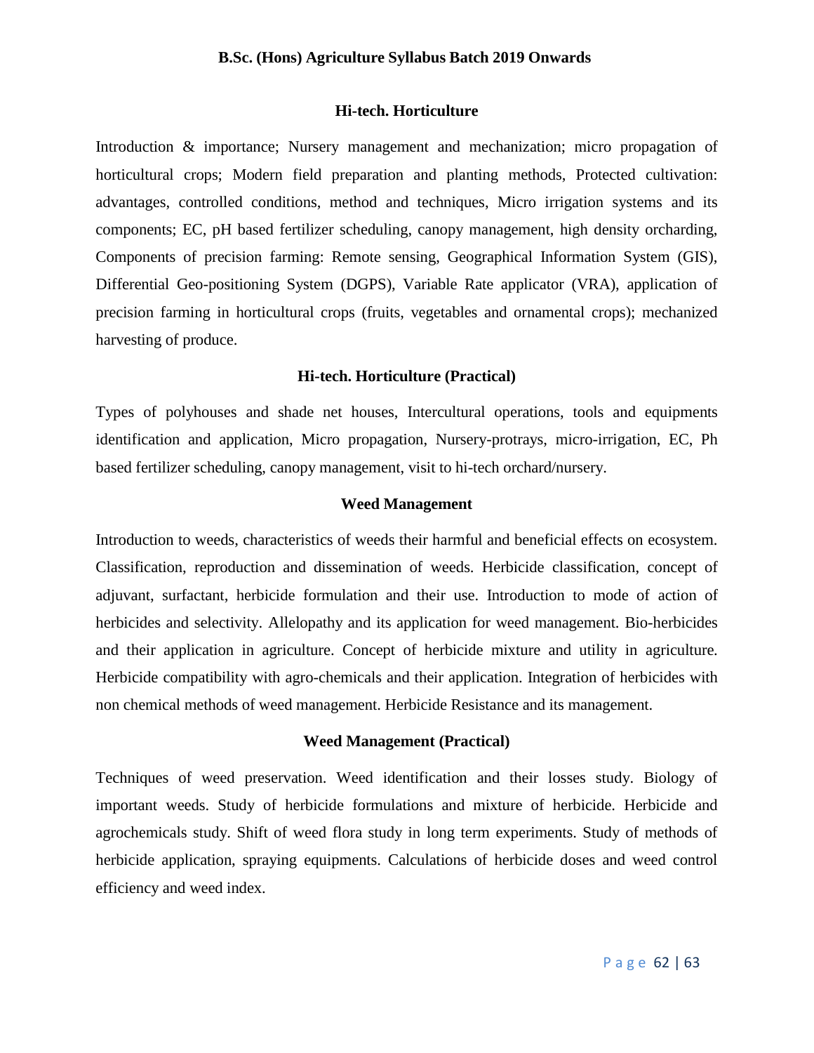## Hi-tech. Horticulture

Introduction & importance; Nursery management and mechanization; micro propagation of horticultural crops; Modern field preparation and planting methods, Protected cultivation: advantages, controlled conditions, method and techniques, Micro irrigation systems and its components; EC, pH based fertilizer scheduling, canopy management, high density orcharding, Components of precision farming: Remote sensing, Geographical Information System (GIS), Differential Geo-positioning System (DGPS), Variable Rate applicator (VRA), application of precision farming in horticultural crops (fruits, vegetables and ornamental crops); mechanized harvesting of produce.

## Hi-tech. Horticulture (Practical)

Types of polyhouses and shade net houses, Intercultural operations, tools and equipments identification and application, Micro propagation, Nursery-protrays, micro-irrigation, EC, Ph based fertilizer scheduling, canopy management, visit to hi-tech orchard/nursery.

## Weed Management

Introduction to weeds, characteristics of weeds their harmful and beneficial effects on ecosystem. Classification, reproduction and dissemination of weeds. Herbicide classification, concept of adjuvant, surfactant, herbicide formulation and their use. Introduction to mode of action of herbicides and selectivity. Allelopathy and its application for weed management. Bio-herbicides and their application in agriculture. Concept of herbicide mixture and utility in agriculture. Herbicide compatibility with agro-chemicals and their application. Integration of herbicides with non chemical methods of weed management. Herbicide Resistance and its management.

## Weed Management (Practical)

Techniques of weed preservation. Weed identification and their losses study. Biology of important weeds. Study of herbicide formulations and mixture of herbicide. Herbicide and agrochemicals study. Shift of weed flora study in long term experiments. Study of methods of herbicide application, spraying equipments. Calculations of herbicide doses and weed control efficiency and weed index.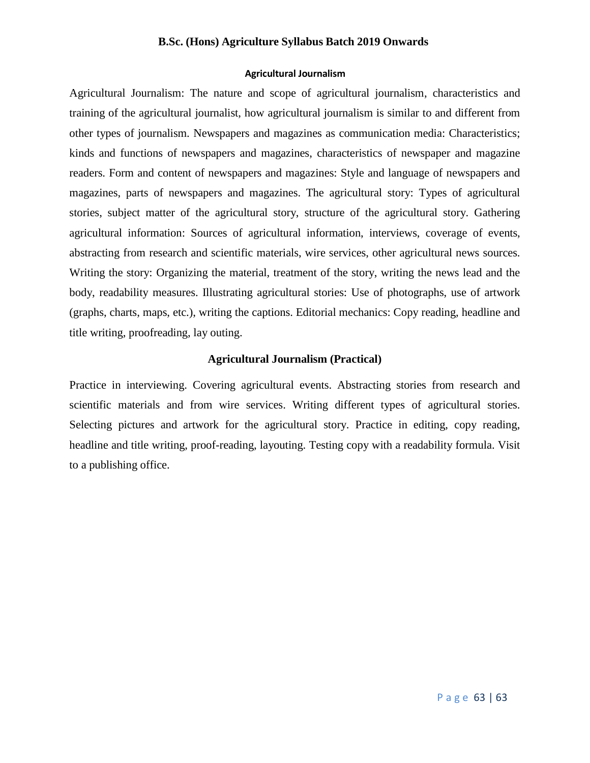## Agricultural Journalism

Agricultural Journalism: The nature and scope of agricultural journalism, characteristics and training of the agricultural journalist, how agricultural journalism is similar to and different from other types of journalism. Newspapers and magazines as communication media: Characteristics; kinds and functions of newspapers and magazines, characteristics of newspaper and magazine readers. Form and content of newspapers and magazines: Style and language of newspapers and magazines, parts of newspapers and magazines. The agricultural story: Types of agricultural stories, subject matter of the agricultural story, structure of the agricultural story. Gathering agricultural information: Sources of agricultural information, interviews, coverage of events, abstracting from research and scientific materials, wire services, other agricultural news sources. Writing the story: Organizing the material, treatment of the story, writing the news lead and the body, readability measures. Illustrating agricultural stories: Use of photographs, use of artwork (graphs, charts, maps, etc.), writing the captions. Editorial mechanics: Copy reading, headline and title writing, proofreading, lay outing.

## Agricultural Journalism (Practical)

Practice in interviewing. Covering agricultural events. Abstracting stories from research and scientific materials and from wire services. Writing different types of agricultural stories. Selecting pictures and artwork for the agricultural story. Practice in editing, copy reading, headline and title writing, proof-reading, layouting. Testing copy with a readability formula. Visit to a publishing office.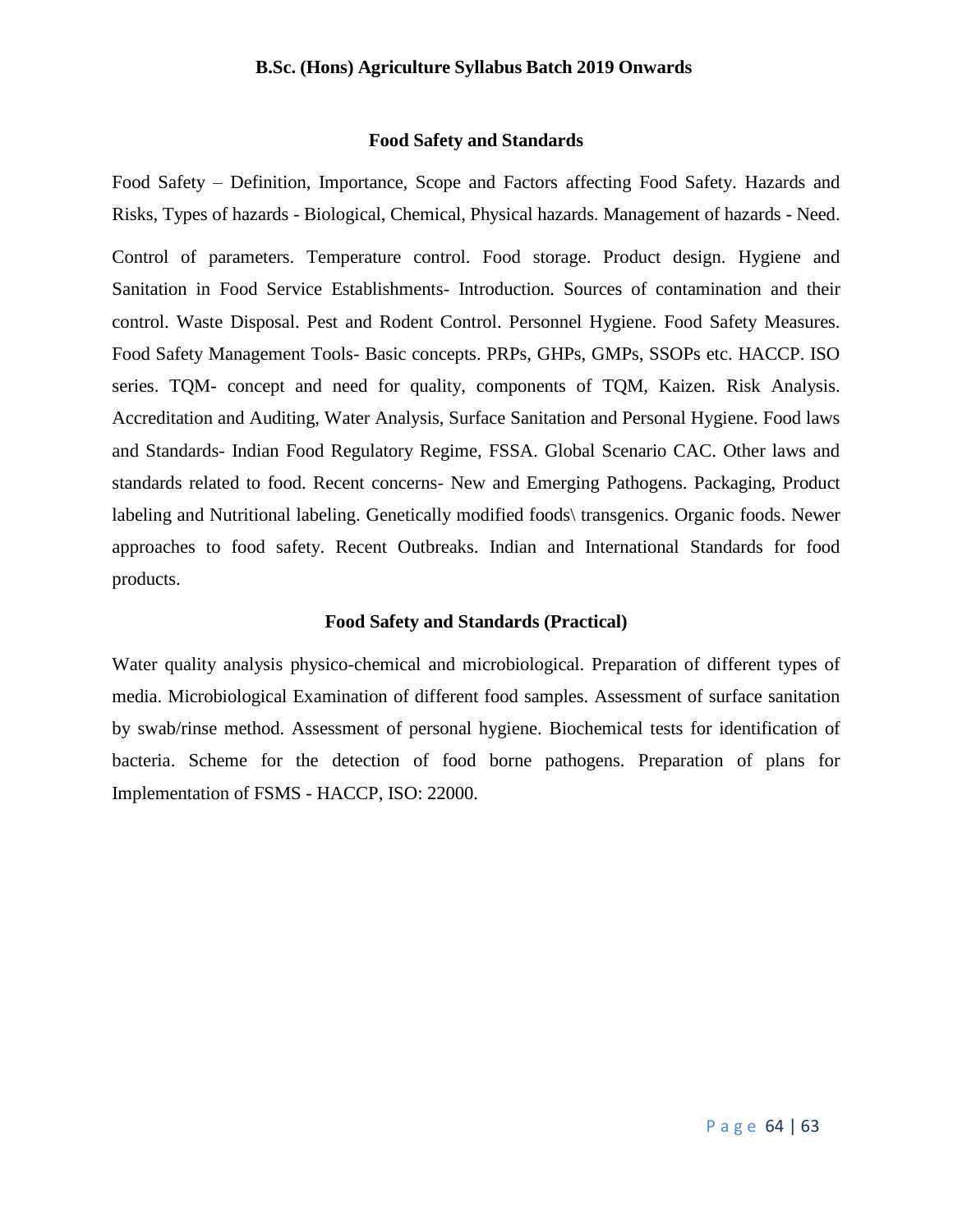## Food Safety and Standards

Food Safety – Definition, Importance, Scope and Factors affecting Food Safety. Hazards and Risks, Types of hazards - Biological, Chemical, Physical hazards. Management of hazards - Need.

Control of parameters. Temperature control. Food storage. Product design. Hygiene and Sanitation in Food Service Establishments- Introduction. Sources of contamination and their control. Waste Disposal. Pest and Rodent Control. Personnel Hygiene. Food Safety Measures. Food Safety Management Tools- Basic concepts. PRPs, GHPs, GMPs, SSOPs etc. HACCP. ISO series. TQM- concept and need for quality, components of TQM, Kaizen. Risk Analysis. Accreditation and Auditing, Water Analysis, Surface Sanitation and Personal Hygiene. Food laws and Standards- Indian Food Regulatory Regime, FSSA. Global Scenario CAC. Other laws and standards related to food. Recent concerns- New and Emerging Pathogens. Packaging, Product labeling and Nutritional labeling. Genetically modified foods\ transgenics. Organic foods. Newer approaches to food safety. Recent Outbreaks. Indian and International Standards for food products.

## Food Safety and Standards (Practical)

Water quality analysis physico-chemical and microbiological. Preparation of different types of media. Microbiological Examination of different food samples. Assessment of surface sanitation by swab/rinse method. Assessment of personal hygiene. Biochemical tests for identification of bacteria. Scheme for the detection of food borne pathogens. Preparation of plans for Implementation of FSMS - HACCP, ISO: 22000.